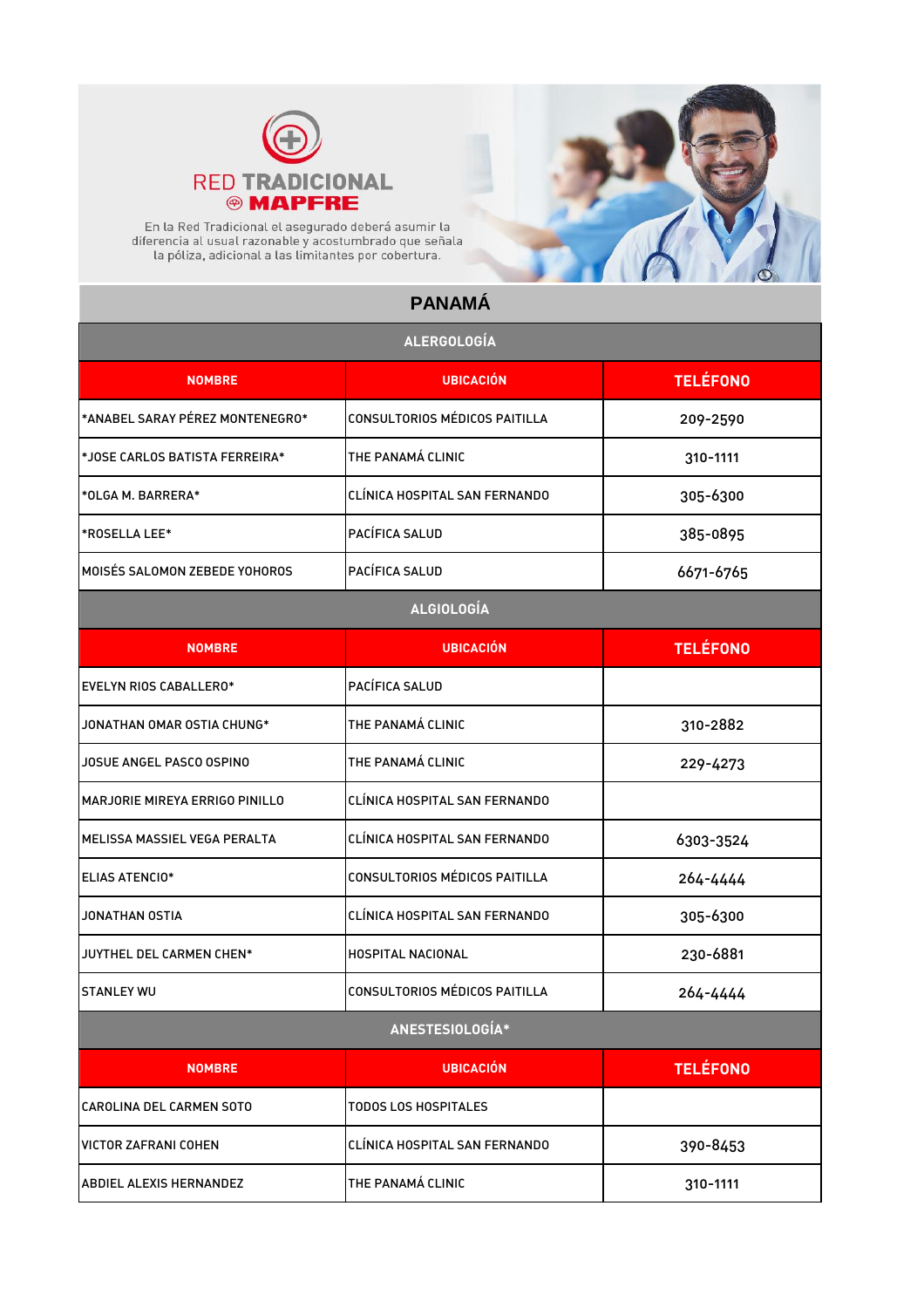# RED TRADICIONAL MAPFRE

En la Red Tradicional el asegurado deberá asumir la diferencia al usual razonable y acostumbrado que señala la póliza, adicional a las limitantes por cobertura.

## PANAMÁ

### ALERGOLOGÍA

| NOMBRE | UBICACIÓN | TELÉFONO |
|---|---|---|
| *ANABEL SARAY PÉREZ MONTENEGRO* | CONSULTORIOS MÉDICOS PAITILLA | 209-2590 |
| *JOSE CARLOS BATISTA FERREIRA* | THE PANAMÁ CLINIC | 310-1111 |
| *OLGA M. BARRERA* | CLÍNICA HOSPITAL SAN FERNANDO | 305-6300 |
| *ROSELLA LEE* | PACÍFICA SALUD | 385-0895 |
| MOISÉS SALOMON ZEBEDE YOHOROS | PACÍFICA SALUD | 6671-6765 |

### ALGIOLOGÍA

| NOMBRE | UBICACIÓN | TELÉFONO |
|---|---|---|
| EVELYN RIOS CABALLERO* | PACÍFICA SALUD | |
| JONATHAN OMAR OSTIA CHUNG* | THE PANAMÁ CLINIC | 310-2882 |
| JOSUE ANGEL PASCO OSPINO | THE PANAMÁ CLINIC | 229-4273 |
| MARJORIE MIREYA ERRIGO PINILLO | CLÍNICA HOSPITAL SAN FERNANDO | |
| MELISSA MASSIEL VEGA PERALTA | CLÍNICA HOSPITAL SAN FERNANDO | 6303-3524 |
| ELIAS ATENCIO* | CONSULTORIOS MÉDICOS PAITILLA | 264-4444 |
| JONATHAN OSTIA | CLÍNICA HOSPITAL SAN FERNANDO | 305-6300 |
| JUYTHEL DEL CARMEN CHEN* | HOSPITAL NACIONAL | 230-6881 |
| STANLEY WU | CONSULTORIOS MÉDICOS PAITILLA | 264-4444 |

### ANESTESIOLOGÍA*

| NOMBRE | UBICACIÓN | TELÉFONO |
|---|---|---|
| CAROLINA DEL CARMEN SOTO | TODOS LOS HOSPITALES | |
| VICTOR ZAFRANI COHEN | CLÍNICA HOSPITAL SAN FERNANDO | 390-8453 |
| ABDIEL ALEXIS HERNANDEZ | THE PANAMÁ CLINIC | 310-1111 |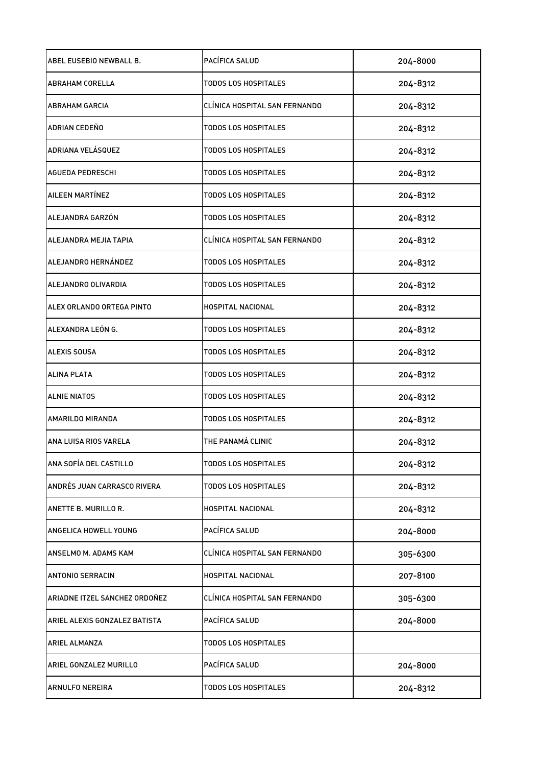| ABEL EUSEBIO NEWBALL B. | PACÍFICA SALUD | 204-8000 |
|---|---|---|
| ABRAHAM CORELLA | TODOS LOS HOSPITALES | 204-8312 |
| ABRAHAM GARCIA | CLÍNICA HOSPITAL SAN FERNANDO | 204-8312 |
| ADRIAN CEDEÑO | TODOS LOS HOSPITALES | 204-8312 |
| ADRIANA VELÁSQUEZ | TODOS LOS HOSPITALES | 204-8312 |
| AGUEDA PEDRESCHI | TODOS LOS HOSPITALES | 204-8312 |
| AILEEN MARTÍNEZ | TODOS LOS HOSPITALES | 204-8312 |
| ALEJANDRA GARZÓN | TODOS LOS HOSPITALES | 204-8312 |
| ALEJANDRA MEJIA TAPIA | CLÍNICA HOSPITAL SAN FERNANDO | 204-8312 |
| ALEJANDRO HERNÁNDEZ | TODOS LOS HOSPITALES | 204-8312 |
| ALEJANDRO OLIVARDIA | TODOS LOS HOSPITALES | 204-8312 |
| ALEX ORLANDO ORTEGA PINTO | HOSPITAL NACIONAL | 204-8312 |
| ALEXANDRA LEÓN G. | TODOS LOS HOSPITALES | 204-8312 |
| ALEXIS SOUSA | TODOS LOS HOSPITALES | 204-8312 |
| ALINA PLATA | TODOS LOS HOSPITALES | 204-8312 |
| ALNIE NIATOS | TODOS LOS HOSPITALES | 204-8312 |
| AMARILDO MIRANDA | TODOS LOS HOSPITALES | 204-8312 |
| ANA LUISA RIOS VARELA | THE PANAMÁ CLINIC | 204-8312 |
| ANA SOFÍA DEL CASTILLO | TODOS LOS HOSPITALES | 204-8312 |
| ANDRÉS JUAN CARRASCO RIVERA | TODOS LOS HOSPITALES | 204-8312 |
| ANETTE B. MURILLO R. | HOSPITAL NACIONAL | 204-8312 |
| ANGELICA HOWELL YOUNG | PACÍFICA SALUD | 204-8000 |
| ANSELMO M. ADAMS KAM | CLÍNICA HOSPITAL SAN FERNANDO | 305-6300 |
| ANTONIO SERRACIN | HOSPITAL NACIONAL | 207-8100 |
| ARIADNE ITZEL SANCHEZ ORDOÑEZ | CLÍNICA HOSPITAL SAN FERNANDO | 305-6300 |
| ARIEL ALEXIS GONZALEZ BATISTA | PACÍFICA SALUD | 204-8000 |
| ARIEL ALMANZA | TODOS LOS HOSPITALES | |
| ARIEL GONZALEZ MURILLO | PACÍFICA SALUD | 204-8000 |
| ARNULFO NEREIRA | TODOS LOS HOSPITALES | 204-8312 |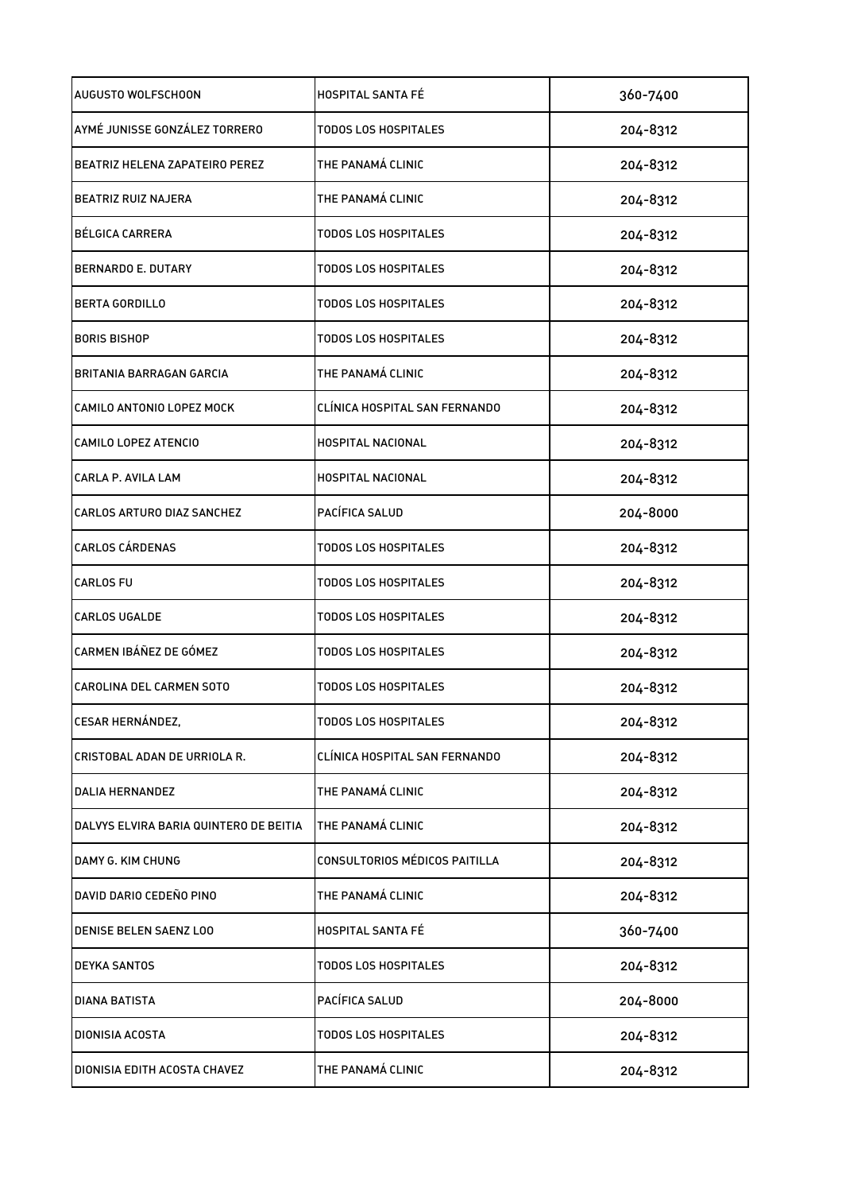| AUGUSTO WOLFSCHOON | HOSPITAL SANTA FÉ | 360-7400 |
|---|---|---|
| AYMÉ JUNISSE GONZÁLEZ TORRERO | TODOS LOS HOSPITALES | 204-8312 |
| BEATRIZ HELENA ZAPATEIRO PEREZ | THE PANAMÁ CLINIC | 204-8312 |
| BEATRIZ RUIZ NAJERA | THE PANAMÁ CLINIC | 204-8312 |
| BÉLGICA CARRERA | TODOS LOS HOSPITALES | 204-8312 |
| BERNARDO E. DUTARY | TODOS LOS HOSPITALES | 204-8312 |
| BERTA GORDILLO | TODOS LOS HOSPITALES | 204-8312 |
| BORIS BISHOP | TODOS LOS HOSPITALES | 204-8312 |
| BRITANIA BARRAGAN GARCIA | THE PANAMÁ CLINIC | 204-8312 |
| CAMILO ANTONIO LOPEZ MOCK | CLÍNICA HOSPITAL SAN FERNANDO | 204-8312 |
| CAMILO LOPEZ ATENCIO | HOSPITAL NACIONAL | 204-8312 |
| CARLA P. AVILA LAM | HOSPITAL NACIONAL | 204-8312 |
| CARLOS ARTURO DIAZ SANCHEZ | PACÍFICA SALUD | 204-8000 |
| CARLOS CÁRDENAS | TODOS LOS HOSPITALES | 204-8312 |
| CARLOS FU | TODOS LOS HOSPITALES | 204-8312 |
| CARLOS UGALDE | TODOS LOS HOSPITALES | 204-8312 |
| CARMEN IBÁÑEZ DE GÓMEZ | TODOS LOS HOSPITALES | 204-8312 |
| CAROLINA DEL CARMEN SOTO | TODOS LOS HOSPITALES | 204-8312 |
| CESAR HERNÁNDEZ, | TODOS LOS HOSPITALES | 204-8312 |
| CRISTOBAL ADAN DE URRIOLA R. | CLÍNICA HOSPITAL SAN FERNANDO | 204-8312 |
| DALIA HERNANDEZ | THE PANAMÁ CLINIC | 204-8312 |
| DALVYS ELVIRA BARIA QUINTERO DE BEITIA | THE PANAMÁ CLINIC | 204-8312 |
| DAMY G. KIM CHUNG | CONSULTORIOS MÉDICOS PAITILLA | 204-8312 |
| DAVID DARIO CEDEÑO PINO | THE PANAMÁ CLINIC | 204-8312 |
| DENISE BELEN SAENZ LOO | HOSPITAL SANTA FÉ | 360-7400 |
| DEYKA SANTOS | TODOS LOS HOSPITALES | 204-8312 |
| DIANA BATISTA | PACÍFICA SALUD | 204-8000 |
| DIONISIA ACOSTA | TODOS LOS HOSPITALES | 204-8312 |
| DIONISIA EDITH ACOSTA CHAVEZ | THE PANAMÁ CLINIC | 204-8312 |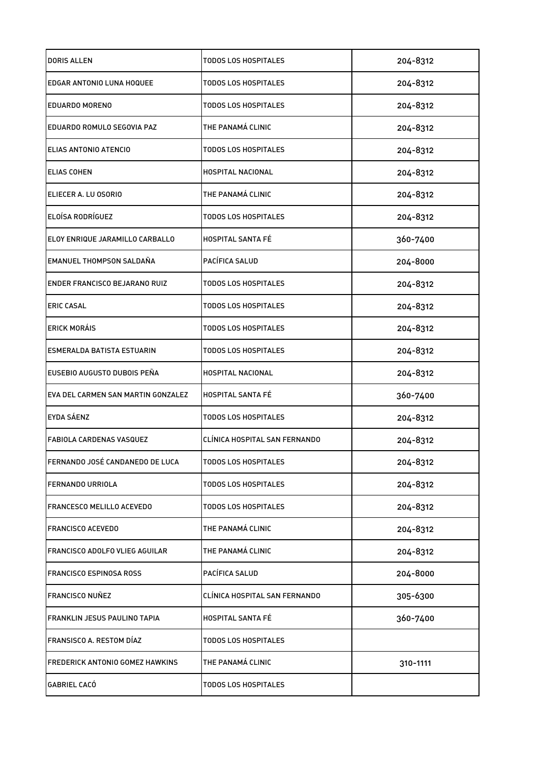| DORIS ALLEN | TODOS LOS HOSPITALES | 204-8312 |
|---|---|---|
| EDGAR ANTONIO LUNA HOQUEE | TODOS LOS HOSPITALES | 204-8312 |
| EDUARDO MORENO | TODOS LOS HOSPITALES | 204-8312 |
| EDUARDO ROMULO SEGOVIA PAZ | THE PANAMÁ CLINIC | 204-8312 |
| ELIAS ANTONIO ATENCIO | TODOS LOS HOSPITALES | 204-8312 |
| ELIAS COHEN | HOSPITAL NACIONAL | 204-8312 |
| ELIECER A. LU OSORIO | THE PANAMÁ CLINIC | 204-8312 |
| ELOÍSA RODRÍGUEZ | TODOS LOS HOSPITALES | 204-8312 |
| ELOY ENRIQUE JARAMILLO CARBALLO | HOSPITAL SANTA FÉ | 360-7400 |
| EMANUEL THOMPSON SALDAÑA | PACÍFICA SALUD | 204-8000 |
| ENDER FRANCISCO BEJARANO RUIZ | TODOS LOS HOSPITALES | 204-8312 |
| ERIC CASAL | TODOS LOS HOSPITALES | 204-8312 |
| ERICK MORÁIS | TODOS LOS HOSPITALES | 204-8312 |
| ESMERALDA BATISTA ESTUARIN | TODOS LOS HOSPITALES | 204-8312 |
| EUSEBIO AUGUSTO DUBOIS PEÑA | HOSPITAL NACIONAL | 204-8312 |
| EVA DEL CARMEN SAN MARTIN GONZALEZ | HOSPITAL SANTA FÉ | 360-7400 |
| EYDA SÁENZ | TODOS LOS HOSPITALES | 204-8312 |
| FABIOLA CARDENAS VASQUEZ | CLÍNICA HOSPITAL SAN FERNANDO | 204-8312 |
| FERNANDO JOSÉ CANDANEDO DE LUCA | TODOS LOS HOSPITALES | 204-8312 |
| FERNANDO URRIOLA | TODOS LOS HOSPITALES | 204-8312 |
| FRANCESCO MELILLO ACEVEDO | TODOS LOS HOSPITALES | 204-8312 |
| FRANCISCO ACEVEDO | THE PANAMÁ CLINIC | 204-8312 |
| FRANCISCO ADOLFO VLIEG AGUILAR | THE PANAMÁ CLINIC | 204-8312 |
| FRANCISCO ESPINOSA ROSS | PACÍFICA SALUD | 204-8000 |
| FRANCISCO NUÑEZ | CLÍNICA HOSPITAL SAN FERNANDO | 305-6300 |
| FRANKLIN JESUS PAULINO TAPIA | HOSPITAL SANTA FÉ | 360-7400 |
| FRANSISCO A. RESTOM DÍAZ | TODOS LOS HOSPITALES | |
| FREDERICK ANTONIO GOMEZ HAWKINS | THE PANAMÁ CLINIC | 310-1111 |
| GABRIEL CACÓ | TODOS LOS HOSPITALES | |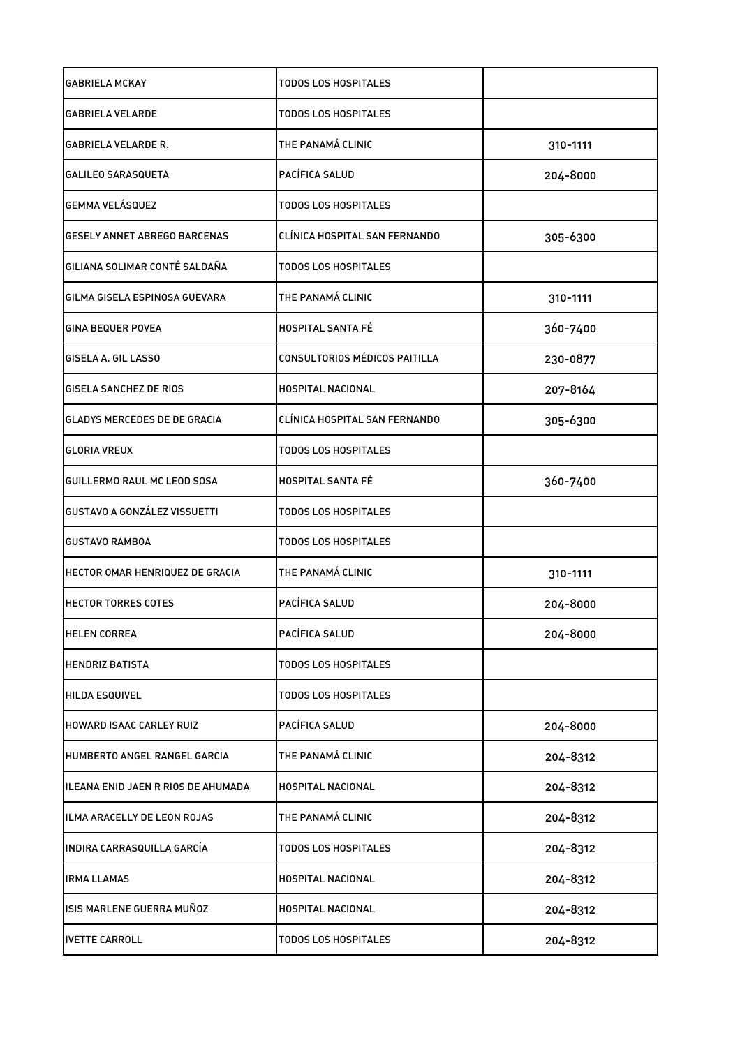| | | |
|---|---|---|
| GABRIELA MCKAY | TODOS LOS HOSPITALES | |
| GABRIELA VELARDE | TODOS LOS HOSPITALES | |
| GABRIELA VELARDE R. | THE PANAMÁ CLINIC | 310-1111 |
| GALILEO SARASQUETA | PACÍFICA SALUD | 204-8000 |
| GEMMA VELÁSQUEZ | TODOS LOS HOSPITALES | |
| GESELY ANNET ABREGO BARCENAS | CLÍNICA HOSPITAL SAN FERNANDO | 305-6300 |
| GILIANA SOLIMAR CONTÉ SALDAÑA | TODOS LOS HOSPITALES | |
| GILMA GISELA ESPINOSA GUEVARA | THE PANAMÁ CLINIC | 310-1111 |
| GINA BEQUER POVEA | HOSPITAL SANTA FÉ | 360-7400 |
| GISELA A. GIL LASSO | CONSULTORIOS MÉDICOS PAITILLA | 230-0877 |
| GISELA SANCHEZ DE RIOS | HOSPITAL NACIONAL | 207-8164 |
| GLADYS MERCEDES DE DE GRACIA | CLÍNICA HOSPITAL SAN FERNANDO | 305-6300 |
| GLORIA VREUX | TODOS LOS HOSPITALES | |
| GUILLERMO RAUL MC LEOD SOSA | HOSPITAL SANTA FÉ | 360-7400 |
| GUSTAVO A GONZÁLEZ VISSUETTI | TODOS LOS HOSPITALES | |
| GUSTAVO RAMBOA | TODOS LOS HOSPITALES | |
| HECTOR OMAR HENRIQUEZ DE GRACIA | THE PANAMÁ CLINIC | 310-1111 |
| HECTOR TORRES COTES | PACÍFICA SALUD | 204-8000 |
| HELEN CORREA | PACÍFICA SALUD | 204-8000 |
| HENDRIZ BATISTA | TODOS LOS HOSPITALES | |
| HILDA ESQUIVEL | TODOS LOS HOSPITALES | |
| HOWARD ISAAC CARLEY RUIZ | PACÍFICA SALUD | 204-8000 |
| HUMBERTO ANGEL RANGEL GARCIA | THE PANAMÁ CLINIC | 204-8312 |
| ILEANA ENID JAEN R RIOS DE AHUMADA | HOSPITAL NACIONAL | 204-8312 |
| ILMA ARACELLY DE LEON ROJAS | THE PANAMÁ CLINIC | 204-8312 |
| INDIRA CARRASQUILLA GARCÍA | TODOS LOS HOSPITALES | 204-8312 |
| IRMA LLAMAS | HOSPITAL NACIONAL | 204-8312 |
| ISIS MARLENE GUERRA MUÑOZ | HOSPITAL NACIONAL | 204-8312 |
| IVETTE CARROLL | TODOS LOS HOSPITALES | 204-8312 |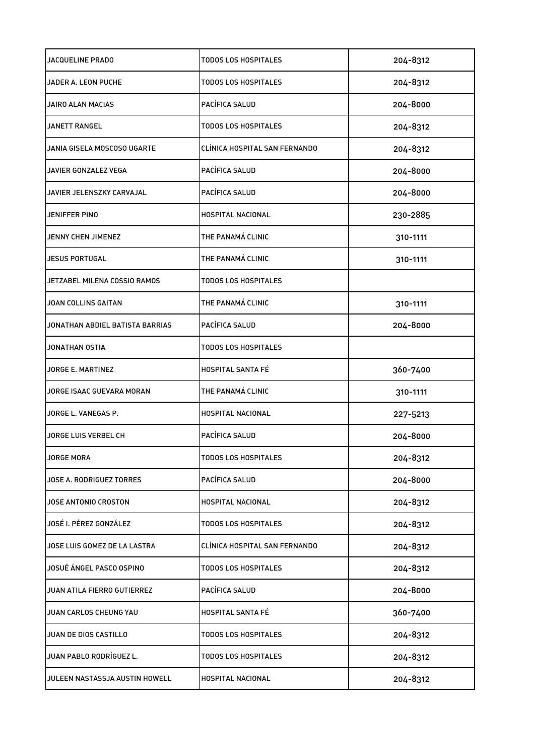| | | |
|---|---|---|
| JACQUELINE PRADO | TODOS LOS HOSPITALES | 204-8312 |
| JADER A. LEON PUCHE | TODOS LOS HOSPITALES | 204-8312 |
| JAIRO ALAN MACIAS | PACÍFICA SALUD | 204-8000 |
| JANETT RANGEL | TODOS LOS HOSPITALES | 204-8312 |
| JANIA GISELA MOSCOSO UGARTE | CLÍNICA HOSPITAL SAN FERNANDO | 204-8312 |
| JAVIER GONZALEZ VEGA | PACÍFICA SALUD | 204-8000 |
| JAVIER JELENSZKY CARVAJAL | PACÍFICA SALUD | 204-8000 |
| JENIFFER PINO | HOSPITAL NACIONAL | 230-2885 |
| JENNY CHEN JIMENEZ | THE PANAMÁ CLINIC | 310-1111 |
| JESUS PORTUGAL | THE PANAMÁ CLINIC | 310-1111 |
| JETZABEL MILENA COSSIO RAMOS | TODOS LOS HOSPITALES | |
| JOAN COLLINS GAITAN | THE PANAMÁ CLINIC | 310-1111 |
| JONATHAN ABDIEL BATISTA BARRIAS | PACÍFICA SALUD | 204-8000 |
| JONATHAN OSTIA | TODOS LOS HOSPITALES | |
| JORGE E. MARTINEZ | HOSPITAL SANTA FÉ | 360-7400 |
| JORGE ISAAC GUEVARA MORAN | THE PANAMÁ CLINIC | 310-1111 |
| JORGE L. VANEGAS P. | HOSPITAL NACIONAL | 227-5213 |
| JORGE LUIS VERBEL CH | PACÍFICA SALUD | 204-8000 |
| JORGE MORA | TODOS LOS HOSPITALES | 204-8312 |
| JOSE A. RODRIGUEZ TORRES | PACÍFICA SALUD | 204-8000 |
| JOSE ANTONIO CROSTON | HOSPITAL NACIONAL | 204-8312 |
| JOSÉ I. PÉREZ GONZÁLEZ | TODOS LOS HOSPITALES | 204-8312 |
| JOSE LUIS GOMEZ DE LA LASTRA | CLÍNICA HOSPITAL SAN FERNANDO | 204-8312 |
| JOSUÉ ÁNGEL PASCO OSPINO | TODOS LOS HOSPITALES | 204-8312 |
| JUAN ATILA FIERRO GUTIERREZ | PACÍFICA SALUD | 204-8000 |
| JUAN CARLOS CHEUNG YAU | HOSPITAL SANTA FÉ | 360-7400 |
| JUAN DE DIOS CASTILLO | TODOS LOS HOSPITALES | 204-8312 |
| JUAN PABLO RODRÍGUEZ L. | TODOS LOS HOSPITALES | 204-8312 |
| JULEEN NASTASSJA AUSTIN HOWELL | HOSPITAL NACIONAL | 204-8312 |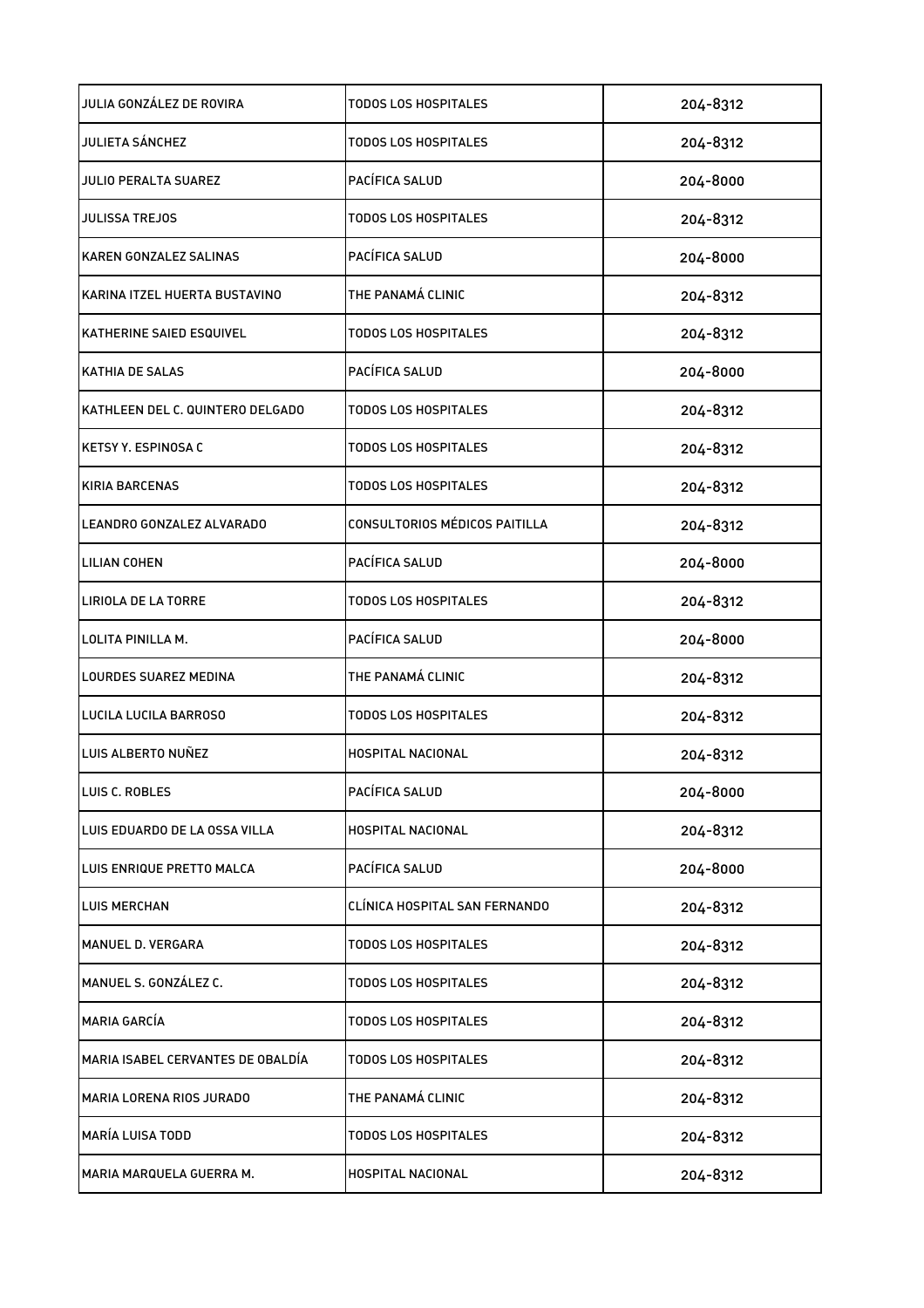| JULIA GONZÁLEZ DE ROVIRA | TODOS LOS HOSPITALES | 204-8312 |
|---|---|---|
| JULIETA SÁNCHEZ | TODOS LOS HOSPITALES | 204-8312 |
| JULIO PERALTA SUAREZ | PACÍFICA SALUD | 204-8000 |
| JULISSA TREJOS | TODOS LOS HOSPITALES | 204-8312 |
| KAREN GONZALEZ SALINAS | PACÍFICA SALUD | 204-8000 |
| KARINA ITZEL HUERTA BUSTAVINO | THE PANAMÁ CLINIC | 204-8312 |
| KATHERINE SAIED ESQUIVEL | TODOS LOS HOSPITALES | 204-8312 |
| KATHIA DE SALAS | PACÍFICA SALUD | 204-8000 |
| KATHLEEN DEL C. QUINTERO DELGADO | TODOS LOS HOSPITALES | 204-8312 |
| KETSY Y. ESPINOSA C | TODOS LOS HOSPITALES | 204-8312 |
| KIRIA BARCENAS | TODOS LOS HOSPITALES | 204-8312 |
| LEANDRO GONZALEZ ALVARADO | CONSULTORIOS MÉDICOS PAITILLA | 204-8312 |
| LILIAN COHEN | PACÍFICA SALUD | 204-8000 |
| LIRIOLA DE LA TORRE | TODOS LOS HOSPITALES | 204-8312 |
| LOLITA PINILLA M. | PACÍFICA SALUD | 204-8000 |
| LOURDES SUAREZ MEDINA | THE PANAMÁ CLINIC | 204-8312 |
| LUCILA LUCILA BARROSO | TODOS LOS HOSPITALES | 204-8312 |
| LUIS ALBERTO NUÑEZ | HOSPITAL NACIONAL | 204-8312 |
| LUIS C. ROBLES | PACÍFICA SALUD | 204-8000 |
| LUIS EDUARDO DE LA OSSA VILLA | HOSPITAL NACIONAL | 204-8312 |
| LUIS ENRIQUE PRETTO MALCA | PACÍFICA SALUD | 204-8000 |
| LUIS MERCHAN | CLÍNICA HOSPITAL SAN FERNANDO | 204-8312 |
| MANUEL D. VERGARA | TODOS LOS HOSPITALES | 204-8312 |
| MANUEL S. GONZÁLEZ C. | TODOS LOS HOSPITALES | 204-8312 |
| MARIA GARCÍA | TODOS LOS HOSPITALES | 204-8312 |
| MARIA ISABEL CERVANTES DE OBALDÍA | TODOS LOS HOSPITALES | 204-8312 |
| MARIA LORENA RIOS JURADO | THE PANAMÁ CLINIC | 204-8312 |
| MARÍA LUISA TODD | TODOS LOS HOSPITALES | 204-8312 |
| MARIA MARQUELA GUERRA M. | HOSPITAL NACIONAL | 204-8312 |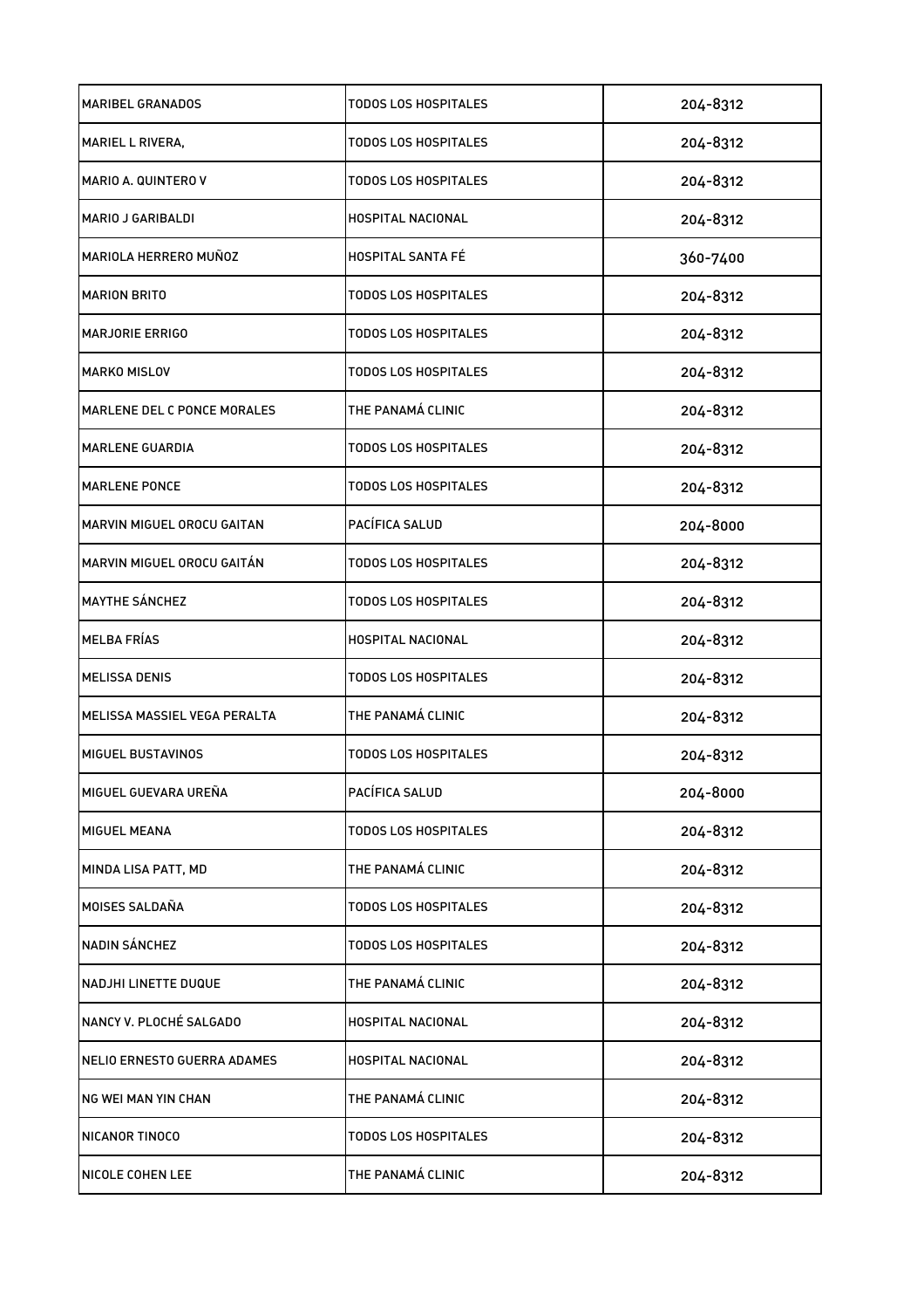| | | |
|---|---|---|
| MARIBEL GRANADOS | TODOS LOS HOSPITALES | 204-8312 |
| MARIEL L RIVERA, | TODOS LOS HOSPITALES | 204-8312 |
| MARIO A. QUINTERO V | TODOS LOS HOSPITALES | 204-8312 |
| MARIO J GARIBALDI | HOSPITAL NACIONAL | 204-8312 |
| MARIOLA HERRERO MUÑOZ | HOSPITAL SANTA FÉ | 360-7400 |
| MARION BRITO | TODOS LOS HOSPITALES | 204-8312 |
| MARJORIE ERRIGO | TODOS LOS HOSPITALES | 204-8312 |
| MARKO MISLOV | TODOS LOS HOSPITALES | 204-8312 |
| MARLENE DEL C PONCE MORALES | THE PANAMÁ CLINIC | 204-8312 |
| MARLENE GUARDIA | TODOS LOS HOSPITALES | 204-8312 |
| MARLENE PONCE | TODOS LOS HOSPITALES | 204-8312 |
| MARVIN MIGUEL OROCU GAITAN | PACÍFICA SALUD | 204-8000 |
| MARVIN MIGUEL OROCU GAITÁN | TODOS LOS HOSPITALES | 204-8312 |
| MAYTHE SÁNCHEZ | TODOS LOS HOSPITALES | 204-8312 |
| MELBA FRÍAS | HOSPITAL NACIONAL | 204-8312 |
| MELISSA DENIS | TODOS LOS HOSPITALES | 204-8312 |
| MELISSA MASSIEL VEGA PERALTA | THE PANAMÁ CLINIC | 204-8312 |
| MIGUEL BUSTAVINOS | TODOS LOS HOSPITALES | 204-8312 |
| MIGUEL GUEVARA UREÑA | PACÍFICA SALUD | 204-8000 |
| MIGUEL MEANA | TODOS LOS HOSPITALES | 204-8312 |
| MINDA LISA PATT, MD | THE PANAMÁ CLINIC | 204-8312 |
| MOISES SALDAÑA | TODOS LOS HOSPITALES | 204-8312 |
| NADIN SÁNCHEZ | TODOS LOS HOSPITALES | 204-8312 |
| NADJHI LINETTE DUQUE | THE PANAMÁ CLINIC | 204-8312 |
| NANCY V. PLOCHÉ SALGADO | HOSPITAL NACIONAL | 204-8312 |
| NELIO ERNESTO GUERRA ADAMES | HOSPITAL NACIONAL | 204-8312 |
| NG WEI MAN YIN CHAN | THE PANAMÁ CLINIC | 204-8312 |
| NICANOR TINOCO | TODOS LOS HOSPITALES | 204-8312 |
| NICOLE COHEN LEE | THE PANAMÁ CLINIC | 204-8312 |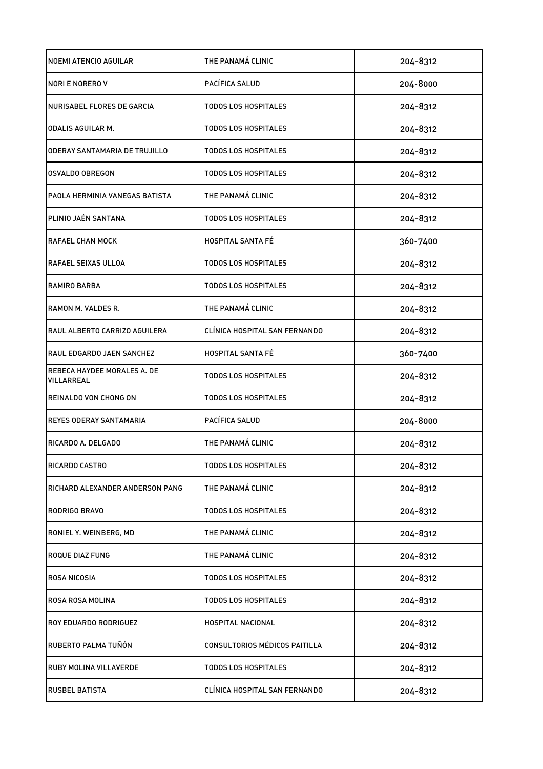| NOEMI ATENCIO AGUILAR | THE PANAMÁ CLINIC | 204-8312 |
|---|---|---|
| NORI E NORERO V | PACÍFICA SALUD | 204-8000 |
| NURISABEL FLORES DE GARCIA | TODOS LOS HOSPITALES | 204-8312 |
| ODALIS AGUILAR M. | TODOS LOS HOSPITALES | 204-8312 |
| ODERAY SANTAMARIA DE TRUJILLO | TODOS LOS HOSPITALES | 204-8312 |
| OSVALDO OBREGON | TODOS LOS HOSPITALES | 204-8312 |
| PAOLA HERMINIA VANEGAS BATISTA | THE PANAMÁ CLINIC | 204-8312 |
| PLINIO JAÉN SANTANA | TODOS LOS HOSPITALES | 204-8312 |
| RAFAEL CHAN MOCK | HOSPITAL SANTA FÉ | 360-7400 |
| RAFAEL SEIXAS ULLOA | TODOS LOS HOSPITALES | 204-8312 |
| RAMIRO BARBA | TODOS LOS HOSPITALES | 204-8312 |
| RAMON M. VALDES R. | THE PANAMÁ CLINIC | 204-8312 |
| RAUL ALBERTO CARRIZO AGUILERA | CLÍNICA HOSPITAL SAN FERNANDO | 204-8312 |
| RAUL EDGARDO JAEN SANCHEZ | HOSPITAL SANTA FÉ | 360-7400 |
| REBECA HAYDEE MORALES A. DE VILLARREAL | TODOS LOS HOSPITALES | 204-8312 |
| REINALDO VON CHONG ON | TODOS LOS HOSPITALES | 204-8312 |
| REYES ODERAY SANTAMARIA | PACÍFICA SALUD | 204-8000 |
| RICARDO A. DELGADO | THE PANAMÁ CLINIC | 204-8312 |
| RICARDO CASTRO | TODOS LOS HOSPITALES | 204-8312 |
| RICHARD ALEXANDER ANDERSON PANG | THE PANAMÁ CLINIC | 204-8312 |
| RODRIGO BRAVO | TODOS LOS HOSPITALES | 204-8312 |
| RONIEL Y. WEINBERG, MD | THE PANAMÁ CLINIC | 204-8312 |
| ROQUE DIAZ FUNG | THE PANAMÁ CLINIC | 204-8312 |
| ROSA NICOSIA | TODOS LOS HOSPITALES | 204-8312 |
| ROSA ROSA MOLINA | TODOS LOS HOSPITALES | 204-8312 |
| ROY EDUARDO RODRIGUEZ | HOSPITAL NACIONAL | 204-8312 |
| RUBERTO PALMA TUÑÓN | CONSULTORIOS MÉDICOS PAITILLA | 204-8312 |
| RUBY MOLINA VILLAVERDE | TODOS LOS HOSPITALES | 204-8312 |
| RUSBEL BATISTA | CLÍNICA HOSPITAL SAN FERNANDO | 204-8312 |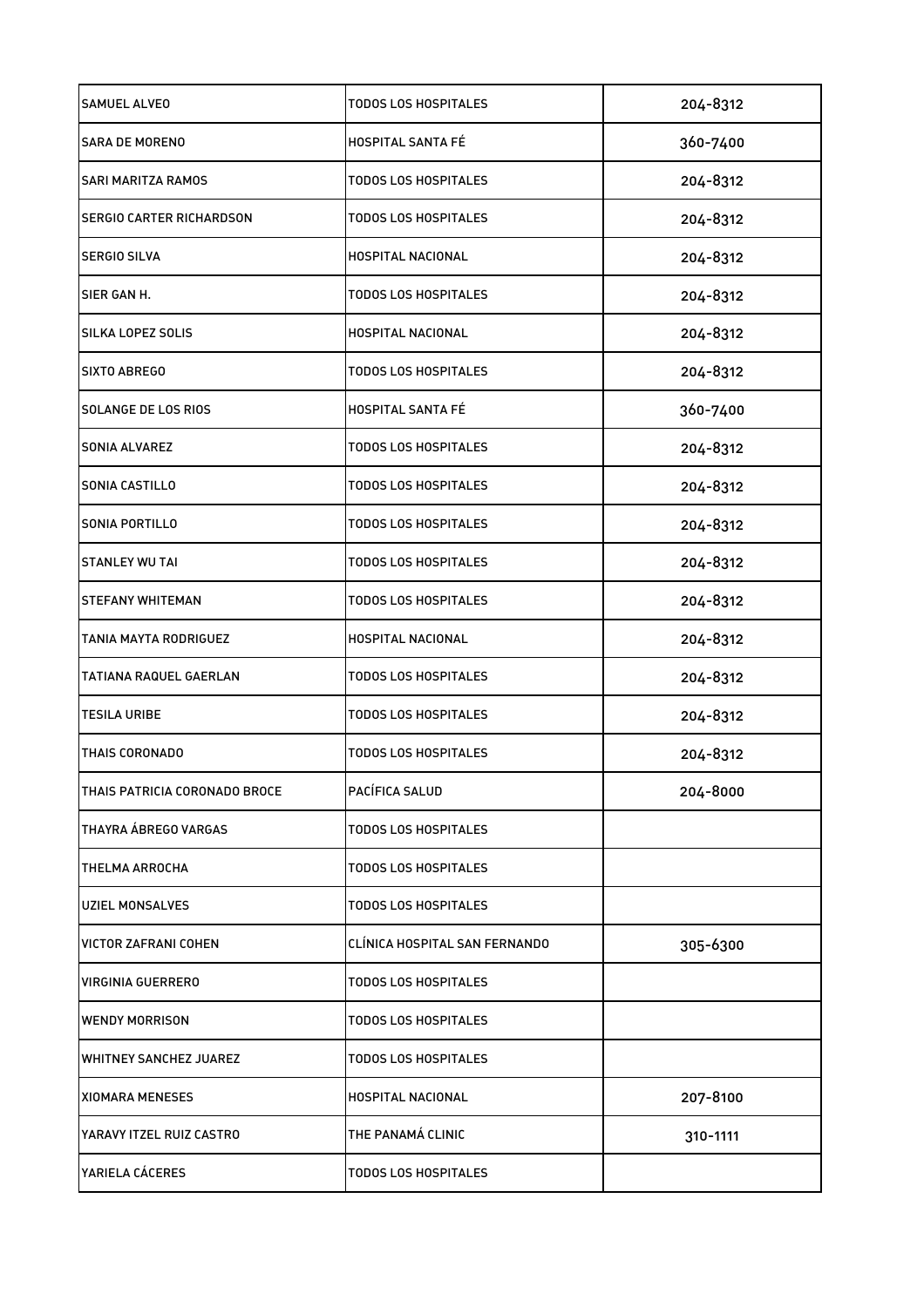| SAMUEL ALVEO | TODOS LOS HOSPITALES | 204-8312 |
|---|---|---|
| SARA DE MORENO | HOSPITAL SANTA FÉ | 360-7400 |
| SARI MARITZA RAMOS | TODOS LOS HOSPITALES | 204-8312 |
| SERGIO CARTER RICHARDSON | TODOS LOS HOSPITALES | 204-8312 |
| SERGIO SILVA | HOSPITAL NACIONAL | 204-8312 |
| SIER GAN H. | TODOS LOS HOSPITALES | 204-8312 |
| SILKA LOPEZ SOLIS | HOSPITAL NACIONAL | 204-8312 |
| SIXTO ABREGO | TODOS LOS HOSPITALES | 204-8312 |
| SOLANGE DE LOS RIOS | HOSPITAL SANTA FÉ | 360-7400 |
| SONIA ALVAREZ | TODOS LOS HOSPITALES | 204-8312 |
| SONIA CASTILLO | TODOS LOS HOSPITALES | 204-8312 |
| SONIA PORTILLO | TODOS LOS HOSPITALES | 204-8312 |
| STANLEY WU TAI | TODOS LOS HOSPITALES | 204-8312 |
| STEFANY WHITEMAN | TODOS LOS HOSPITALES | 204-8312 |
| TANIA MAYTA RODRIGUEZ | HOSPITAL NACIONAL | 204-8312 |
| TATIANA RAQUEL GAERLAN | TODOS LOS HOSPITALES | 204-8312 |
| TESILA URIBE | TODOS LOS HOSPITALES | 204-8312 |
| THAIS CORONADO | TODOS LOS HOSPITALES | 204-8312 |
| THAIS PATRICIA CORONADO BROCE | PACÍFICA SALUD | 204-8000 |
| THAYRA ÁBREGO VARGAS | TODOS LOS HOSPITALES | |
| THELMA ARROCHA | TODOS LOS HOSPITALES | |
| UZIEL MONSALVES | TODOS LOS HOSPITALES | |
| VICTOR ZAFRANI COHEN | CLÍNICA HOSPITAL SAN FERNANDO | 305-6300 |
| VIRGINIA GUERRERO | TODOS LOS HOSPITALES | |
| WENDY MORRISON | TODOS LOS HOSPITALES | |
| WHITNEY SANCHEZ JUAREZ | TODOS LOS HOSPITALES | |
| XIOMARA MENESES | HOSPITAL NACIONAL | 207-8100 |
| YARAVY ITZEL RUIZ CASTRO | THE PANAMÁ CLINIC | 310-1111 |
| YARIELA CÁCERES | TODOS LOS HOSPITALES | |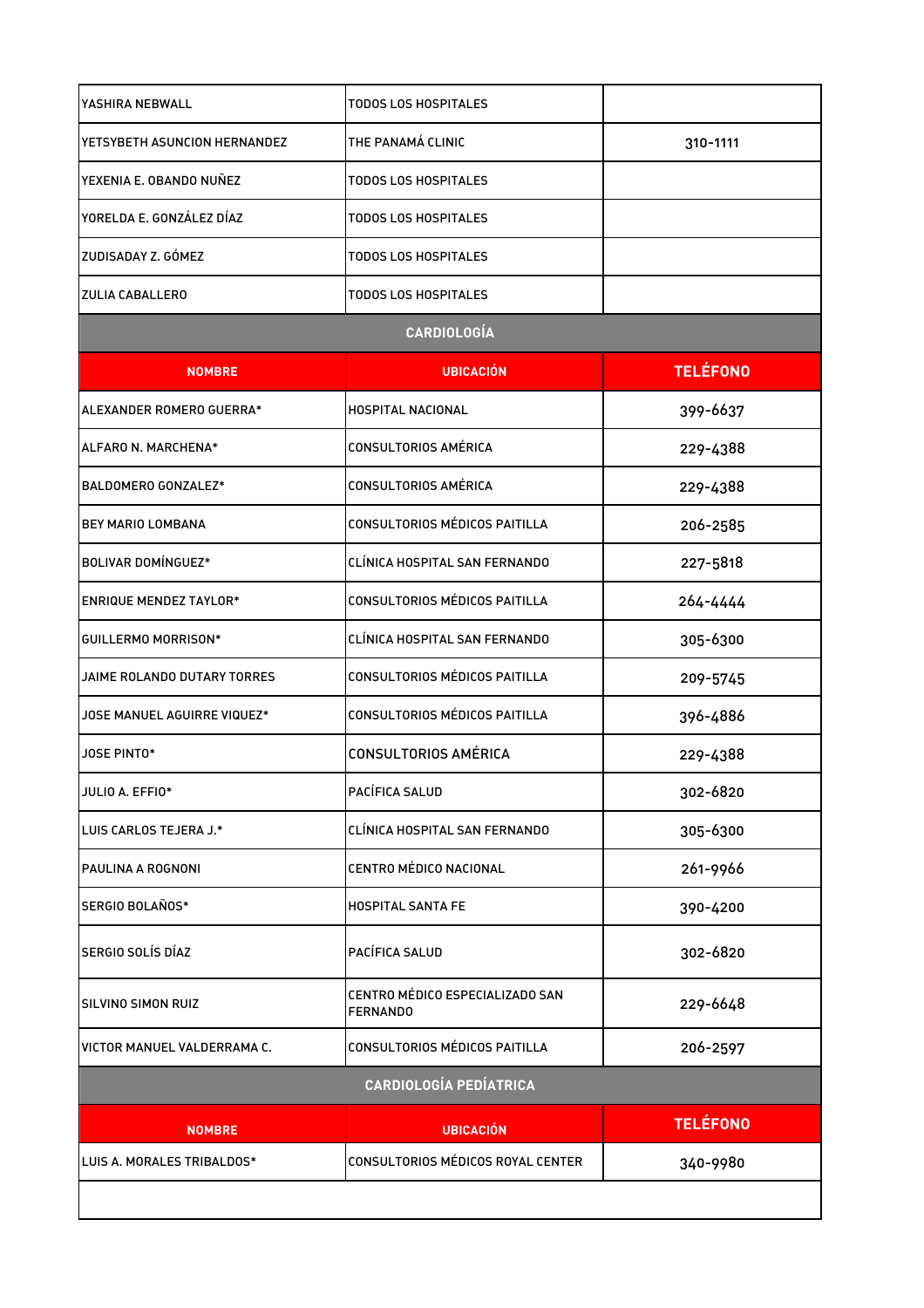| | | |
|---|---|---|
| YASHIRA NEBWALL | TODOS LOS HOSPITALES | |
| YETSYBETH ASUNCION HERNANDEZ | THE PANAMÁ CLINIC | 310-1111 |
| YEXENIA E. OBANDO NUÑEZ | TODOS LOS HOSPITALES | |
| YORELDA E. GONZÁLEZ DÍAZ | TODOS LOS HOSPITALES | |
| ZUDISADAY Z. GÓMEZ | TODOS LOS HOSPITALES | |
| ZULIA CABALLERO | TODOS LOS HOSPITALES | |

## CARDIOLOGÍA

| NOMBRE | UBICACIÓN | TELÉFONO |
|---|---|---|
| ALEXANDER ROMERO GUERRA* | HOSPITAL NACIONAL | 399-6637 |
| ALFARO N. MARCHENA* | CONSULTORIOS AMÉRICA | 229-4388 |
| BALDOMERO GONZALEZ* | CONSULTORIOS AMÉRICA | 229-4388 |
| BEY MARIO LOMBANA | CONSULTORIOS MÉDICOS PAITILLA | 206-2585 |
| BOLIVAR DOMÍNGUEZ* | CLÍNICA HOSPITAL SAN FERNANDO | 227-5818 |
| ENRIQUE MENDEZ TAYLOR* | CONSULTORIOS MÉDICOS PAITILLA | 264-4444 |
| GUILLERMO MORRISON* | CLÍNICA HOSPITAL SAN FERNANDO | 305-6300 |
| JAIME ROLANDO DUTARY TORRES | CONSULTORIOS MÉDICOS PAITILLA | 209-5745 |
| JOSE MANUEL AGUIRRE VIQUEZ* | CONSULTORIOS MÉDICOS PAITILLA | 396-4886 |
| JOSE PINTO* | CONSULTORIOS AMÉRICA | 229-4388 |
| JULIO A. EFFIO* | PACÍFICA SALUD | 302-6820 |
| LUIS CARLOS TEJERA J.* | CLÍNICA HOSPITAL SAN FERNANDO | 305-6300 |
| PAULINA A ROGNONI | CENTRO MÉDICO NACIONAL | 261-9966 |
| SERGIO BOLAÑOS* | HOSPITAL SANTA FE | 390-4200 |
| SERGIO SOLÍS DÍAZ | PACÍFICA SALUD | 302-6820 |
| SILVINO SIMON RUIZ | CENTRO MÉDICO ESPECIALIZADO SAN FERNANDO | 229-6648 |
| VICTOR MANUEL VALDERRAMA C. | CONSULTORIOS MÉDICOS PAITILLA | 206-2597 |

## CARDIOLOGÍA PEDÍATRICA

| NOMBRE | UBICACIÓN | TELÉFONO |
|---|---|---|
| LUIS A. MORALES TRIBALDOS* | CONSULTORIOS MÉDICOS ROYAL CENTER | 340-9980 |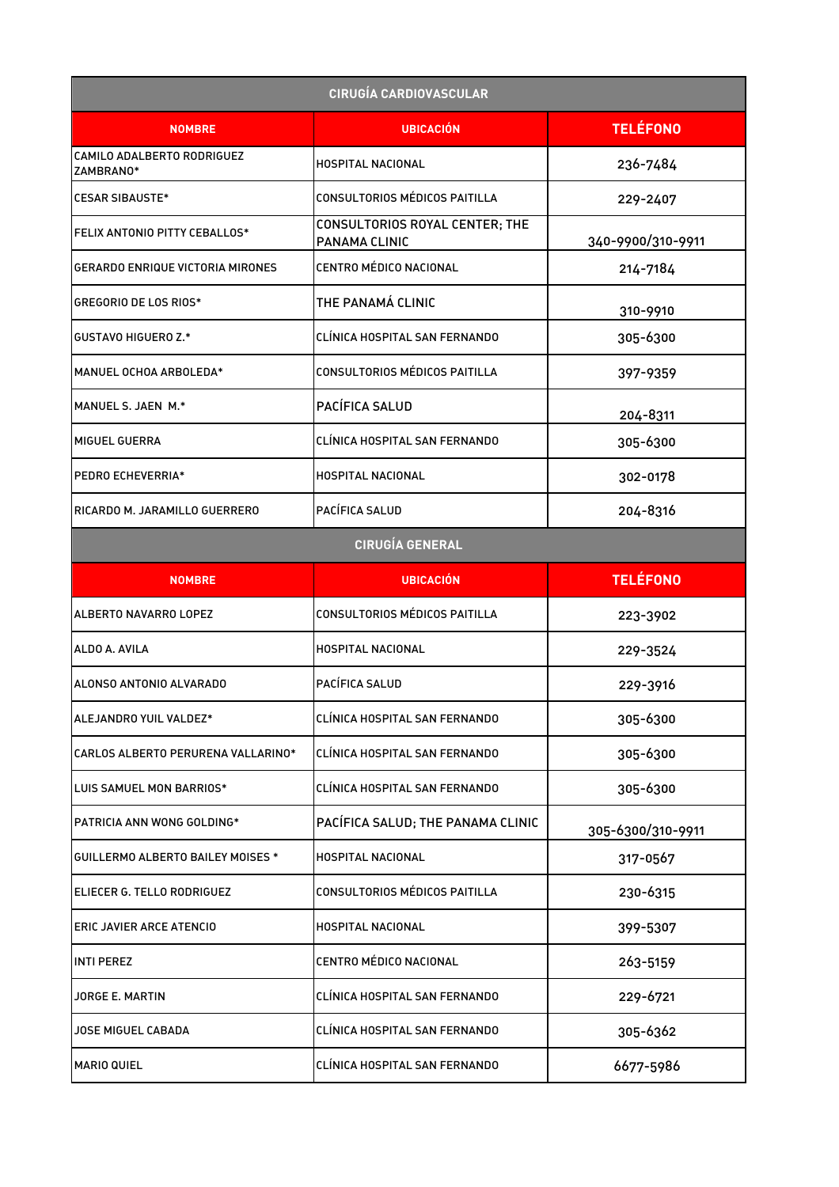| CIRUGÍA CARDIOVASCULAR | | |
|---|---|---|
| **NOMBRE** | **UBICACIÓN** | **TELÉFONO** |
| CAMILO ADALBERTO RODRIGUEZ ZAMBRANO* | HOSPITAL NACIONAL | 236-7484 |
| CESAR SIBAUSTE* | CONSULTORIOS MÉDICOS PAITILLA | 229-2407 |
| FELIX ANTONIO PITTY CEBALLOS* | CONSULTORIOS ROYAL CENTER; THE PANAMA CLINIC | 340-9900/310-9911 |
| GERARDO ENRIQUE VICTORIA MIRONES | CENTRO MÉDICO NACIONAL | 214-7184 |
| GREGORIO DE LOS RIOS* | THE PANAMÁ CLINIC | 310-9910 |
| GUSTAVO HIGUERO Z.* | CLÍNICA HOSPITAL SAN FERNANDO | 305-6300 |
| MANUEL OCHOA ARBOLEDA* | CONSULTORIOS MÉDICOS PAITILLA | 397-9359 |
| MANUEL S. JAEN M.* | PACÍFICA SALUD | 204-8311 |
| MIGUEL GUERRA | CLÍNICA HOSPITAL SAN FERNANDO | 305-6300 |
| PEDRO ECHEVERRIA* | HOSPITAL NACIONAL | 302-0178 |
| RICARDO M. JARAMILLO GUERRERO | PACÍFICA SALUD | 204-8316 |

| CIRUGÍA GENERAL | | |
|---|---|---|
| **NOMBRE** | **UBICACIÓN** | **TELÉFONO** |
| ALBERTO NAVARRO LOPEZ | CONSULTORIOS MÉDICOS PAITILLA | 223-3902 |
| ALDO A. AVILA | HOSPITAL NACIONAL | 229-3524 |
| ALONSO ANTONIO ALVARADO | PACÍFICA SALUD | 229-3916 |
| ALEJANDRO YUIL VALDEZ* | CLÍNICA HOSPITAL SAN FERNANDO | 305-6300 |
| CARLOS ALBERTO PERURENA VALLARINO* | CLÍNICA HOSPITAL SAN FERNANDO | 305-6300 |
| LUIS SAMUEL MON BARRIOS* | CLÍNICA HOSPITAL SAN FERNANDO | 305-6300 |
| PATRICIA ANN WONG GOLDING* | PACÍFICA SALUD; THE PANAMA CLINIC | 305-6300/310-9911 |
| GUILLERMO ALBERTO BAILEY MOISES * | HOSPITAL NACIONAL | 317-0567 |
| ELIECER G. TELLO RODRIGUEZ | CONSULTORIOS MÉDICOS PAITILLA | 230-6315 |
| ERIC JAVIER ARCE ATENCIO | HOSPITAL NACIONAL | 399-5307 |
| INTI PEREZ | CENTRO MÉDICO NACIONAL | 263-5159 |
| JORGE E. MARTIN | CLÍNICA HOSPITAL SAN FERNANDO | 229-6721 |
| JOSE MIGUEL CABADA | CLÍNICA HOSPITAL SAN FERNANDO | 305-6362 |
| MARIO QUIEL | CLÍNICA HOSPITAL SAN FERNANDO | 6677-5986 |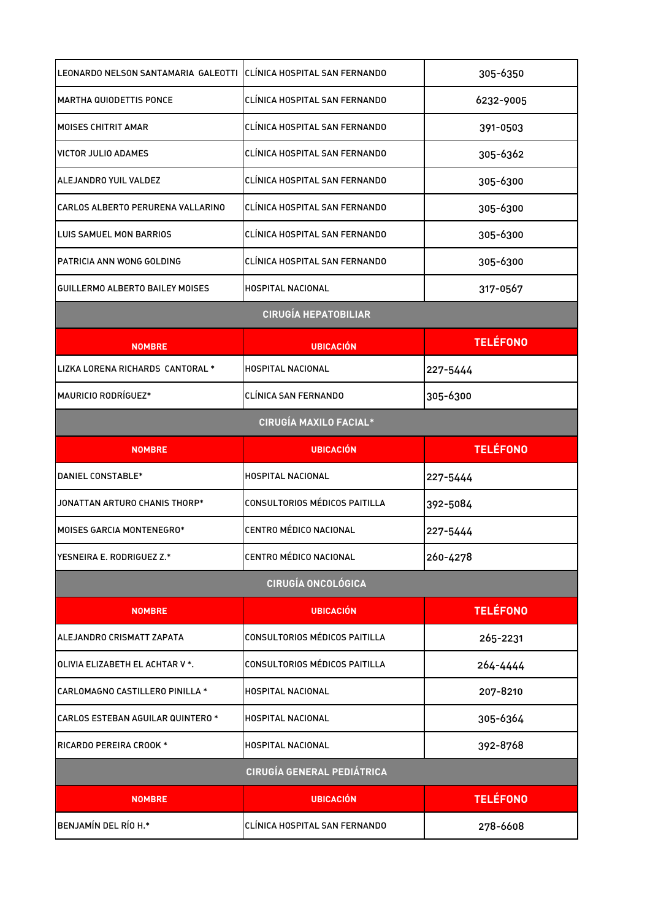| | | |
|---|---|---|
| LEONARDO NELSON SANTAMARIA GALEOTTI | CLÍNICA HOSPITAL SAN FERNANDO | 305-6350 |
| MARTHA QUIODETTIS PONCE | CLÍNICA HOSPITAL SAN FERNANDO | 6232-9005 |
| MOISES CHITRIT AMAR | CLÍNICA HOSPITAL SAN FERNANDO | 391-0503 |
| VICTOR JULIO ADAMES | CLÍNICA HOSPITAL SAN FERNANDO | 305-6362 |
| ALEJANDRO YUIL VALDEZ | CLÍNICA HOSPITAL SAN FERNANDO | 305-6300 |
| CARLOS ALBERTO PERURENA VALLARINO | CLÍNICA HOSPITAL SAN FERNANDO | 305-6300 |
| LUIS SAMUEL MON BARRIOS | CLÍNICA HOSPITAL SAN FERNANDO | 305-6300 |
| PATRICIA ANN WONG GOLDING | CLÍNICA HOSPITAL SAN FERNANDO | 305-6300 |
| GUILLERMO ALBERTO BAILEY MOISES | HOSPITAL NACIONAL | 317-0567 |

## CIRUGÍA HEPATOBILIAR

| NOMBRE | UBICACIÓN | TELÉFONO |
|---|---|---|
| LIZKA LORENA RICHARDS CANTORAL * | HOSPITAL NACIONAL | 227-5444 |
| MAURICIO RODRÍGUEZ* | CLÍNICA SAN FERNANDO | 305-6300 |

## CIRUGÍA MAXILO FACIAL*

| NOMBRE | UBICACIÓN | TELÉFONO |
|---|---|---|
| DANIEL CONSTABLE* | HOSPITAL NACIONAL | 227-5444 |
| JONATTAN ARTURO CHANIS THORP* | CONSULTORIOS MÉDICOS PAITILLA | 392-5084 |
| MOISES GARCIA MONTENEGRO* | CENTRO MÉDICO NACIONAL | 227-5444 |
| YESNEIRA E. RODRIGUEZ Z.* | CENTRO MÉDICO NACIONAL | 260-4278 |

## CIRUGÍA ONCOLÓGICA

| NOMBRE | UBICACIÓN | TELÉFONO |
|---|---|---|
| ALEJANDRO CRISMATT ZAPATA | CONSULTORIOS MÉDICOS PAITILLA | 265-2231 |
| OLIVIA ELIZABETH EL ACHTAR V *. | CONSULTORIOS MÉDICOS PAITILLA | 264-4444 |
| CARLOMAGNO CASTILLERO PINILLA * | HOSPITAL NACIONAL | 207-8210 |
| CARLOS ESTEBAN AGUILAR QUINTERO * | HOSPITAL NACIONAL | 305-6364 |
| RICARDO PEREIRA CROOK * | HOSPITAL NACIONAL | 392-8768 |

## CIRUGÍA GENERAL PEDIÁTRICA

| NOMBRE | UBICACIÓN | TELÉFONO |
|---|---|---|
| BENJAMÍN DEL RÍO H.* | CLÍNICA HOSPITAL SAN FERNANDO | 278-6608 |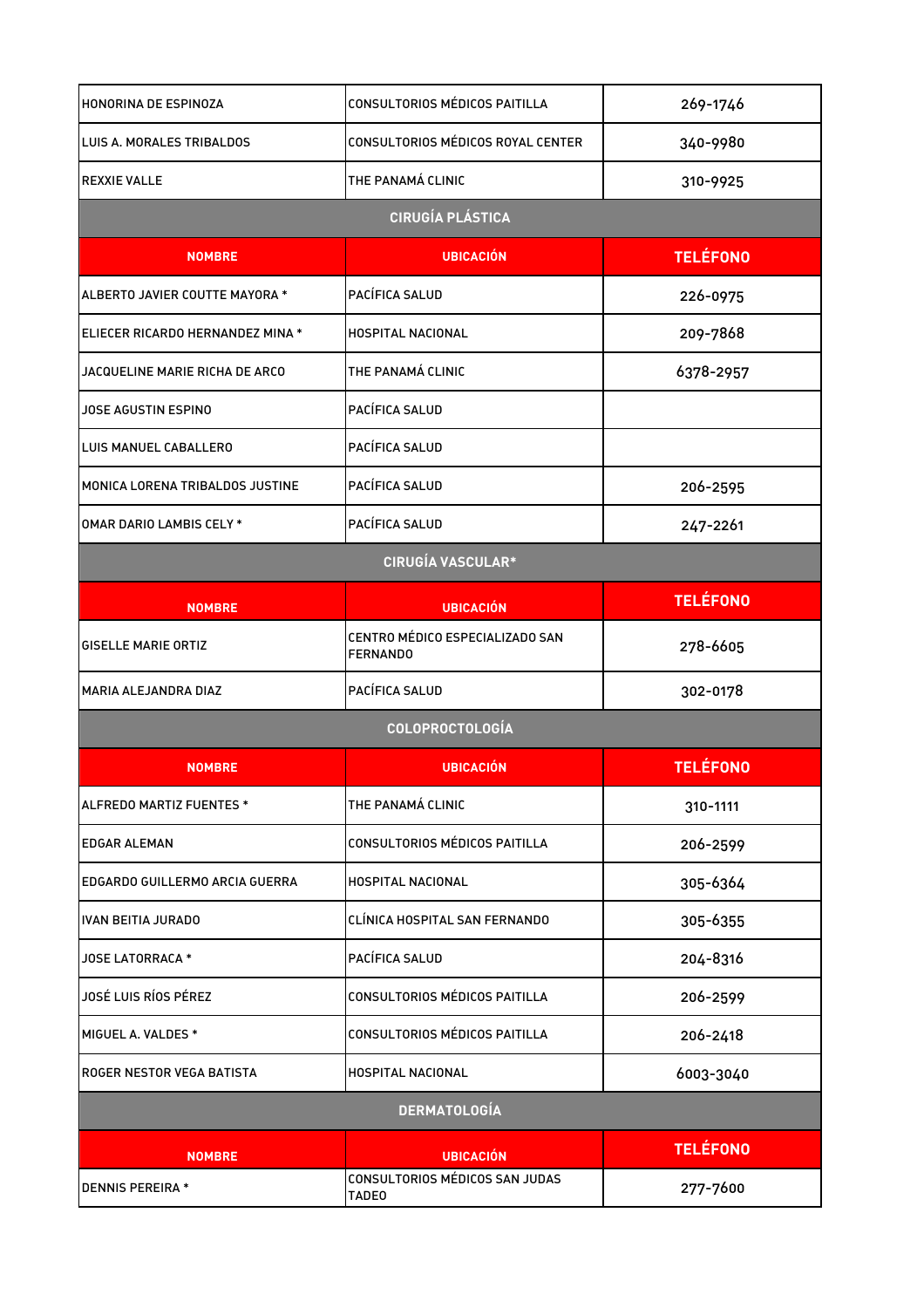| HONORINA DE ESPINOZA | CONSULTORIOS MÉDICOS PAITILLA | 269-1746 |
|---|---|---|
| LUIS A. MORALES TRIBALDOS | CONSULTORIOS MÉDICOS ROYAL CENTER | 340-9980 |
| REXXIE VALLE | THE PANAMÁ CLINIC | 310-9925 |

## CIRUGÍA PLÁSTICA

| NOMBRE | UBICACIÓN | TELÉFONO |
|---|---|---|
| ALBERTO JAVIER COUTTE MAYORA * | PACÍFICA SALUD | 226-0975 |
| ELIECER RICARDO HERNANDEZ MINA * | HOSPITAL NACIONAL | 209-7868 |
| JACQUELINE MARIE RICHA DE ARCO | THE PANAMÁ CLINIC | 6378-2957 |
| JOSE AGUSTIN ESPINO | PACÍFICA SALUD | |
| LUIS MANUEL CABALLERO | PACÍFICA SALUD | |
| MONICA LORENA TRIBALDOS JUSTINE | PACÍFICA SALUD | 206-2595 |
| OMAR DARIO LAMBIS CELY * | PACÍFICA SALUD | 247-2261 |

## CIRUGÍA VASCULAR*

| NOMBRE | UBICACIÓN | TELÉFONO |
|---|---|---|
| GISELLE MARIE ORTIZ | CENTRO MÉDICO ESPECIALIZADO SAN FERNANDO | 278-6605 |
| MARIA ALEJANDRA DIAZ | PACÍFICA SALUD | 302-0178 |

## COLOPROCTOLOGÍA

| NOMBRE | UBICACIÓN | TELÉFONO |
|---|---|---|
| ALFREDO MARTIZ FUENTES * | THE PANAMÁ CLINIC | 310-1111 |
| EDGAR ALEMAN | CONSULTORIOS MÉDICOS PAITILLA | 206-2599 |
| EDGARDO GUILLERMO ARCIA GUERRA | HOSPITAL NACIONAL | 305-6364 |
| IVAN BEITIA JURADO | CLÍNICA HOSPITAL SAN FERNANDO | 305-6355 |
| JOSE LATORRACA * | PACÍFICA SALUD | 204-8316 |
| JOSÉ LUIS RÍOS PÉREZ | CONSULTORIOS MÉDICOS PAITILLA | 206-2599 |
| MIGUEL A. VALDES * | CONSULTORIOS MÉDICOS PAITILLA | 206-2418 |
| ROGER NESTOR VEGA BATISTA | HOSPITAL NACIONAL | 6003-3040 |

## DERMATOLOGÍA

| NOMBRE | UBICACIÓN | TELÉFONO |
|---|---|---|
| DENNIS PEREIRA * | CONSULTORIOS MÉDICOS SAN JUDAS TADEO | 277-7600 |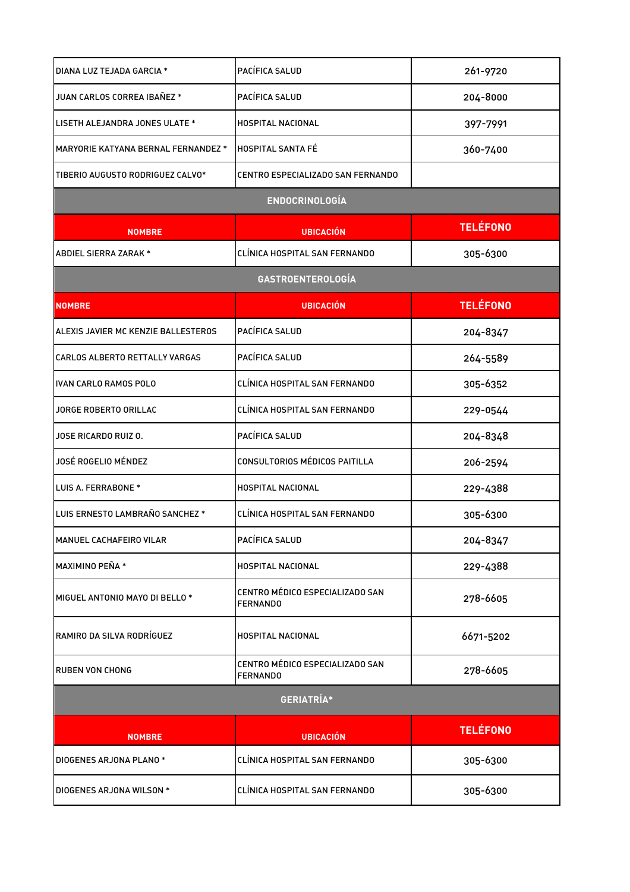| | | |
|---|---|---|
| DIANA LUZ TEJADA GARCIA * | PACÍFICA SALUD | 261-9720 |
| JUAN CARLOS CORREA IBAÑEZ * | PACÍFICA SALUD | 204-8000 |
| LISETH ALEJANDRA JONES ULATE * | HOSPITAL NACIONAL | 397-7991 |
| MARYORIE KATYANA BERNAL FERNANDEZ * | HOSPITAL SANTA FÉ | 360-7400 |
| TIBERIO AUGUSTO RODRIGUEZ CALVO* | CENTRO ESPECIALIZADO SAN FERNANDO | |

## ENDOCRINOLOGÍA

| NOMBRE | UBICACIÓN | TELÉFONO |
|---|---|---|
| ABDIEL SIERRA ZARAK * | CLÍNICA HOSPITAL SAN FERNANDO | 305-6300 |

## GASTROENTEROLOGÍA

| NOMBRE | UBICACIÓN | TELÉFONO |
|---|---|---|
| ALEXIS JAVIER MC KENZIE BALLESTEROS | PACÍFICA SALUD | 204-8347 |
| CARLOS ALBERTO RETTALLY VARGAS | PACÍFICA SALUD | 264-5589 |
| IVAN CARLO RAMOS POLO | CLÍNICA HOSPITAL SAN FERNANDO | 305-6352 |
| JORGE ROBERTO ORILLAC | CLÍNICA HOSPITAL SAN FERNANDO | 229-0544 |
| JOSE RICARDO RUIZ O. | PACÍFICA SALUD | 204-8348 |
| JOSÉ ROGELIO MÉNDEZ | CONSULTORIOS MÉDICOS PAITILLA | 206-2594 |
| LUIS A. FERRABONE * | HOSPITAL NACIONAL | 229-4388 |
| LUIS ERNESTO LAMBRAÑO SANCHEZ * | CLÍNICA HOSPITAL SAN FERNANDO | 305-6300 |
| MANUEL CACHAFEIRO VILAR | PACÍFICA SALUD | 204-8347 |
| MAXIMINO PEÑA * | HOSPITAL NACIONAL | 229-4388 |
| MIGUEL ANTONIO MAYO DI BELLO * | CENTRO MÉDICO ESPECIALIZADO SAN FERNANDO | 278-6605 |
| RAMIRO DA SILVA RODRÍGUEZ | HOSPITAL NACIONAL | 6671-5202 |
| RUBEN VON CHONG | CENTRO MÉDICO ESPECIALIZADO SAN FERNANDO | 278-6605 |

## GERIATRÍA*

| NOMBRE | UBICACIÓN | TELÉFONO |
|---|---|---|
| DIOGENES ARJONA PLANO * | CLÍNICA HOSPITAL SAN FERNANDO | 305-6300 |
| DIOGENES ARJONA WILSON * | CLÍNICA HOSPITAL SAN FERNANDO | 305-6300 |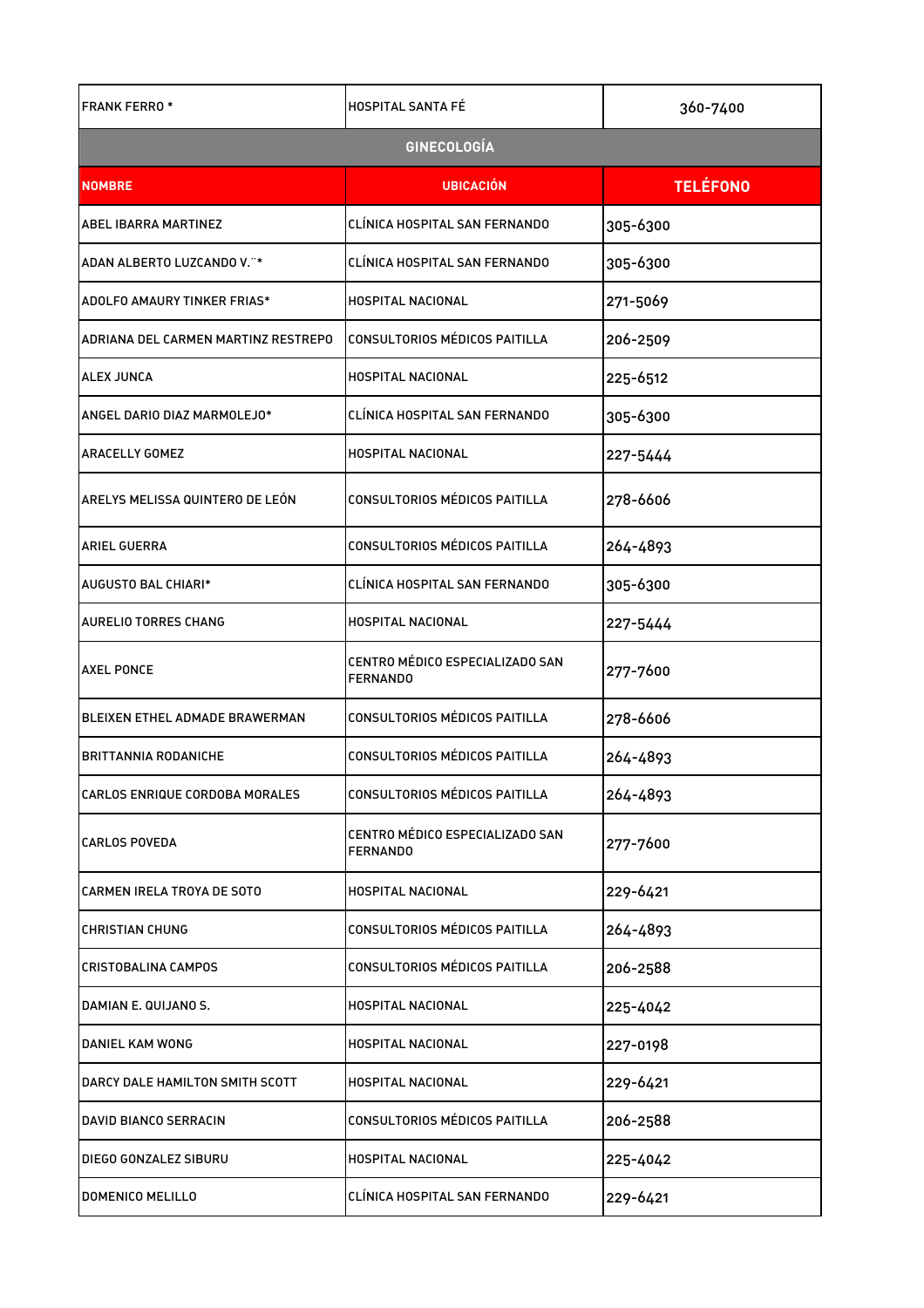| | | |
|---|---|---|
| FRANK FERRO * | HOSPITAL SANTA FÉ | 360-7400 |

## GINECOLOGÍA

| NOMBRE | UBICACIÓN | TELÉFONO |
|---|---|---|
| ABEL IBARRA MARTINEZ | CLÍNICA HOSPITAL SAN FERNANDO | 305-6300 |
| ADAN ALBERTO LUZCANDO V.¨* | CLÍNICA HOSPITAL SAN FERNANDO | 305-6300 |
| ADOLFO AMAURY TINKER FRIAS* | HOSPITAL NACIONAL | 271-5069 |
| ADRIANA DEL CARMEN MARTINZ RESTREPO | CONSULTORIOS MÉDICOS PAITILLA | 206-2509 |
| ALEX JUNCA | HOSPITAL NACIONAL | 225-6512 |
| ANGEL DARIO DIAZ MARMOLEJO* | CLÍNICA HOSPITAL SAN FERNANDO | 305-6300 |
| ARACELLY GOMEZ | HOSPITAL NACIONAL | 227-5444 |
| ARELYS MELISSA QUINTERO DE LEÓN | CONSULTORIOS MÉDICOS PAITILLA | 278-6606 |
| ARIEL GUERRA | CONSULTORIOS MÉDICOS PAITILLA | 264-4893 |
| AUGUSTO BAL CHIARI* | CLÍNICA HOSPITAL SAN FERNANDO | 305-6300 |
| AURELIO TORRES CHANG | HOSPITAL NACIONAL | 227-5444 |
| AXEL PONCE | CENTRO MÉDICO ESPECIALIZADO SAN FERNANDO | 277-7600 |
| BLEIXEN ETHEL ADMADE BRAWERMAN | CONSULTORIOS MÉDICOS PAITILLA | 278-6606 |
| BRITTANNIA RODANICHE | CONSULTORIOS MÉDICOS PAITILLA | 264-4893 |
| CARLOS ENRIQUE CORDOBA MORALES | CONSULTORIOS MÉDICOS PAITILLA | 264-4893 |
| CARLOS POVEDA | CENTRO MÉDICO ESPECIALIZADO SAN FERNANDO | 277-7600 |
| CARMEN IRELA TROYA DE SOTO | HOSPITAL NACIONAL | 229-6421 |
| CHRISTIAN CHUNG | CONSULTORIOS MÉDICOS PAITILLA | 264-4893 |
| CRISTOBALINA CAMPOS | CONSULTORIOS MÉDICOS PAITILLA | 206-2588 |
| DAMIAN E. QUIJANO S. | HOSPITAL NACIONAL | 225-4042 |
| DANIEL KAM WONG | HOSPITAL NACIONAL | 227-0198 |
| DARCY DALE HAMILTON SMITH SCOTT | HOSPITAL NACIONAL | 229-6421 |
| DAVID BIANCO SERRACIN | CONSULTORIOS MÉDICOS PAITILLA | 206-2588 |
| DIEGO GONZALEZ SIBURU | HOSPITAL NACIONAL | 225-4042 |
| DOMENICO MELILLO | CLÍNICA HOSPITAL SAN FERNANDO | 229-6421 |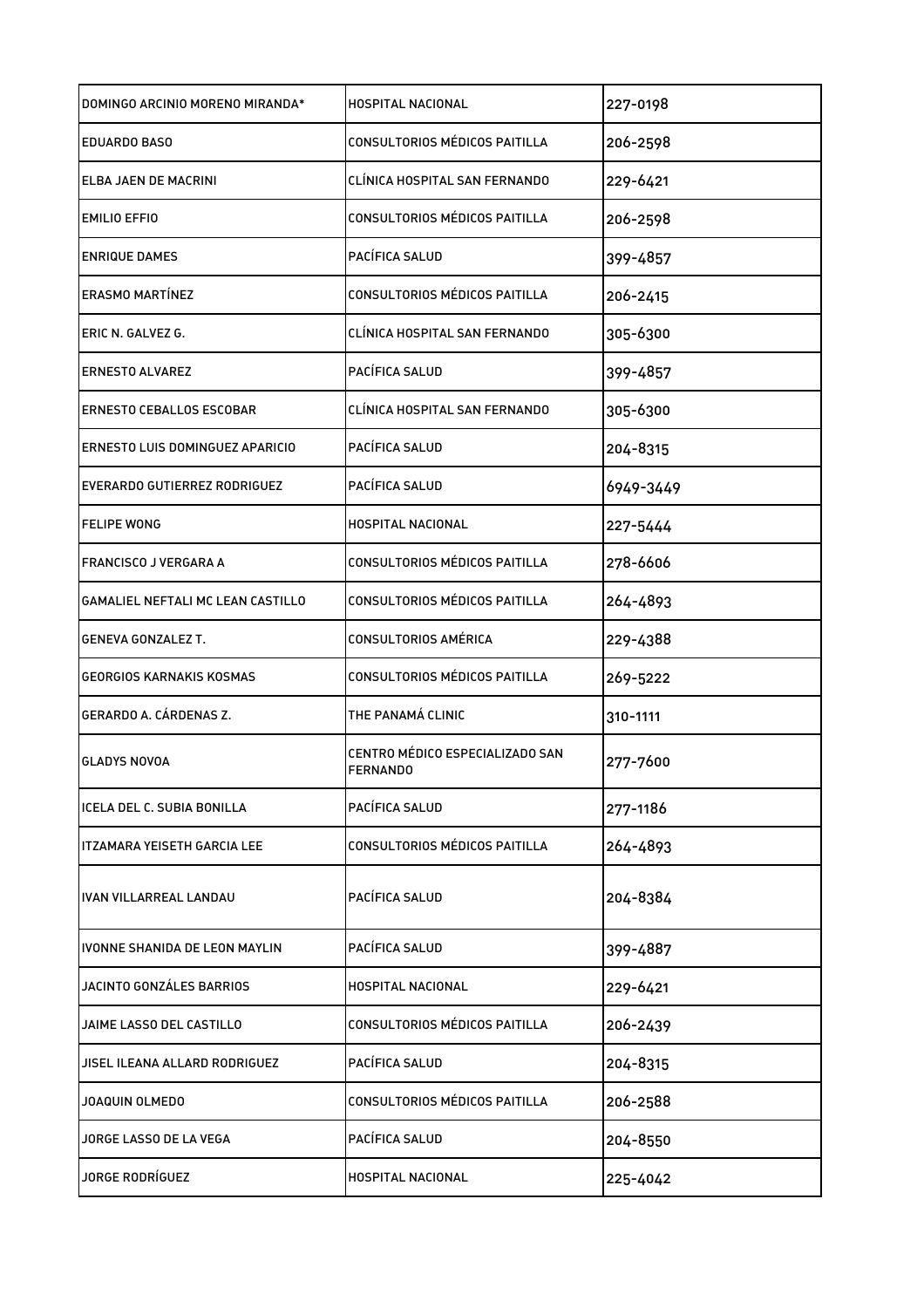| DOMINGO ARCINIO MORENO MIRANDA* | HOSPITAL NACIONAL | 227-0198 |
|---|---|---|
| EDUARDO BASO | CONSULTORIOS MÉDICOS PAITILLA | 206-2598 |
| ELBA JAEN DE MACRINI | CLÍNICA HOSPITAL SAN FERNANDO | 229-6421 |
| EMILIO EFFIO | CONSULTORIOS MÉDICOS PAITILLA | 206-2598 |
| ENRIQUE DAMES | PACÍFICA SALUD | 399-4857 |
| ERASMO MARTÍNEZ | CONSULTORIOS MÉDICOS PAITILLA | 206-2415 |
| ERIC N. GALVEZ G. | CLÍNICA HOSPITAL SAN FERNANDO | 305-6300 |
| ERNESTO ALVAREZ | PACÍFICA SALUD | 399-4857 |
| ERNESTO CEBALLOS ESCOBAR | CLÍNICA HOSPITAL SAN FERNANDO | 305-6300 |
| ERNESTO LUIS DOMINGUEZ APARICIO | PACÍFICA SALUD | 204-8315 |
| EVERARDO GUTIERREZ RODRIGUEZ | PACÍFICA SALUD | 6949-3449 |
| FELIPE WONG | HOSPITAL NACIONAL | 227-5444 |
| FRANCISCO J VERGARA A | CONSULTORIOS MÉDICOS PAITILLA | 278-6606 |
| GAMALIEL NEFTALI MC LEAN CASTILLO | CONSULTORIOS MÉDICOS PAITILLA | 264-4893 |
| GENEVA GONZALEZ T. | CONSULTORIOS AMÉRICA | 229-4388 |
| GEORGIOS KARNAKIS KOSMAS | CONSULTORIOS MÉDICOS PAITILLA | 269-5222 |
| GERARDO A. CÁRDENAS Z. | THE PANAMÁ CLINIC | 310-1111 |
| GLADYS NOVOA | CENTRO MÉDICO ESPECIALIZADO SAN FERNANDO | 277-7600 |
| ICELA DEL C. SUBIA BONILLA | PACÍFICA SALUD | 277-1186 |
| ITZAMARA YEISETH GARCIA LEE | CONSULTORIOS MÉDICOS PAITILLA | 264-4893 |
| IVAN VILLARREAL LANDAU | PACÍFICA SALUD | 204-8384 |
| IVONNE SHANIDA DE LEON MAYLIN | PACÍFICA SALUD | 399-4887 |
| JACINTO GONZÁLES BARRIOS | HOSPITAL NACIONAL | 229-6421 |
| JAIME LASSO DEL CASTILLO | CONSULTORIOS MÉDICOS PAITILLA | 206-2439 |
| JISEL ILEANA ALLARD RODRIGUEZ | PACÍFICA SALUD | 204-8315 |
| JOAQUIN OLMEDO | CONSULTORIOS MÉDICOS PAITILLA | 206-2588 |
| JORGE LASSO DE LA VEGA | PACÍFICA SALUD | 204-8550 |
| JORGE RODRÍGUEZ | HOSPITAL NACIONAL | 225-4042 |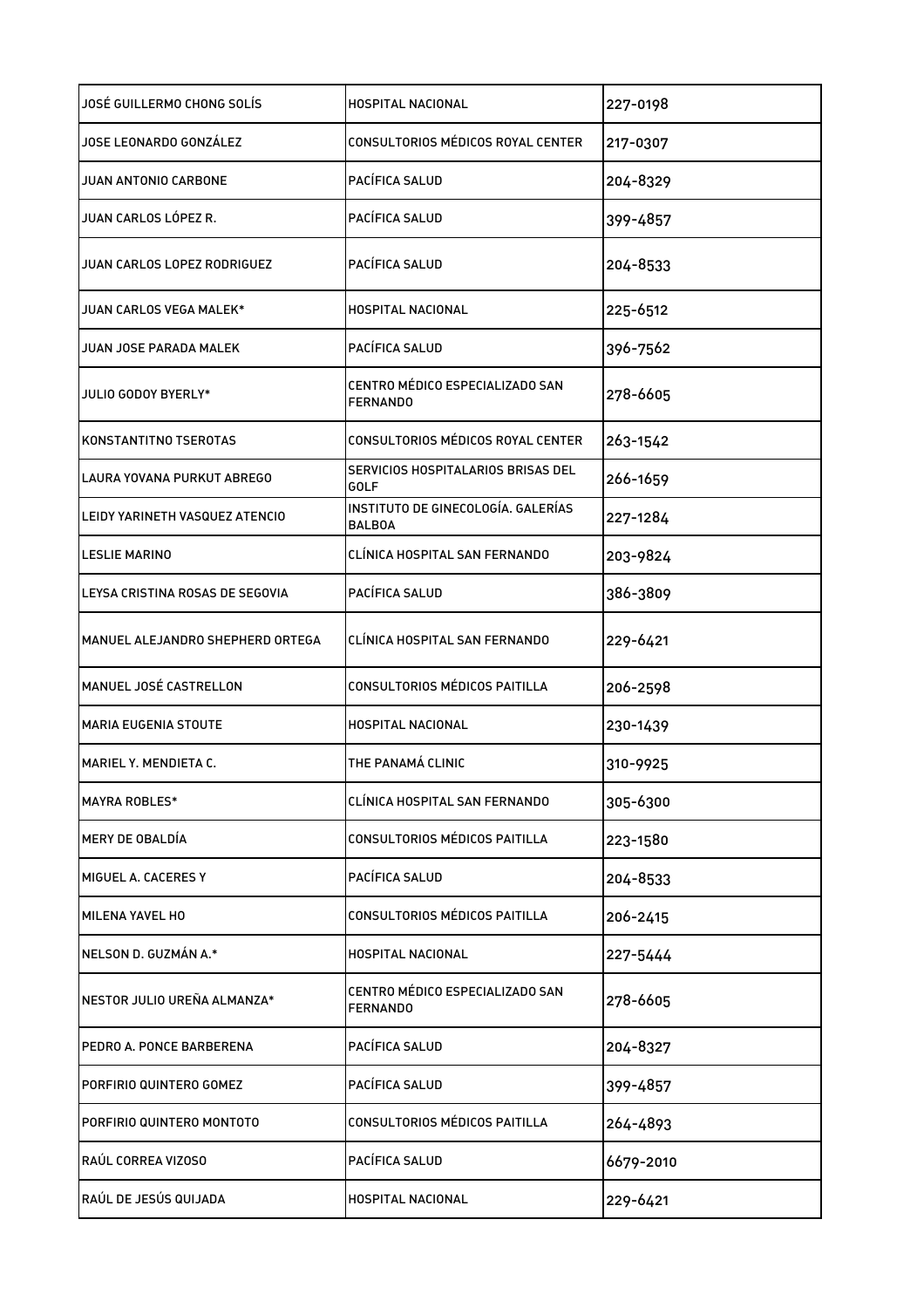| JOSÉ GUILLERMO CHONG SOLÍS | HOSPITAL NACIONAL | 227-0198 |
|---|---|---|
| JOSE LEONARDO GONZÁLEZ | CONSULTORIOS MÉDICOS ROYAL CENTER | 217-0307 |
| JUAN ANTONIO CARBONE | PACÍFICA SALUD | 204-8329 |
| JUAN CARLOS LÓPEZ R. | PACÍFICA SALUD | 399-4857 |
| JUAN CARLOS LOPEZ RODRIGUEZ | PACÍFICA SALUD | 204-8533 |
| JUAN CARLOS VEGA MALEK* | HOSPITAL NACIONAL | 225-6512 |
| JUAN JOSE PARADA MALEK | PACÍFICA SALUD | 396-7562 |
| JULIO GODOY BYERLY* | CENTRO MÉDICO ESPECIALIZADO SAN FERNANDO | 278-6605 |
| KONSTANTITNO TSEROTAS | CONSULTORIOS MÉDICOS ROYAL CENTER | 263-1542 |
| LAURA YOVANA PURKUT ABREGO | SERVICIOS HOSPITALARIOS BRISAS DEL GOLF | 266-1659 |
| LEIDY YARINETH VASQUEZ ATENCIO | INSTITUTO DE GINECOLOGÍA. GALERÍAS BALBOA | 227-1284 |
| LESLIE MARINO | CLÍNICA HOSPITAL SAN FERNANDO | 203-9824 |
| LEYSA CRISTINA ROSAS DE SEGOVIA | PACÍFICA SALUD | 386-3809 |
| MANUEL ALEJANDRO SHEPHERD ORTEGA | CLÍNICA HOSPITAL SAN FERNANDO | 229-6421 |
| MANUEL JOSÉ CASTRELLON | CONSULTORIOS MÉDICOS PAITILLA | 206-2598 |
| MARIA EUGENIA STOUTE | HOSPITAL NACIONAL | 230-1439 |
| MARIEL Y. MENDIETA C. | THE PANAMÁ CLINIC | 310-9925 |
| MAYRA ROBLES* | CLÍNICA HOSPITAL SAN FERNANDO | 305-6300 |
| MERY DE OBALDÍA | CONSULTORIOS MÉDICOS PAITILLA | 223-1580 |
| MIGUEL A. CACERES Y | PACÍFICA SALUD | 204-8533 |
| MILENA YAVEL HO | CONSULTORIOS MÉDICOS PAITILLA | 206-2415 |
| NELSON D. GUZMÁN A.* | HOSPITAL NACIONAL | 227-5444 |
| NESTOR JULIO UREÑA ALMANZA* | CENTRO MÉDICO ESPECIALIZADO SAN FERNANDO | 278-6605 |
| PEDRO A. PONCE BARBERENA | PACÍFICA SALUD | 204-8327 |
| PORFIRIO QUINTERO GOMEZ | PACÍFICA SALUD | 399-4857 |
| PORFIRIO QUINTERO MONTOTO | CONSULTORIOS MÉDICOS PAITILLA | 264-4893 |
| RAÚL CORREA VIZOSO | PACÍFICA SALUD | 6679-2010 |
| RAÚL DE JESÚS QUIJADA | HOSPITAL NACIONAL | 229-6421 |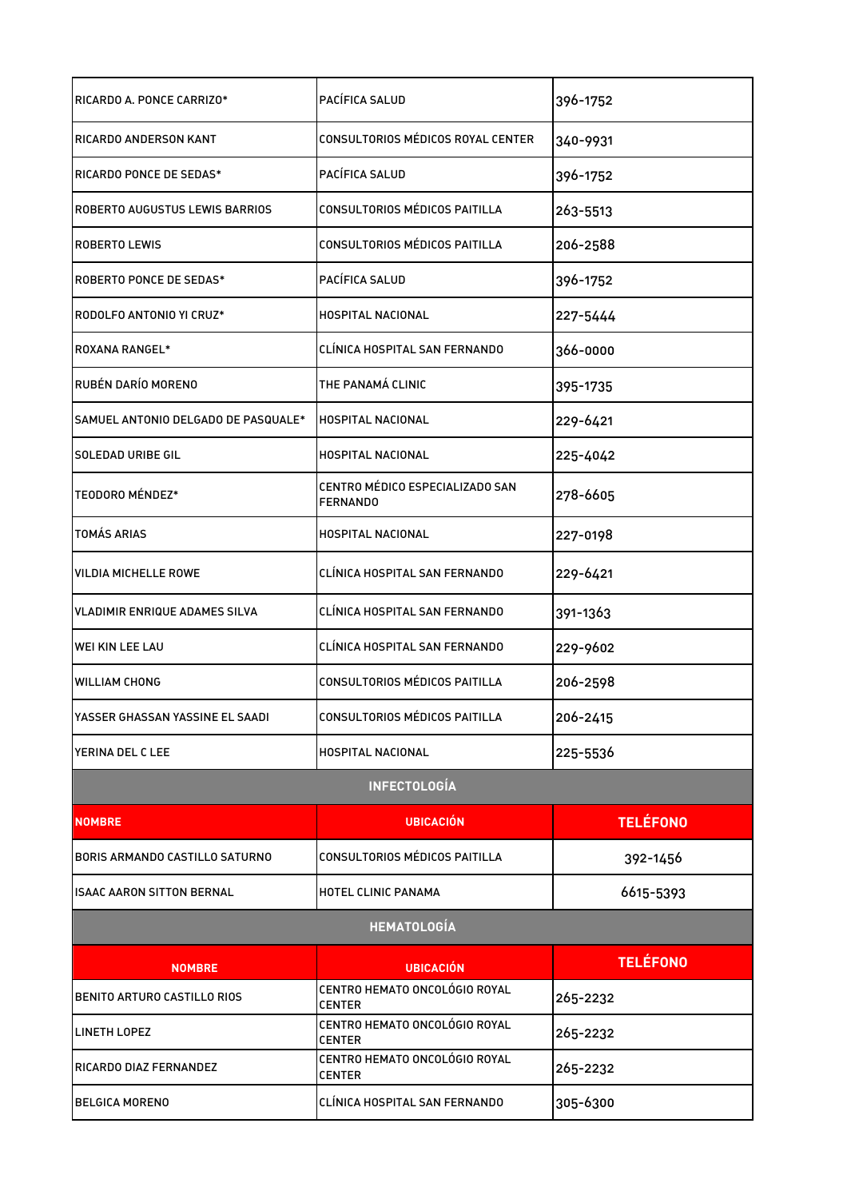| | | |
|---|---|---|
| RICARDO A. PONCE CARRIZO* | PACÍFICA SALUD | 396-1752 |
| RICARDO ANDERSON KANT | CONSULTORIOS MÉDICOS ROYAL CENTER | 340-9931 |
| RICARDO PONCE DE SEDAS* | PACÍFICA SALUD | 396-1752 |
| ROBERTO AUGUSTUS LEWIS BARRIOS | CONSULTORIOS MÉDICOS PAITILLA | 263-5513 |
| ROBERTO LEWIS | CONSULTORIOS MÉDICOS PAITILLA | 206-2588 |
| ROBERTO PONCE DE SEDAS* | PACÍFICA SALUD | 396-1752 |
| RODOLFO ANTONIO YI CRUZ* | HOSPITAL NACIONAL | 227-5444 |
| ROXANA RANGEL* | CLÍNICA HOSPITAL SAN FERNANDO | 366-0000 |
| RUBÉN DARÍO MORENO | THE PANAMÁ CLINIC | 395-1735 |
| SAMUEL ANTONIO DELGADO DE PASQUALE* | HOSPITAL NACIONAL | 229-6421 |
| SOLEDAD URIBE GIL | HOSPITAL NACIONAL | 225-4042 |
| TEODORO MÉNDEZ* | CENTRO MÉDICO ESPECIALIZADO SAN FERNANDO | 278-6605 |
| TOMÁS ARIAS | HOSPITAL NACIONAL | 227-0198 |
| VILDIA MICHELLE ROWE | CLÍNICA HOSPITAL SAN FERNANDO | 229-6421 |
| VLADIMIR ENRIQUE ADAMES SILVA | CLÍNICA HOSPITAL SAN FERNANDO | 391-1363 |
| WEI KIN LEE LAU | CLÍNICA HOSPITAL SAN FERNANDO | 229-9602 |
| WILLIAM CHONG | CONSULTORIOS MÉDICOS PAITILLA | 206-2598 |
| YASSER GHASSAN YASSINE EL SAADI | CONSULTORIOS MÉDICOS PAITILLA | 206-2415 |
| YERINA DEL C LEE | HOSPITAL NACIONAL | 225-5536 |

## INFECTOLOGÍA

| NOMBRE | UBICACIÓN | TELÉFONO |
|---|---|---|
| BORIS ARMANDO CASTILLO SATURNO | CONSULTORIOS MÉDICOS PAITILLA | 392-1456 |
| ISAAC AARON SITTON BERNAL | HOTEL CLINIC PANAMA | 6615-5393 |

## HEMATOLOGÍA

| NOMBRE | UBICACIÓN | TELÉFONO |
|---|---|---|
| BENITO ARTURO CASTILLO RIOS | CENTRO HEMATO ONCOLÓGIO ROYAL CENTER | 265-2232 |
| LINETH LOPEZ | CENTRO HEMATO ONCOLÓGIO ROYAL CENTER | 265-2232 |
| RICARDO DIAZ FERNANDEZ | CENTRO HEMATO ONCOLÓGIO ROYAL CENTER | 265-2232 |
| BELGICA MORENO | CLÍNICA HOSPITAL SAN FERNANDO | 305-6300 |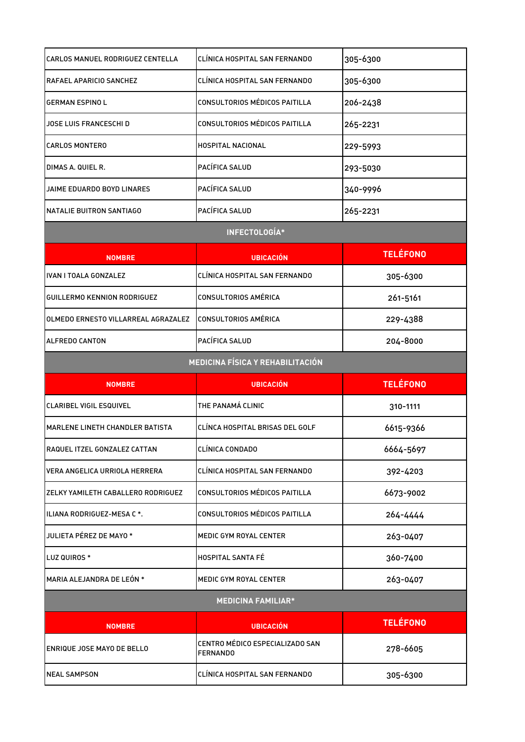| | | |
|---|---|---|
| CARLOS MANUEL RODRIGUEZ CENTELLA | CLÍNICA HOSPITAL SAN FERNANDO | 305-6300 |
| RAFAEL APARICIO SANCHEZ | CLÍNICA HOSPITAL SAN FERNANDO | 305-6300 |
| GERMAN ESPINO L | CONSULTORIOS MÉDICOS PAITILLA | 206-2438 |
| JOSE LUIS FRANCESCHI D | CONSULTORIOS MÉDICOS PAITILLA | 265-2231 |
| CARLOS MONTERO | HOSPITAL NACIONAL | 229-5993 |
| DIMAS A. QUIEL R. | PACÍFICA SALUD | 293-5030 |
| JAIME EDUARDO BOYD LINARES | PACÍFICA SALUD | 340-9996 |
| NATALIE BUITRON SANTIAGO | PACÍFICA SALUD | 265-2231 |

## INFECTOLOGÍA*

| NOMBRE | UBICACIÓN | TELÉFONO |
|---|---|---|
| IVAN I TOALA GONZALEZ | CLÍNICA HOSPITAL SAN FERNANDO | 305-6300 |
| GUILLERMO KENNION RODRIGUEZ | CONSULTORIOS AMÉRICA | 261-5161 |
| OLMEDO ERNESTO VILLARREAL AGRAZALEZ | CONSULTORIOS AMÉRICA | 229-4388 |
| ALFREDO CANTON | PACÍFICA SALUD | 204-8000 |

## MEDICINA FÍSICA Y REHABILITACIÓN

| NOMBRE | UBICACIÓN | TELÉFONO |
|---|---|---|
| CLARIBEL VIGIL ESQUIVEL | THE PANAMÁ CLINIC | 310-1111 |
| MARLENE LINETH CHANDLER BATISTA | CLÍNCA HOSPITAL BRISAS DEL GOLF | 6615-9366 |
| RAQUEL ITZEL GONZALEZ CATTAN | CLÍNICA CONDADO | 6664-5697 |
| VERA ANGELICA URRIOLA HERRERA | CLÍNICA HOSPITAL SAN FERNANDO | 392-4203 |
| ZELKY YAMILETH CABALLERO RODRIGUEZ | CONSULTORIOS MÉDICOS PAITILLA | 6673-9002 |
| ILIANA RODRIGUEZ-MESA C *. | CONSULTORIOS MÉDICOS PAITILLA | 264-4444 |
| JULIETA PÉREZ DE MAYO * | MEDIC GYM ROYAL CENTER | 263-0407 |
| LUZ QUIROS * | HOSPITAL SANTA FÉ | 360-7400 |
| MARIA ALEJANDRA DE LEÓN * | MEDIC GYM ROYAL CENTER | 263-0407 |

## MEDICINA FAMILIAR*

| NOMBRE | UBICACIÓN | TELÉFONO |
|---|---|---|
| ENRIQUE JOSE MAYO DE BELLO | CENTRO MÉDICO ESPECIALIZADO SAN FERNANDO | 278-6605 |
| NEAL SAMPSON | CLÍNICA HOSPITAL SAN FERNANDO | 305-6300 |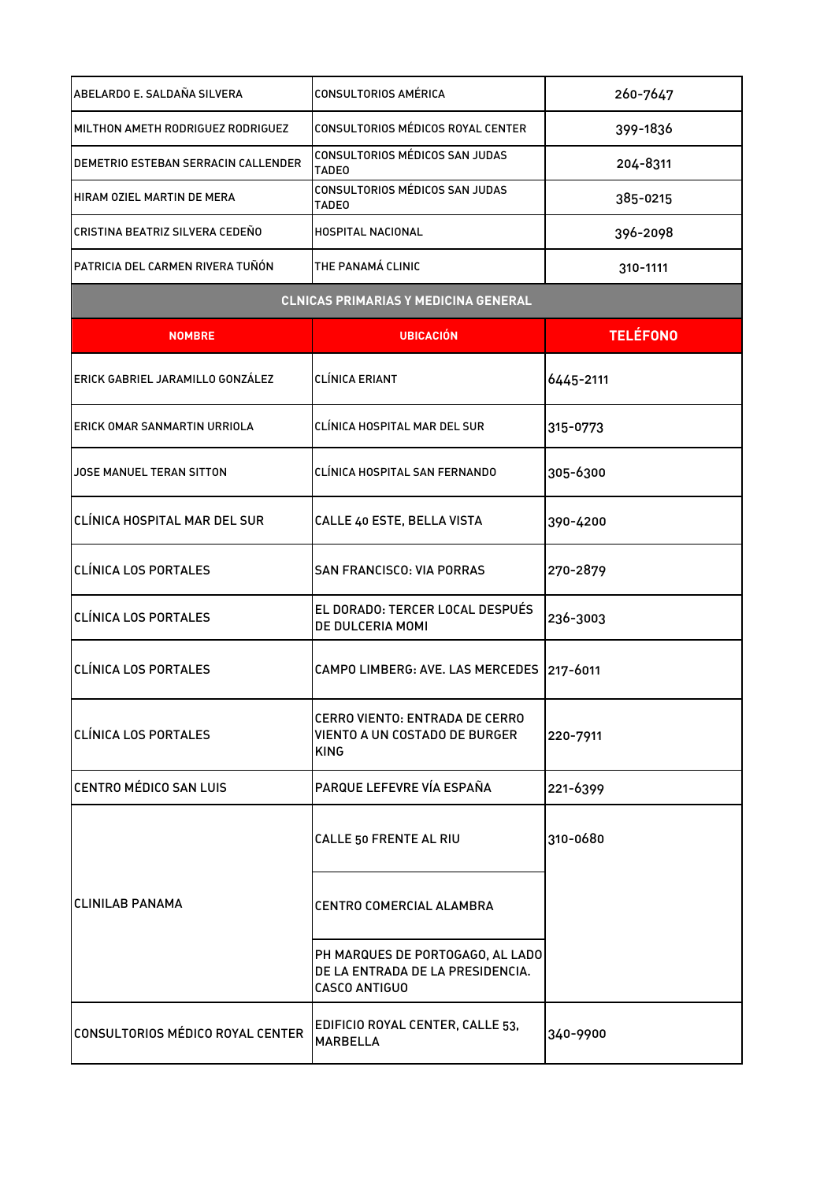| | | |
|---|---|---|
| ABELARDO E. SALDAÑA SILVERA | CONSULTORIOS AMÉRICA | 260-7647 |
| MILTHON AMETH RODRIGUEZ RODRIGUEZ | CONSULTORIOS MÉDICOS ROYAL CENTER | 399-1836 |
| DEMETRIO ESTEBAN SERRACIN CALLENDER | CONSULTORIOS MÉDICOS SAN JUDAS TADEO | 204-8311 |
| HIRAM OZIEL MARTIN DE MERA | CONSULTORIOS MÉDICOS SAN JUDAS TADEO | 385-0215 |
| CRISTINA BEATRIZ SILVERA CEDEÑO | HOSPITAL NACIONAL | 396-2098 |
| PATRICIA DEL CARMEN RIVERA TUÑÓN | THE PANAMÁ CLINIC | 310-1111 |

## CLNICAS PRIMARIAS Y MEDICINA GENERAL

| NOMBRE | UBICACIÓN | TELÉFONO |
|---|---|---|
| ERICK GABRIEL JARAMILLO GONZÁLEZ | CLÍNICA ERIANT | 6445-2111 |
| ERICK OMAR SANMARTIN URRIOLA | CLÍNICA HOSPITAL MAR DEL SUR | 315-0773 |
| JOSE MANUEL TERAN SITTON | CLÍNICA HOSPITAL SAN FERNANDO | 305-6300 |
| CLÍNICA HOSPITAL MAR DEL SUR | CALLE 40 ESTE, BELLA VISTA | 390-4200 |
| CLÍNICA LOS PORTALES | SAN FRANCISCO: VIA PORRAS | 270-2879 |
| CLÍNICA LOS PORTALES | EL DORADO: TERCER LOCAL DESPUÉS DE DULCERIA MOMI | 236-3003 |
| CLÍNICA LOS PORTALES | CAMPO LIMBERG: AVE. LAS MERCEDES | 217-6011 |
| CLÍNICA LOS PORTALES | CERRO VIENTO: ENTRADA DE CERRO VIENTO A UN COSTADO DE BURGER KING | 220-7911 |
| CENTRO MÉDICO SAN LUIS | PARQUE LEFEVRE VÍA ESPAÑA | 221-6399 |
| CLINILAB PANAMA | CALLE 50 FRENTE AL RIU | 310-0680 |
| | CENTRO COMERCIAL ALAMBRA | |
| | PH MARQUES DE PORTOGAGO, AL LADO DE LA ENTRADA DE LA PRESIDENCIA. CASCO ANTIGUO | |
| CONSULTORIOS MÉDICO ROYAL CENTER | EDIFICIO ROYAL CENTER, CALLE 53, MARBELLA | 340-9900 |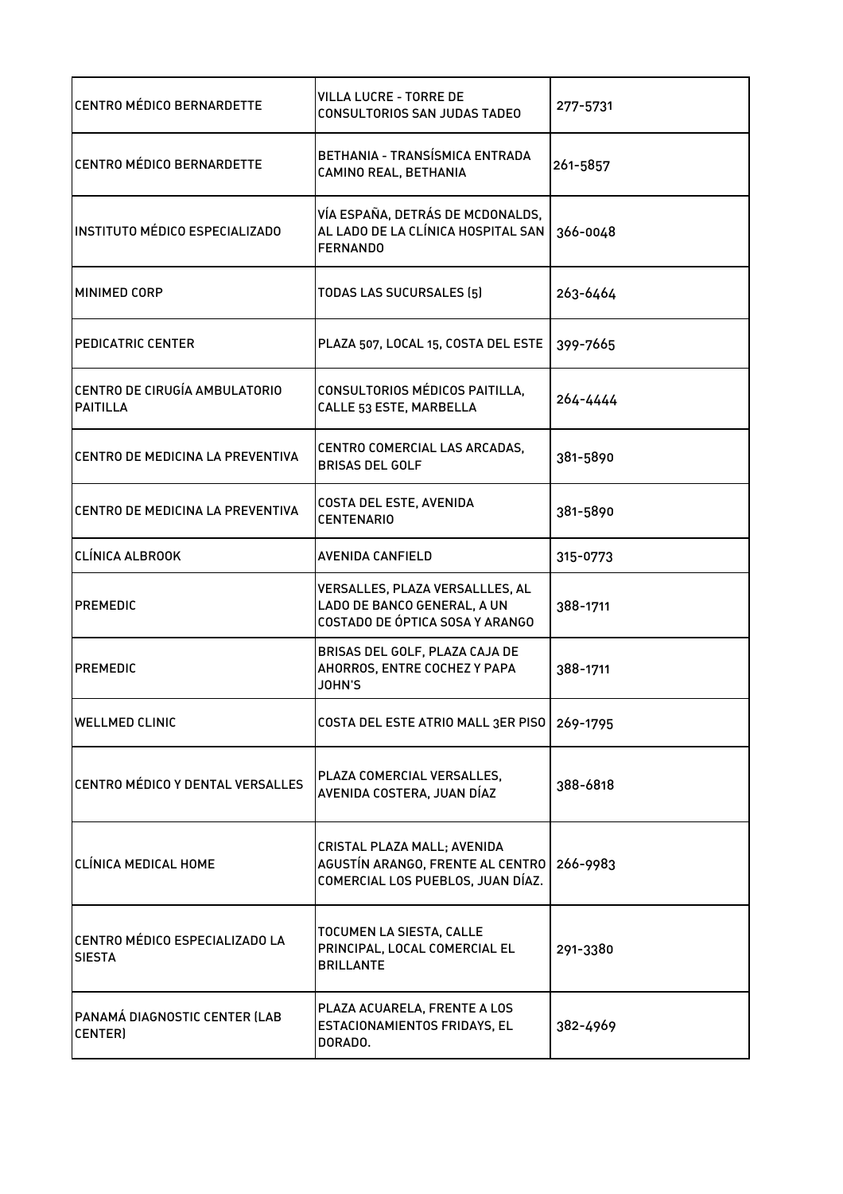| | | |
|---|---|---|
| CENTRO MÉDICO BERNARDETTE | VILLA LUCRE - TORRE DE CONSULTORIOS SAN JUDAS TADEO | 277-5731 |
| CENTRO MÉDICO BERNARDETTE | BETHANIA - TRANSÍSMICA ENTRADA CAMINO REAL, BETHANIA | 261-5857 |
| INSTITUTO MÉDICO ESPECIALIZADO | VÍA ESPAÑA, DETRÁS DE MCDONALDS, AL LADO DE LA CLÍNICA HOSPITAL SAN FERNANDO | 366-0048 |
| MINIMED CORP | TODAS LAS SUCURSALES (5) | 263-6464 |
| PEDICATRIC CENTER | PLAZA 507, LOCAL 15, COSTA DEL ESTE | 399-7665 |
| CENTRO DE CIRUGÍA AMBULATORIO PAITILLA | CONSULTORIOS MÉDICOS PAITILLA, CALLE 53 ESTE, MARBELLA | 264-4444 |
| CENTRO DE MEDICINA LA PREVENTIVA | CENTRO COMERCIAL LAS ARCADAS, BRISAS DEL GOLF | 381-5890 |
| CENTRO DE MEDICINA LA PREVENTIVA | COSTA DEL ESTE, AVENIDA CENTENARIO | 381-5890 |
| CLÍNICA ALBROOK | AVENIDA CANFIELD | 315-0773 |
| PREMEDIC | VERSALLES, PLAZA VERSALLLES, AL LADO DE BANCO GENERAL, A UN COSTADO DE ÓPTICA SOSA Y ARANGO | 388-1711 |
| PREMEDIC | BRISAS DEL GOLF, PLAZA CAJA DE AHORROS, ENTRE COCHEZ Y PAPA JOHN'S | 388-1711 |
| WELLMED CLINIC | COSTA DEL ESTE ATRIO MALL 3ER PISO | 269-1795 |
| CENTRO MÉDICO Y DENTAL VERSALLES | PLAZA COMERCIAL VERSALLES, AVENIDA COSTERA, JUAN DÍAZ | 388-6818 |
| CLÍNICA MEDICAL HOME | CRISTAL PLAZA MALL; AVENIDA AGUSTÍN ARANGO, FRENTE AL CENTRO COMERCIAL LOS PUEBLOS, JUAN DÍAZ. | 266-9983 |
| CENTRO MÉDICO ESPECIALIZADO LA SIESTA | TOCUMEN LA SIESTA, CALLE PRINCIPAL, LOCAL COMERCIAL EL BRILLANTE | 291-3380 |
| PANAMÁ DIAGNOSTIC CENTER (LAB CENTER) | PLAZA ACUARELA, FRENTE A LOS ESTACIONAMIENTOS FRIDAYS, EL DORADO. | 382-4969 |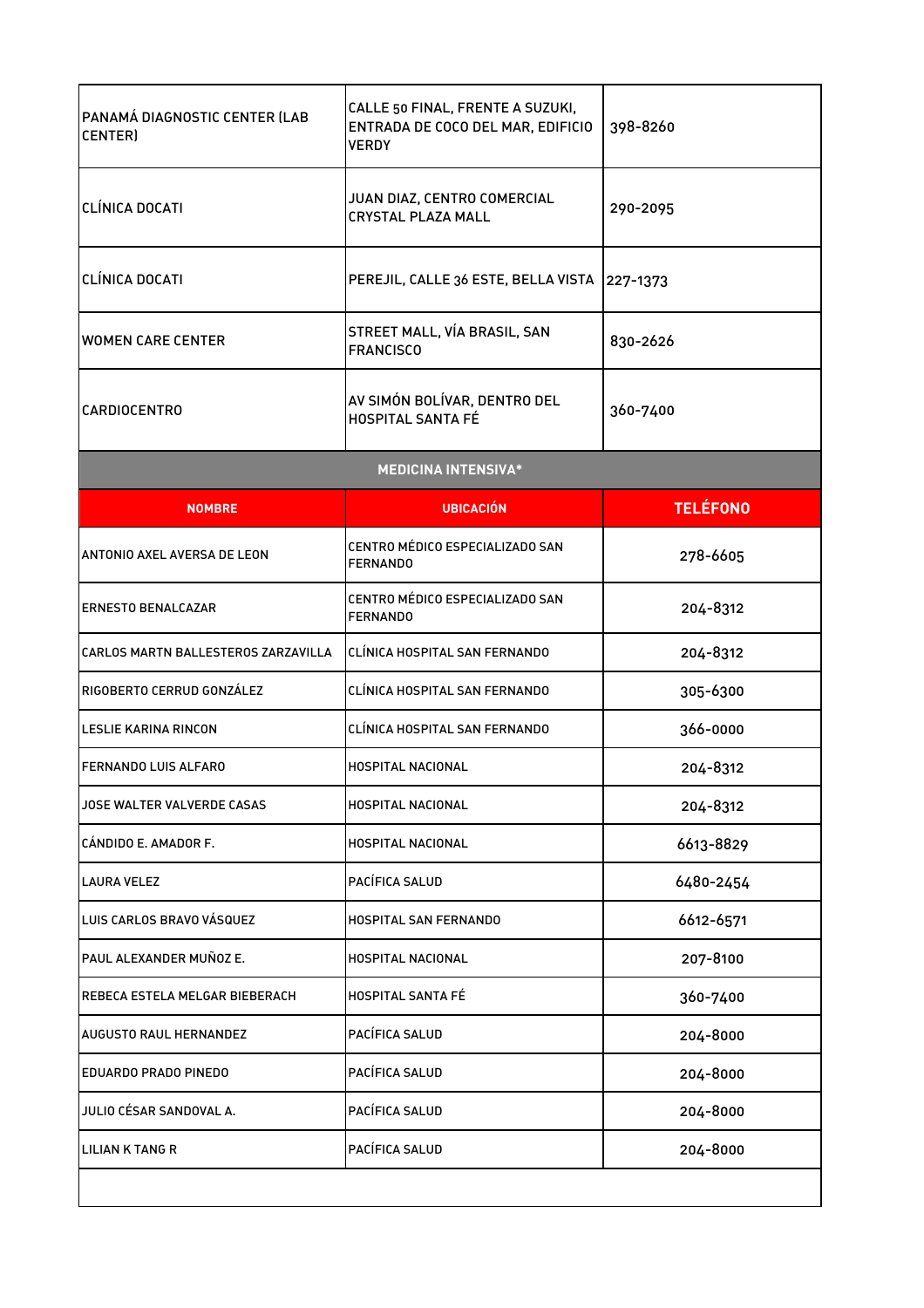| | | |
|---|---|---|
| PANAMÁ DIAGNOSTIC CENTER (LAB CENTER) | CALLE 50 FINAL, FRENTE A SUZUKI, ENTRADA DE COCO DEL MAR, EDIFICIO VERDY | 398-8260 |
| CLÍNICA DOCATI | JUAN DIAZ, CENTRO COMERCIAL CRYSTAL PLAZA MALL | 290-2095 |
| CLÍNICA DOCATI | PEREJIL, CALLE 36 ESTE, BELLA VISTA | 227-1373 |
| WOMEN CARE CENTER | STREET MALL, VÍA BRASIL, SAN FRANCISCO | 830-2626 |
| CARDIOCENTRO | AV SIMÓN BOLÍVAR, DENTRO DEL HOSPITAL SANTA FÉ | 360-7400 |

**MEDICINA INTENSIVA***

| NOMBRE | UBICACIÓN | TELÉFONO |
|---|---|---|
| ANTONIO AXEL AVERSA DE LEON | CENTRO MÉDICO ESPECIALIZADO SAN FERNANDO | 278-6605 |
| ERNESTO BENALCAZAR | CENTRO MÉDICO ESPECIALIZADO SAN FERNANDO | 204-8312 |
| CARLOS MARTN BALLESTEROS ZARZAVILLA | CLÍNICA HOSPITAL SAN FERNANDO | 204-8312 |
| RIGOBERTO CERRUD GONZÁLEZ | CLÍNICA HOSPITAL SAN FERNANDO | 305-6300 |
| LESLIE KARINA RINCON | CLÍNICA HOSPITAL SAN FERNANDO | 366-0000 |
| FERNANDO LUIS ALFARO | HOSPITAL NACIONAL | 204-8312 |
| JOSE WALTER VALVERDE CASAS | HOSPITAL NACIONAL | 204-8312 |
| CÁNDIDO E. AMADOR F. | HOSPITAL NACIONAL | 6613-8829 |
| LAURA VELEZ | PACÍFICA SALUD | 6480-2454 |
| LUIS CARLOS BRAVO VÁSQUEZ | HOSPITAL SAN FERNANDO | 6612-6571 |
| PAUL ALEXANDER MUÑOZ E. | HOSPITAL NACIONAL | 207-8100 |
| REBECA ESTELA MELGAR BIEBERACH | HOSPITAL SANTA FÉ | 360-7400 |
| AUGUSTO RAUL HERNANDEZ | PACÍFICA SALUD | 204-8000 |
| EDUARDO PRADO PINEDO | PACÍFICA SALUD | 204-8000 |
| JULIO CÉSAR SANDOVAL A. | PACÍFICA SALUD | 204-8000 |
| LILIAN K TANG R | PACÍFICA SALUD | 204-8000 |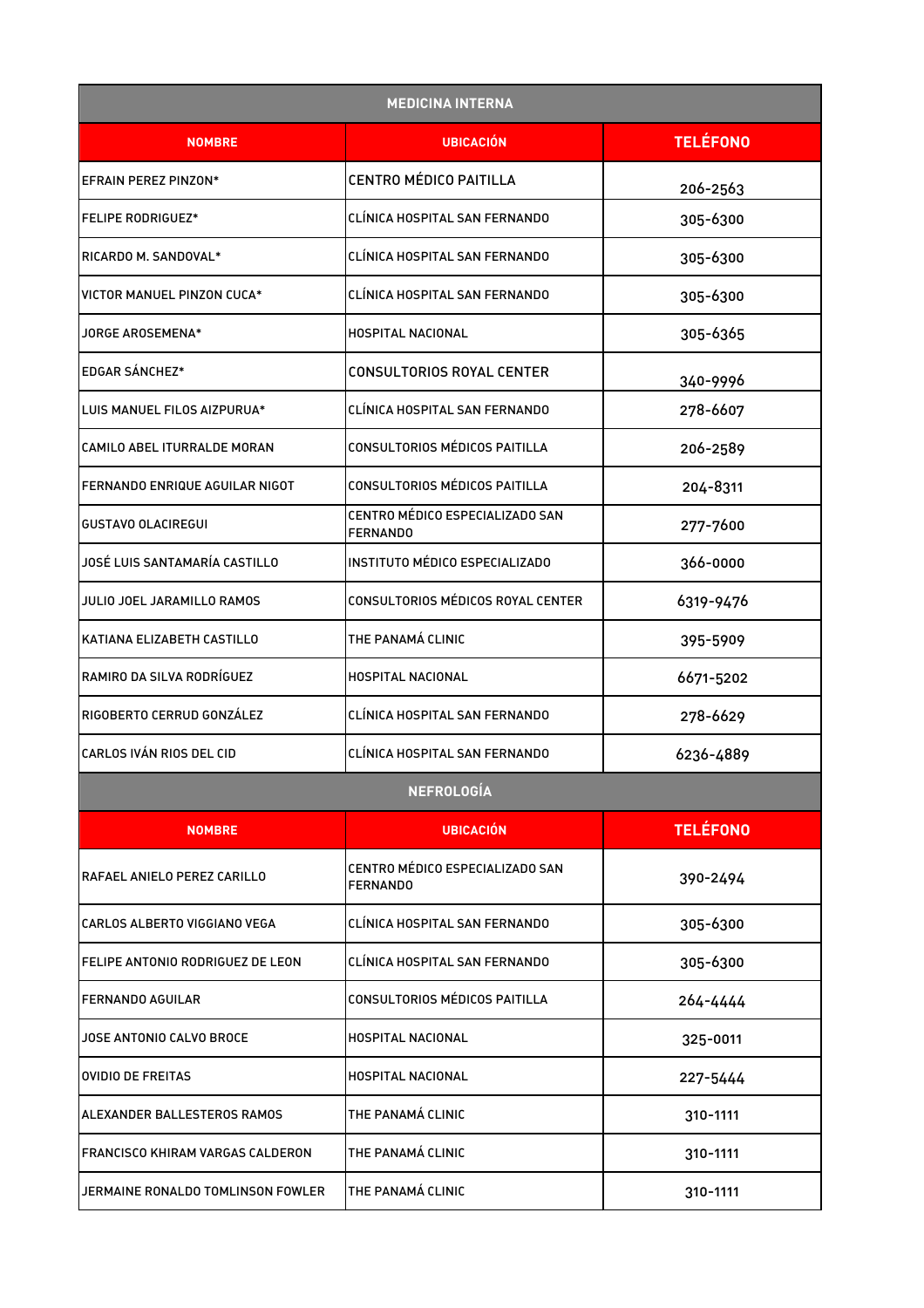| MEDICINA INTERNA | | |
|---|---|---|
| **NOMBRE** | **UBICACIÓN** | **TELÉFONO** |
| EFRAIN PEREZ PINZON* | CENTRO MÉDICO PAITILLA | 206-2563 |
| FELIPE RODRIGUEZ* | CLÍNICA HOSPITAL SAN FERNANDO | 305-6300 |
| RICARDO M. SANDOVAL* | CLÍNICA HOSPITAL SAN FERNANDO | 305-6300 |
| VICTOR MANUEL PINZON CUCA* | CLÍNICA HOSPITAL SAN FERNANDO | 305-6300 |
| JORGE AROSEMENA* | HOSPITAL NACIONAL | 305-6365 |
| EDGAR SÁNCHEZ* | CONSULTORIOS ROYAL CENTER | 340-9996 |
| LUIS MANUEL FILOS AIZPURUA* | CLÍNICA HOSPITAL SAN FERNANDO | 278-6607 |
| CAMILO ABEL ITURRALDE MORAN | CONSULTORIOS MÉDICOS PAITILLA | 206-2589 |
| FERNANDO ENRIQUE AGUILAR NIGOT | CONSULTORIOS MÉDICOS PAITILLA | 204-8311 |
| GUSTAVO OLACIREGUI | CENTRO MÉDICO ESPECIALIZADO SAN FERNANDO | 277-7600 |
| JOSÉ LUIS SANTAMARÍA CASTILLO | INSTITUTO MÉDICO ESPECIALIZADO | 366-0000 |
| JULIO JOEL JARAMILLO RAMOS | CONSULTORIOS MÉDICOS ROYAL CENTER | 6319-9476 |
| KATIANA ELIZABETH CASTILLO | THE PANAMÁ CLINIC | 395-5909 |
| RAMIRO DA SILVA RODRÍGUEZ | HOSPITAL NACIONAL | 6671-5202 |
| RIGOBERTO CERRUD GONZÁLEZ | CLÍNICA HOSPITAL SAN FERNANDO | 278-6629 |
| CARLOS IVÁN RIOS DEL CID | CLÍNICA HOSPITAL SAN FERNANDO | 6236-4889 |

| NEFROLOGÍA | | |
|---|---|---|
| **NOMBRE** | **UBICACIÓN** | **TELÉFONO** |
| RAFAEL ANIELO PEREZ CARILLO | CENTRO MÉDICO ESPECIALIZADO SAN FERNANDO | 390-2494 |
| CARLOS ALBERTO VIGGIANO VEGA | CLÍNICA HOSPITAL SAN FERNANDO | 305-6300 |
| FELIPE ANTONIO RODRIGUEZ DE LEON | CLÍNICA HOSPITAL SAN FERNANDO | 305-6300 |
| FERNANDO AGUILAR | CONSULTORIOS MÉDICOS PAITILLA | 264-4444 |
| JOSE ANTONIO CALVO BROCE | HOSPITAL NACIONAL | 325-0011 |
| OVIDIO DE FREITAS | HOSPITAL NACIONAL | 227-5444 |
| ALEXANDER BALLESTEROS RAMOS | THE PANAMÁ CLINIC | 310-1111 |
| FRANCISCO KHIRAM VARGAS CALDERON | THE PANAMÁ CLINIC | 310-1111 |
| JERMAINE RONALDO TOMLINSON FOWLER | THE PANAMÁ CLINIC | 310-1111 |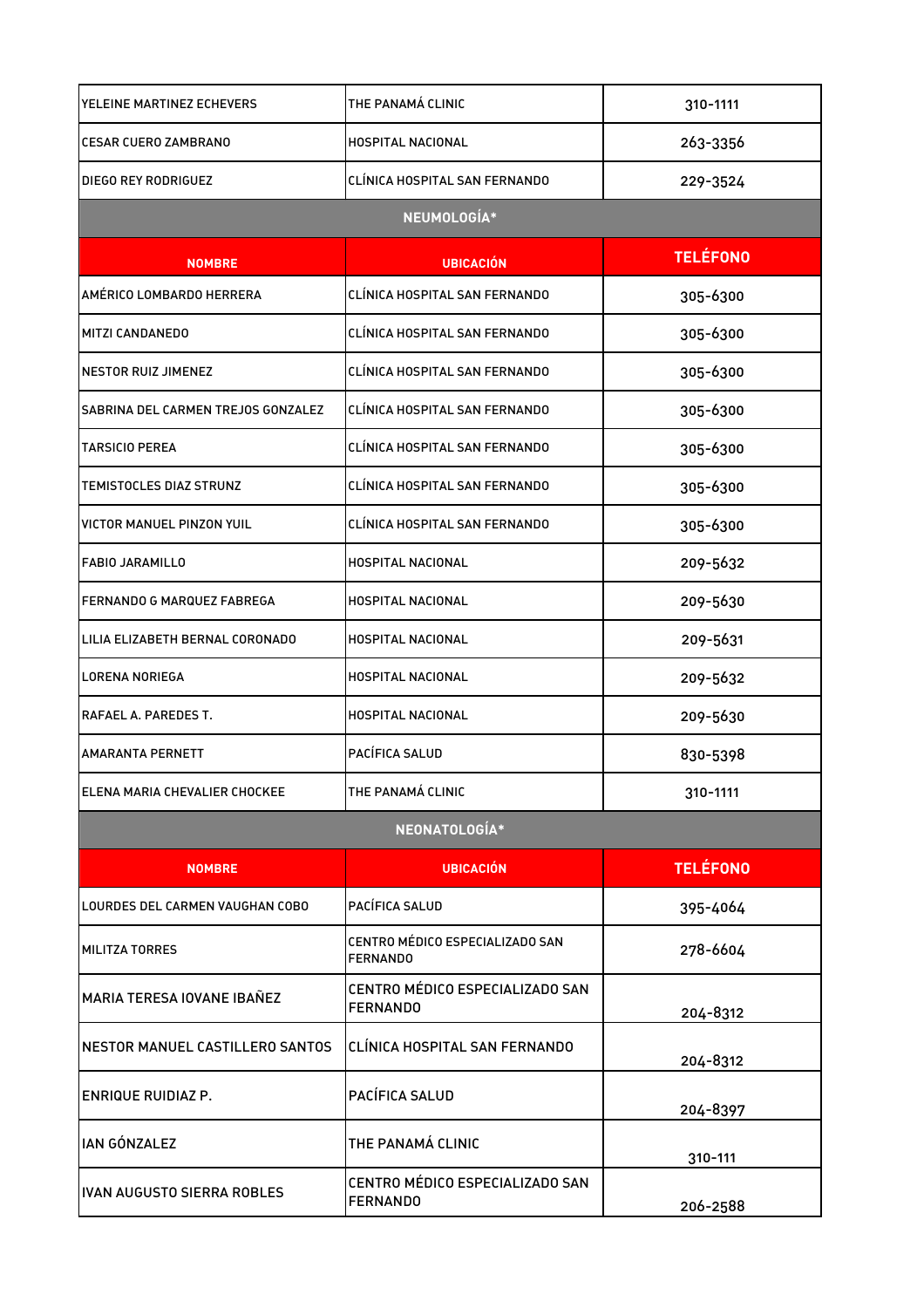| | | |
|---|---|---|
| YELEINE MARTINEZ ECHEVERS | THE PANAMÁ CLINIC | 310-1111 |
| CESAR CUERO ZAMBRANO | HOSPITAL NACIONAL | 263-3356 |
| DIEGO REY RODRIGUEZ | CLÍNICA HOSPITAL SAN FERNANDO | 229-3524 |

## NEUMOLOGÍA*

| NOMBRE | UBICACIÓN | TELÉFONO |
|---|---|---|
| AMÉRICO LOMBARDO HERRERA | CLÍNICA HOSPITAL SAN FERNANDO | 305-6300 |
| MITZI CANDANEDO | CLÍNICA HOSPITAL SAN FERNANDO | 305-6300 |
| NESTOR RUIZ JIMENEZ | CLÍNICA HOSPITAL SAN FERNANDO | 305-6300 |
| SABRINA DEL CARMEN TREJOS GONZALEZ | CLÍNICA HOSPITAL SAN FERNANDO | 305-6300 |
| TARSICIO PEREA | CLÍNICA HOSPITAL SAN FERNANDO | 305-6300 |
| TEMISTOCLES DIAZ STRUNZ | CLÍNICA HOSPITAL SAN FERNANDO | 305-6300 |
| VICTOR MANUEL PINZON YUIL | CLÍNICA HOSPITAL SAN FERNANDO | 305-6300 |
| FABIO JARAMILLO | HOSPITAL NACIONAL | 209-5632 |
| FERNANDO G MARQUEZ FABREGA | HOSPITAL NACIONAL | 209-5630 |
| LILIA ELIZABETH BERNAL CORONADO | HOSPITAL NACIONAL | 209-5631 |
| LORENA NORIEGA | HOSPITAL NACIONAL | 209-5632 |
| RAFAEL A. PAREDES T. | HOSPITAL NACIONAL | 209-5630 |
| AMARANTA PERNETT | PACÍFICA SALUD | 830-5398 |
| ELENA MARIA CHEVALIER CHOCKEE | THE PANAMÁ CLINIC | 310-1111 |

## NEONATOLOGÍA*

| NOMBRE | UBICACIÓN | TELÉFONO |
|---|---|---|
| LOURDES DEL CARMEN VAUGHAN COBO | PACÍFICA SALUD | 395-4064 |
| MILITZA TORRES | CENTRO MÉDICO ESPECIALIZADO SAN FERNANDO | 278-6604 |
| MARIA TERESA IOVANE IBAÑEZ | CENTRO MÉDICO ESPECIALIZADO SAN FERNANDO | 204-8312 |
| NESTOR MANUEL CASTILLERO SANTOS | CLÍNICA HOSPITAL SAN FERNANDO | 204-8312 |
| ENRIQUE RUIDIAZ P. | PACÍFICA SALUD | 204-8397 |
| IAN GÓNZALEZ | THE PANAMÁ CLINIC | 310-111 |
| IVAN AUGUSTO SIERRA ROBLES | CENTRO MÉDICO ESPECIALIZADO SAN FERNANDO | 206-2588 |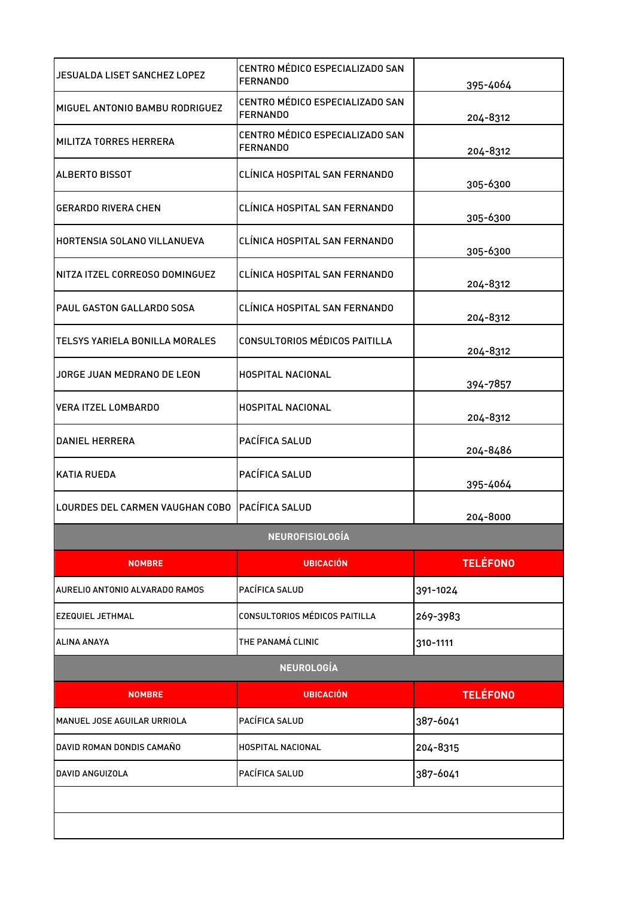| | | |
|---|---|---|
| JESUALDA LISET SANCHEZ LOPEZ | CENTRO MÉDICO ESPECIALIZADO SAN FERNANDO | 395-4064 |
| MIGUEL ANTONIO BAMBU RODRIGUEZ | CENTRO MÉDICO ESPECIALIZADO SAN FERNANDO | 204-8312 |
| MILITZA TORRES HERRERA | CENTRO MÉDICO ESPECIALIZADO SAN FERNANDO | 204-8312 |
| ALBERTO BISSOT | CLÍNICA HOSPITAL SAN FERNANDO | 305-6300 |
| GERARDO RIVERA CHEN | CLÍNICA HOSPITAL SAN FERNANDO | 305-6300 |
| HORTENSIA SOLANO VILLANUEVA | CLÍNICA HOSPITAL SAN FERNANDO | 305-6300 |
| NITZA ITZEL CORREOSO DOMINGUEZ | CLÍNICA HOSPITAL SAN FERNANDO | 204-8312 |
| PAUL GASTON GALLARDO SOSA | CLÍNICA HOSPITAL SAN FERNANDO | 204-8312 |
| TELSYS YARIELA BONILLA MORALES | CONSULTORIOS MÉDICOS PAITILLA | 204-8312 |
| JORGE JUAN MEDRANO DE LEON | HOSPITAL NACIONAL | 394-7857 |
| VERA ITZEL LOMBARDO | HOSPITAL NACIONAL | 204-8312 |
| DANIEL HERRERA | PACÍFICA SALUD | 204-8486 |
| KATIA RUEDA | PACÍFICA SALUD | 395-4064 |
| LOURDES DEL CARMEN VAUGHAN COBO | PACÍFICA SALUD | 204-8000 |

## NEUROFISIOLOGÍA

| NOMBRE | UBICACIÓN | TELÉFONO |
|---|---|---|
| AURELIO ANTONIO ALVARADO RAMOS | PACÍFICA SALUD | 391-1024 |
| EZEQUIEL JETHMAL | CONSULTORIOS MÉDICOS PAITILLA | 269-3983 |
| ALINA ANAYA | THE PANAMÁ CLINIC | 310-1111 |

## NEUROLOGÍA

| NOMBRE | UBICACIÓN | TELÉFONO |
|---|---|---|
| MANUEL JOSE AGUILAR URRIOLA | PACÍFICA SALUD | 387-6041 |
| DAVID ROMAN DONDIS CAMAÑO | HOSPITAL NACIONAL | 204-8315 |
| DAVID ANGUIZOLA | PACÍFICA SALUD | 387-6041 |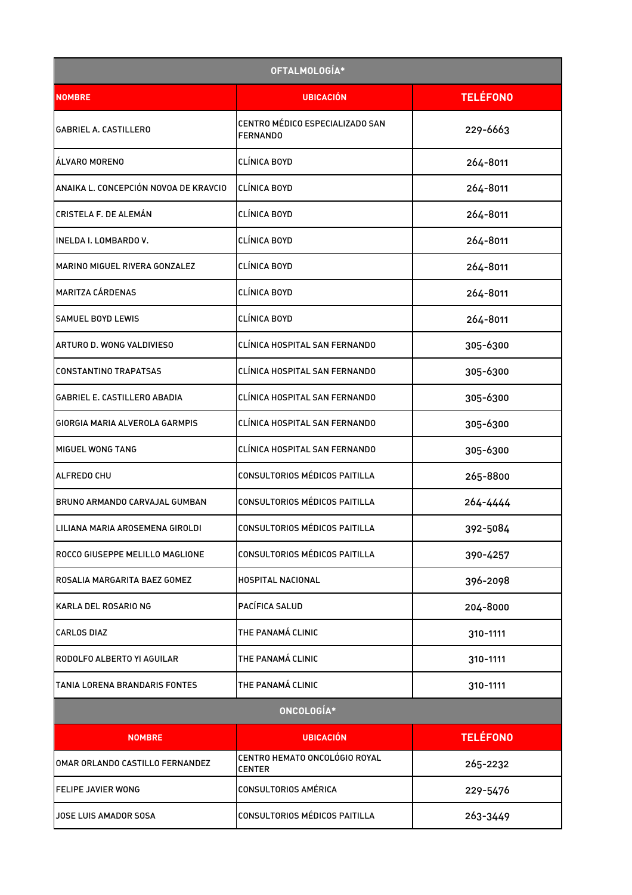| OFTALMOLOGÍA* | | |
|---|---|---|
| NOMBRE | UBICACIÓN | TELÉFONO |
| GABRIEL A. CASTILLERO | CENTRO MÉDICO ESPECIALIZADO SAN FERNANDO | 229-6663 |
| ÁLVARO MORENO | CLÍNICA BOYD | 264-8011 |
| ANAIKA L. CONCEPCIÓN NOVOA DE KRAVCIO | CLÍNICA BOYD | 264-8011 |
| CRISTELA F. DE ALEMÁN | CLÍNICA BOYD | 264-8011 |
| INELDA I. LOMBARDO V. | CLÍNICA BOYD | 264-8011 |
| MARINO MIGUEL RIVERA GONZALEZ | CLÍNICA BOYD | 264-8011 |
| MARITZA CÁRDENAS | CLÍNICA BOYD | 264-8011 |
| SAMUEL BOYD LEWIS | CLÍNICA BOYD | 264-8011 |
| ARTURO D. WONG VALDIVIESO | CLÍNICA HOSPITAL SAN FERNANDO | 305-6300 |
| CONSTANTINO TRAPATSAS | CLÍNICA HOSPITAL SAN FERNANDO | 305-6300 |
| GABRIEL E. CASTILLERO ABADIA | CLÍNICA HOSPITAL SAN FERNANDO | 305-6300 |
| GIORGIA MARIA ALVEROLA GARMPIS | CLÍNICA HOSPITAL SAN FERNANDO | 305-6300 |
| MIGUEL WONG TANG | CLÍNICA HOSPITAL SAN FERNANDO | 305-6300 |
| ALFREDO CHU | CONSULTORIOS MÉDICOS PAITILLA | 265-8800 |
| BRUNO ARMANDO CARVAJAL GUMBAN | CONSULTORIOS MÉDICOS PAITILLA | 264-4444 |
| LILIANA MARIA AROSEMENA GIROLDI | CONSULTORIOS MÉDICOS PAITILLA | 392-5084 |
| ROCCO GIUSEPPE MELILLO MAGLIONE | CONSULTORIOS MÉDICOS PAITILLA | 390-4257 |
| ROSALIA MARGARITA BAEZ GOMEZ | HOSPITAL NACIONAL | 396-2098 |
| KARLA DEL ROSARIO NG | PACÍFICA SALUD | 204-8000 |
| CARLOS DIAZ | THE PANAMÁ CLINIC | 310-1111 |
| RODOLFO ALBERTO YI AGUILAR | THE PANAMÁ CLINIC | 310-1111 |
| TANIA LORENA BRANDARIS FONTES | THE PANAMÁ CLINIC | 310-1111 |

| ONCOLOGÍA* | | |
|---|---|---|
| NOMBRE | UBICACIÓN | TELÉFONO |
| OMAR ORLANDO CASTILLO FERNANDEZ | CENTRO HEMATO ONCOLÓGIO ROYAL CENTER | 265-2232 |
| FELIPE JAVIER WONG | CONSULTORIOS AMÉRICA | 229-5476 |
| JOSE LUIS AMADOR SOSA | CONSULTORIOS MÉDICOS PAITILLA | 263-3449 |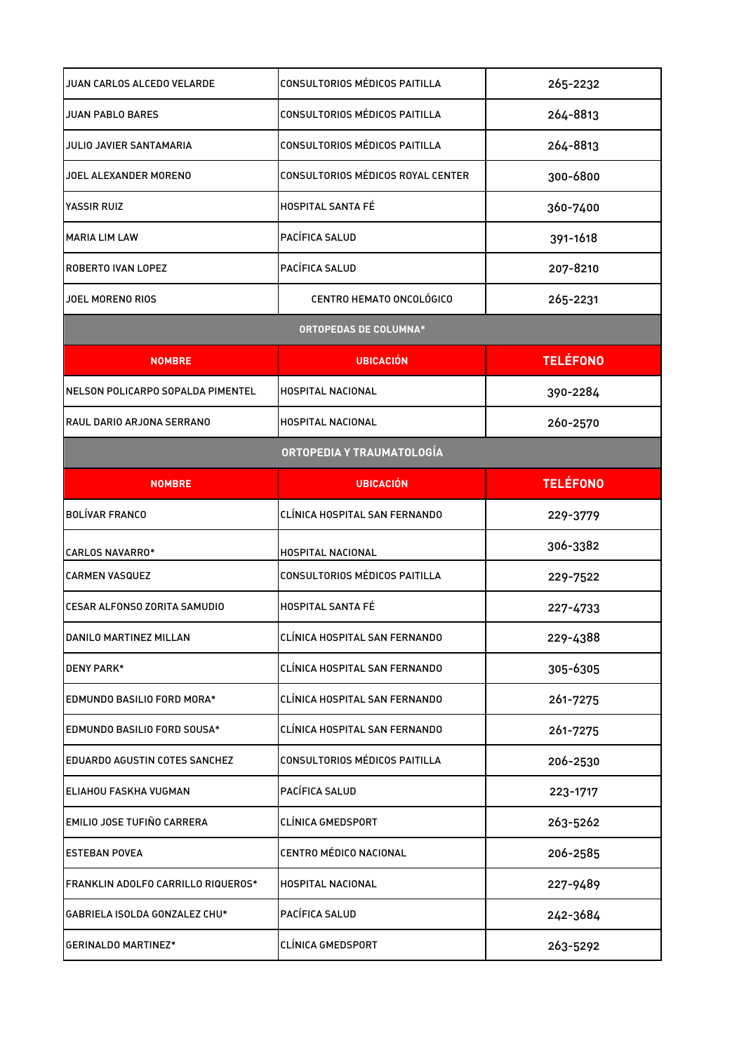| | | |
|---|---|---|
| JUAN CARLOS ALCEDO VELARDE | CONSULTORIOS MÉDICOS PAITILLA | 265-2232 |
| JUAN PABLO BARES | CONSULTORIOS MÉDICOS PAITILLA | 264-8813 |
| JULIO JAVIER SANTAMARIA | CONSULTORIOS MÉDICOS PAITILLA | 264-8813 |
| JOEL ALEXANDER MORENO | CONSULTORIOS MÉDICOS ROYAL CENTER | 300-6800 |
| YASSIR RUIZ | HOSPITAL SANTA FÉ | 360-7400 |
| MARIA LIM LAW | PACÍFICA SALUD | 391-1618 |
| ROBERTO IVAN LOPEZ | PACÍFICA SALUD | 207-8210 |
| JOEL MORENO RIOS | CENTRO HEMATO ONCOLÓGICO | 265-2231 |

**ORTOPEDAS DE COLUMNA***

| NOMBRE | UBICACIÓN | TELÉFONO |
|---|---|---|
| NELSON POLICARPO SOPALDA PIMENTEL | HOSPITAL NACIONAL | 390-2284 |
| RAUL DARIO ARJONA SERRANO | HOSPITAL NACIONAL | 260-2570 |

**ORTOPEDIA Y TRAUMATOLOGÍA**

| NOMBRE | UBICACIÓN | TELÉFONO |
|---|---|---|
| BOLÍVAR FRANCO | CLÍNICA HOSPITAL SAN FERNANDO | 229-3779 |
| CARLOS NAVARRO* | HOSPITAL NACIONAL | 306-3382 |
| CARMEN VASQUEZ | CONSULTORIOS MÉDICOS PAITILLA | 229-7522 |
| CESAR ALFONSO ZORITA SAMUDIO | HOSPITAL SANTA FÉ | 227-4733 |
| DANILO MARTINEZ MILLAN | CLÍNICA HOSPITAL SAN FERNANDO | 229-4388 |
| DENY PARK* | CLÍNICA HOSPITAL SAN FERNANDO | 305-6305 |
| EDMUNDO BASILIO FORD MORA* | CLÍNICA HOSPITAL SAN FERNANDO | 261-7275 |
| EDMUNDO BASILIO FORD SOUSA* | CLÍNICA HOSPITAL SAN FERNANDO | 261-7275 |
| EDUARDO AGUSTIN COTES SANCHEZ | CONSULTORIOS MÉDICOS PAITILLA | 206-2530 |
| ELIAHOU FASKHA VUGMAN | PACÍFICA SALUD | 223-1717 |
| EMILIO JOSE TUFIÑO CARRERA | CLÍNICA GMEDSPORT | 263-5262 |
| ESTEBAN POVEA | CENTRO MÉDICO NACIONAL | 206-2585 |
| FRANKLIN ADOLFO CARRILLO RIQUEROS* | HOSPITAL NACIONAL | 227-9489 |
| GABRIELA ISOLDA GONZALEZ CHU* | PACÍFICA SALUD | 242-3684 |
| GERINALDO MARTINEZ* | CLÍNICA GMEDSPORT | 263-5292 |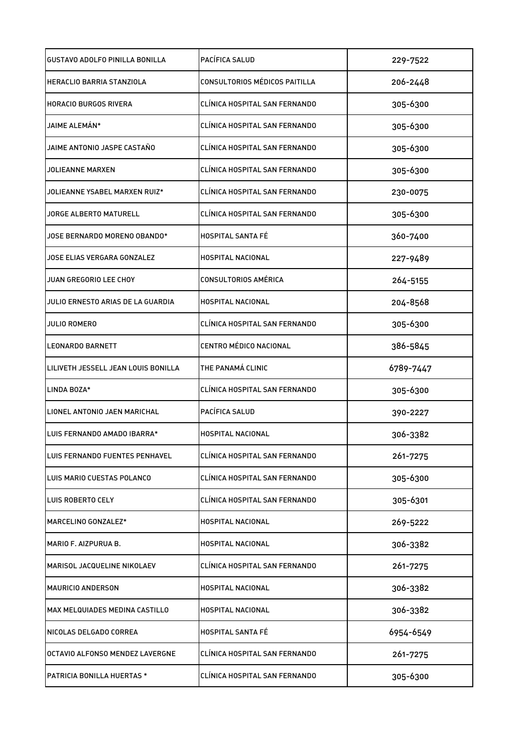| GUSTAVO ADOLFO PINILLA BONILLA | PACÍFICA SALUD | 229-7522 |
|---|---|---|
| HERACLIO BARRIA STANZIOLA | CONSULTORIOS MÉDICOS PAITILLA | 206-2448 |
| HORACIO BURGOS RIVERA | CLÍNICA HOSPITAL SAN FERNANDO | 305-6300 |
| JAIME ALEMÁN* | CLÍNICA HOSPITAL SAN FERNANDO | 305-6300 |
| JAIME ANTONIO JASPE CASTAÑO | CLÍNICA HOSPITAL SAN FERNANDO | 305-6300 |
| JOLIEANNE MARXEN | CLÍNICA HOSPITAL SAN FERNANDO | 305-6300 |
| JOLIEANNE YSABEL MARXEN RUIZ* | CLÍNICA HOSPITAL SAN FERNANDO | 230-0075 |
| JORGE ALBERTO MATURELL | CLÍNICA HOSPITAL SAN FERNANDO | 305-6300 |
| JOSE BERNARDO MORENO OBANDO* | HOSPITAL SANTA FÉ | 360-7400 |
| JOSE ELIAS VERGARA GONZALEZ | HOSPITAL NACIONAL | 227-9489 |
| JUAN GREGORIO LEE CHOY | CONSULTORIOS AMÉRICA | 264-5155 |
| JULIO ERNESTO ARIAS DE LA GUARDIA | HOSPITAL NACIONAL | 204-8568 |
| JULIO ROMERO | CLÍNICA HOSPITAL SAN FERNANDO | 305-6300 |
| LEONARDO BARNETT | CENTRO MÉDICO NACIONAL | 386-5845 |
| LILIVETH JESSELL JEAN LOUIS BONILLA | THE PANAMÁ CLINIC | 6789-7447 |
| LINDA BOZA* | CLÍNICA HOSPITAL SAN FERNANDO | 305-6300 |
| LIONEL ANTONIO JAEN MARICHAL | PACÍFICA SALUD | 390-2227 |
| LUIS FERNANDO AMADO IBARRA* | HOSPITAL NACIONAL | 306-3382 |
| LUIS FERNANDO FUENTES PENHAVEL | CLÍNICA HOSPITAL SAN FERNANDO | 261-7275 |
| LUIS MARIO CUESTAS POLANCO | CLÍNICA HOSPITAL SAN FERNANDO | 305-6300 |
| LUIS ROBERTO CELY | CLÍNICA HOSPITAL SAN FERNANDO | 305-6301 |
| MARCELINO GONZALEZ* | HOSPITAL NACIONAL | 269-5222 |
| MARIO F. AIZPURUA B. | HOSPITAL NACIONAL | 306-3382 |
| MARISOL JACQUELINE NIKOLAEV | CLÍNICA HOSPITAL SAN FERNANDO | 261-7275 |
| MAURICIO ANDERSON | HOSPITAL NACIONAL | 306-3382 |
| MAX MELQUIADES MEDINA CASTILLO | HOSPITAL NACIONAL | 306-3382 |
| NICOLAS DELGADO CORREA | HOSPITAL SANTA FÉ | 6954-6549 |
| OCTAVIO ALFONSO MENDEZ LAVERGNE | CLÍNICA HOSPITAL SAN FERNANDO | 261-7275 |
| PATRICIA BONILLA HUERTAS * | CLÍNICA HOSPITAL SAN FERNANDO | 305-6300 |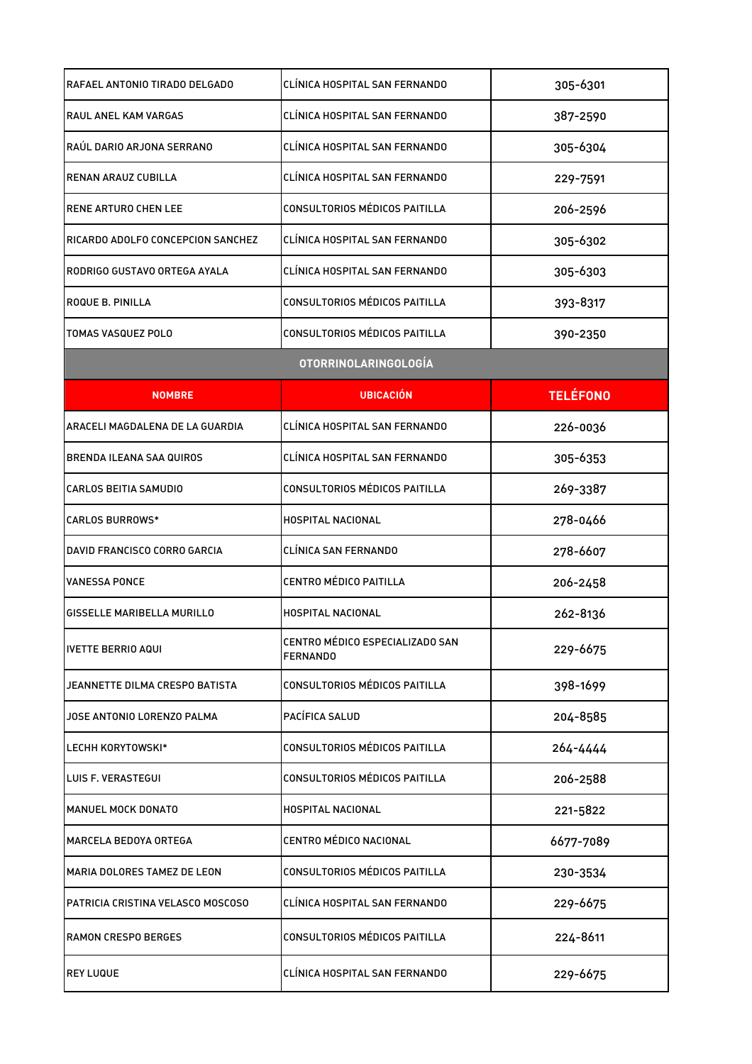| | | |
|---|---|---|
| RAFAEL ANTONIO TIRADO DELGADO | CLÍNICA HOSPITAL SAN FERNANDO | 305-6301 |
| RAUL ANEL KAM VARGAS | CLÍNICA HOSPITAL SAN FERNANDO | 387-2590 |
| RAÚL DARIO ARJONA SERRANO | CLÍNICA HOSPITAL SAN FERNANDO | 305-6304 |
| RENAN ARAUZ CUBILLA | CLÍNICA HOSPITAL SAN FERNANDO | 229-7591 |
| RENE ARTURO CHEN LEE | CONSULTORIOS MÉDICOS PAITILLA | 206-2596 |
| RICARDO ADOLFO CONCEPCION SANCHEZ | CLÍNICA HOSPITAL SAN FERNANDO | 305-6302 |
| RODRIGO GUSTAVO ORTEGA AYALA | CLÍNICA HOSPITAL SAN FERNANDO | 305-6303 |
| ROQUE B. PINILLA | CONSULTORIOS MÉDICOS PAITILLA | 393-8317 |
| TOMAS VASQUEZ POLO | CONSULTORIOS MÉDICOS PAITILLA | 390-2350 |

## OTORRINOLARINGOLOGÍA

| NOMBRE | UBICACIÓN | TELÉFONO |
|---|---|---|
| ARACELI MAGDALENA DE LA GUARDIA | CLÍNICA HOSPITAL SAN FERNANDO | 226-0036 |
| BRENDA ILEANA SAA QUIROS | CLÍNICA HOSPITAL SAN FERNANDO | 305-6353 |
| CARLOS BEITIA SAMUDIO | CONSULTORIOS MÉDICOS PAITILLA | 269-3387 |
| CARLOS BURROWS* | HOSPITAL NACIONAL | 278-0466 |
| DAVID FRANCISCO CORRO GARCIA | CLÍNICA SAN FERNANDO | 278-6607 |
| VANESSA PONCE | CENTRO MÉDICO PAITILLA | 206-2458 |
| GISSELLE MARIBELLA MURILLO | HOSPITAL NACIONAL | 262-8136 |
| IVETTE BERRIO AQUI | CENTRO MÉDICO ESPECIALIZADO SAN FERNANDO | 229-6675 |
| JEANNETTE DILMA CRESPO BATISTA | CONSULTORIOS MÉDICOS PAITILLA | 398-1699 |
| JOSE ANTONIO LORENZO PALMA | PACÍFICA SALUD | 204-8585 |
| LECHH KORYTOWSKI* | CONSULTORIOS MÉDICOS PAITILLA | 264-4444 |
| LUIS F. VERASTEGUI | CONSULTORIOS MÉDICOS PAITILLA | 206-2588 |
| MANUEL MOCK DONATO | HOSPITAL NACIONAL | 221-5822 |
| MARCELA BEDOYA ORTEGA | CENTRO MÉDICO NACIONAL | 6677-7089 |
| MARIA DOLORES TAMEZ DE LEON | CONSULTORIOS MÉDICOS PAITILLA | 230-3534 |
| PATRICIA CRISTINA VELASCO MOSCOSO | CLÍNICA HOSPITAL SAN FERNANDO | 229-6675 |
| RAMON CRESPO BERGES | CONSULTORIOS MÉDICOS PAITILLA | 224-8611 |
| REY LUQUE | CLÍNICA HOSPITAL SAN FERNANDO | 229-6675 |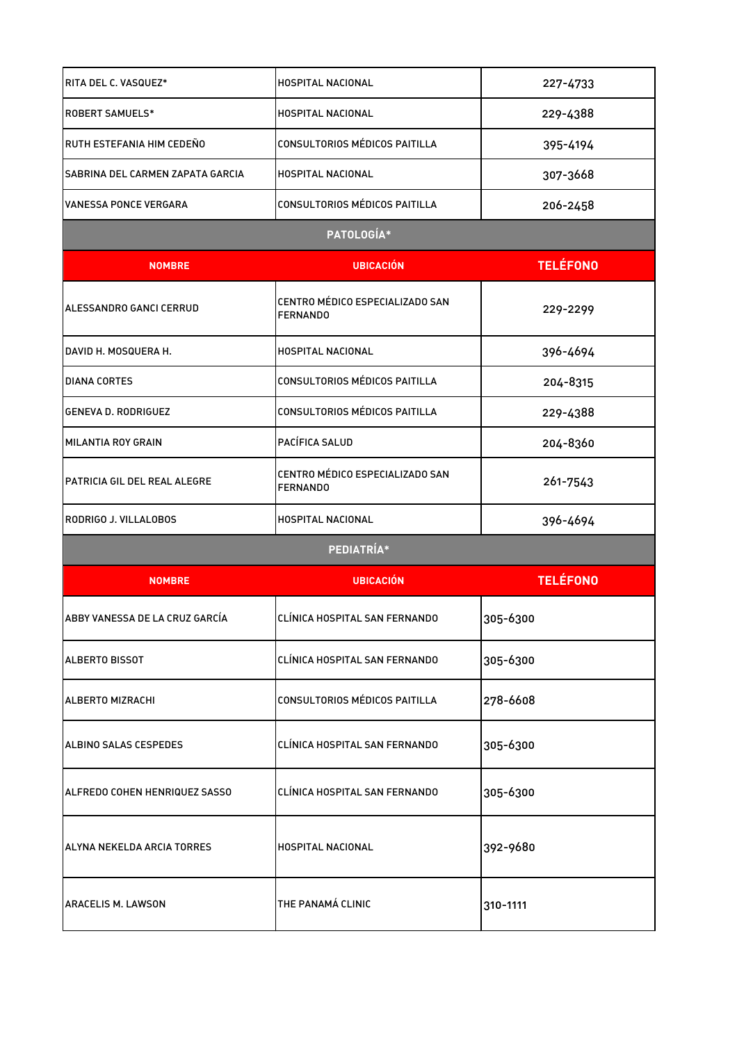| | | |
|---|---|---|
| RITA DEL C. VASQUEZ* | HOSPITAL NACIONAL | 227-4733 |
| ROBERT SAMUELS* | HOSPITAL NACIONAL | 229-4388 |
| RUTH ESTEFANIA HIM CEDEÑO | CONSULTORIOS MÉDICOS PAITILLA | 395-4194 |
| SABRINA DEL CARMEN ZAPATA GARCIA | HOSPITAL NACIONAL | 307-3668 |
| VANESSA PONCE VERGARA | CONSULTORIOS MÉDICOS PAITILLA | 206-2458 |

**PATOLOGÍA***

| NOMBRE | UBICACIÓN | TELÉFONO |
|---|---|---|
| ALESSANDRO GANCI CERRUD | CENTRO MÉDICO ESPECIALIZADO SAN FERNANDO | 229-2299 |
| DAVID H. MOSQUERA H. | HOSPITAL NACIONAL | 396-4694 |
| DIANA CORTES | CONSULTORIOS MÉDICOS PAITILLA | 204-8315 |
| GENEVA D. RODRIGUEZ | CONSULTORIOS MÉDICOS PAITILLA | 229-4388 |
| MILANTIA ROY GRAIN | PACÍFICA SALUD | 204-8360 |
| PATRICIA GIL DEL REAL ALEGRE | CENTRO MÉDICO ESPECIALIZADO SAN FERNANDO | 261-7543 |
| RODRIGO J. VILLALOBOS | HOSPITAL NACIONAL | 396-4694 |

**PEDIATRÍA***

| NOMBRE | UBICACIÓN | TELÉFONO |
|---|---|---|
| ABBY VANESSA DE LA CRUZ GARCÍA | CLÍNICA HOSPITAL SAN FERNANDO | 305-6300 |
| ALBERTO BISSOT | CLÍNICA HOSPITAL SAN FERNANDO | 305-6300 |
| ALBERTO MIZRACHI | CONSULTORIOS MÉDICOS PAITILLA | 278-6608 |
| ALBINO SALAS CESPEDES | CLÍNICA HOSPITAL SAN FERNANDO | 305-6300 |
| ALFREDO COHEN HENRIQUEZ SASSO | CLÍNICA HOSPITAL SAN FERNANDO | 305-6300 |
| ALYNA NEKELDA ARCIA TORRES | HOSPITAL NACIONAL | 392-9680 |
| ARACELIS M. LAWSON | THE PANAMÁ CLINIC | 310-1111 |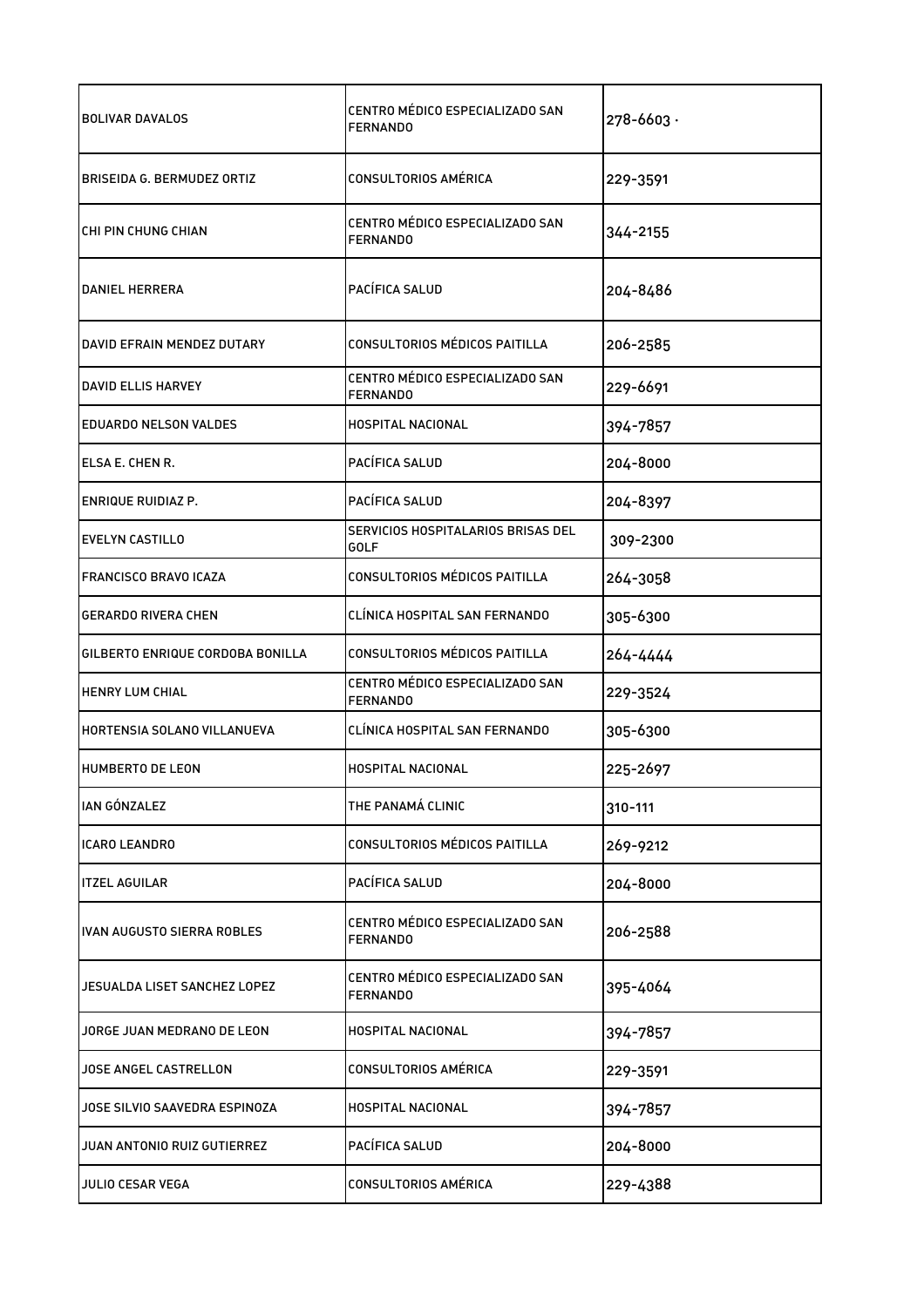| BOLIVAR DAVALOS | CENTRO MÉDICO ESPECIALIZADO SAN FERNANDO | 278-6603 · |
|---|---|---|
| BRISEIDA G. BERMUDEZ ORTIZ | CONSULTORIOS AMÉRICA | 229-3591 |
| CHI PIN CHUNG CHIAN | CENTRO MÉDICO ESPECIALIZADO SAN FERNANDO | 344-2155 |
| DANIEL HERRERA | PACÍFICA SALUD | 204-8486 |
| DAVID EFRAIN MENDEZ DUTARY | CONSULTORIOS MÉDICOS PAITILLA | 206-2585 |
| DAVID ELLIS HARVEY | CENTRO MÉDICO ESPECIALIZADO SAN FERNANDO | 229-6691 |
| EDUARDO NELSON VALDES | HOSPITAL NACIONAL | 394-7857 |
| ELSA E. CHEN R. | PACÍFICA SALUD | 204-8000 |
| ENRIQUE RUIDIAZ P. | PACÍFICA SALUD | 204-8397 |
| EVELYN CASTILLO | SERVICIOS HOSPITALARIOS BRISAS DEL GOLF | 309-2300 |
| FRANCISCO BRAVO ICAZA | CONSULTORIOS MÉDICOS PAITILLA | 264-3058 |
| GERARDO RIVERA CHEN | CLÍNICA HOSPITAL SAN FERNANDO | 305-6300 |
| GILBERTO ENRIQUE CORDOBA BONILLA | CONSULTORIOS MÉDICOS PAITILLA | 264-4444 |
| HENRY LUM CHIAL | CENTRO MÉDICO ESPECIALIZADO SAN FERNANDO | 229-3524 |
| HORTENSIA SOLANO VILLANUEVA | CLÍNICA HOSPITAL SAN FERNANDO | 305-6300 |
| HUMBERTO DE LEON | HOSPITAL NACIONAL | 225-2697 |
| IAN GÓNZALEZ | THE PANAMÁ CLINIC | 310-111 |
| ICARO LEANDRO | CONSULTORIOS MÉDICOS PAITILLA | 269-9212 |
| ITZEL AGUILAR | PACÍFICA SALUD | 204-8000 |
| IVAN AUGUSTO SIERRA ROBLES | CENTRO MÉDICO ESPECIALIZADO SAN FERNANDO | 206-2588 |
| JESUALDA LISET SANCHEZ LOPEZ | CENTRO MÉDICO ESPECIALIZADO SAN FERNANDO | 395-4064 |
| JORGE JUAN MEDRANO DE LEON | HOSPITAL NACIONAL | 394-7857 |
| JOSE ANGEL CASTRELLON | CONSULTORIOS AMÉRICA | 229-3591 |
| JOSE SILVIO SAAVEDRA ESPINOZA | HOSPITAL NACIONAL | 394-7857 |
| JUAN ANTONIO RUIZ GUTIERREZ | PACÍFICA SALUD | 204-8000 |
| JULIO CESAR VEGA | CONSULTORIOS AMÉRICA | 229-4388 |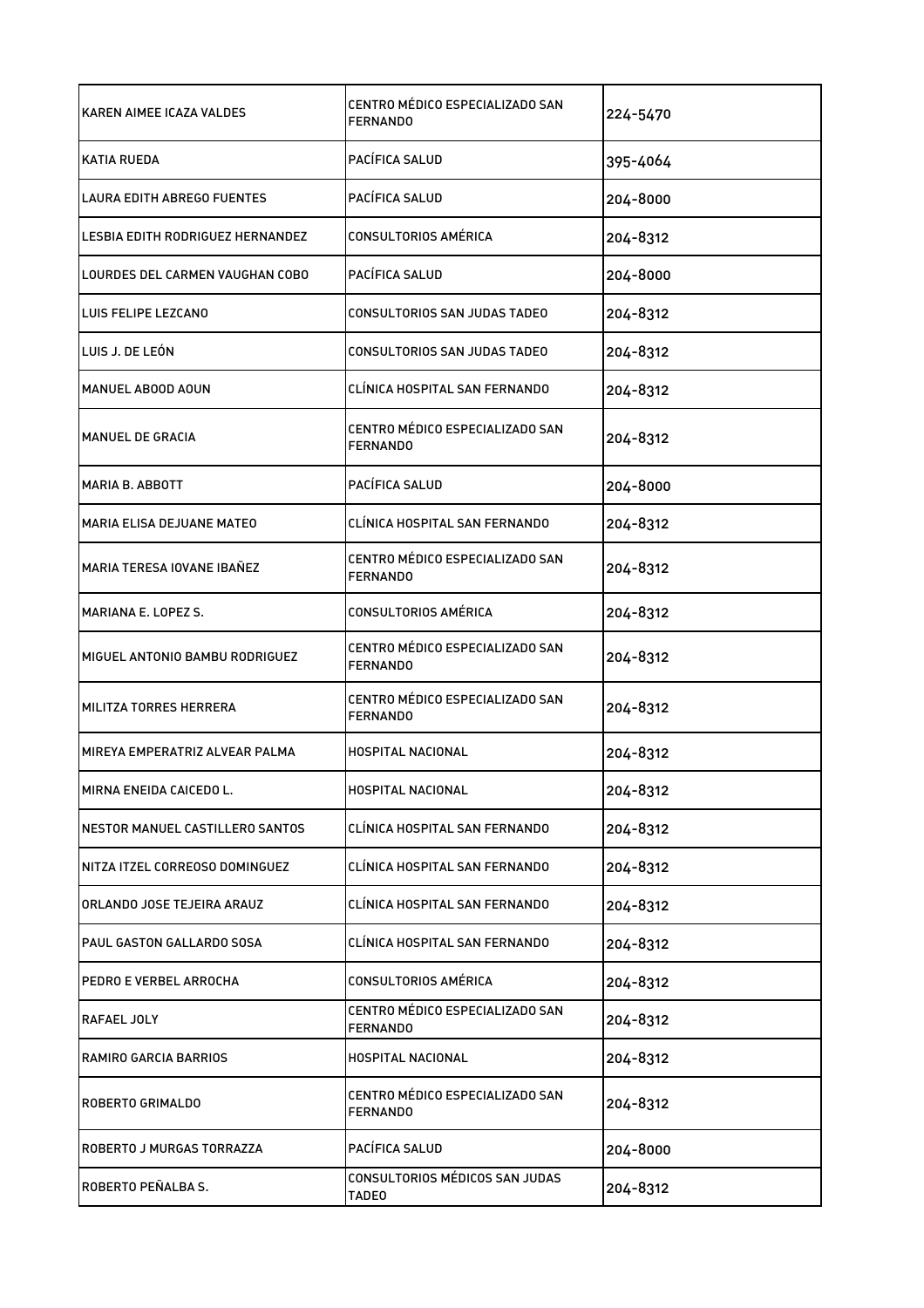| | | |
|---|---|---|
| KAREN AIMEE ICAZA VALDES | CENTRO MÉDICO ESPECIALIZADO SAN FERNANDO | 224-5470 |
| KATIA RUEDA | PACÍFICA SALUD | 395-4064 |
| LAURA EDITH ABREGO FUENTES | PACÍFICA SALUD | 204-8000 |
| LESBIA EDITH RODRIGUEZ HERNANDEZ | CONSULTORIOS AMÉRICA | 204-8312 |
| LOURDES DEL CARMEN VAUGHAN COBO | PACÍFICA SALUD | 204-8000 |
| LUIS FELIPE LEZCANO | CONSULTORIOS SAN JUDAS TADEO | 204-8312 |
| LUIS J. DE LEÓN | CONSULTORIOS SAN JUDAS TADEO | 204-8312 |
| MANUEL ABOOD AOUN | CLÍNICA HOSPITAL SAN FERNANDO | 204-8312 |
| MANUEL DE GRACIA | CENTRO MÉDICO ESPECIALIZADO SAN FERNANDO | 204-8312 |
| MARIA B. ABBOTT | PACÍFICA SALUD | 204-8000 |
| MARIA ELISA DEJUANE MATEO | CLÍNICA HOSPITAL SAN FERNANDO | 204-8312 |
| MARIA TERESA IOVANE IBAÑEZ | CENTRO MÉDICO ESPECIALIZADO SAN FERNANDO | 204-8312 |
| MARIANA E. LOPEZ S. | CONSULTORIOS AMÉRICA | 204-8312 |
| MIGUEL ANTONIO BAMBU RODRIGUEZ | CENTRO MÉDICO ESPECIALIZADO SAN FERNANDO | 204-8312 |
| MILITZA TORRES HERRERA | CENTRO MÉDICO ESPECIALIZADO SAN FERNANDO | 204-8312 |
| MIREYA EMPERATRIZ ALVEAR PALMA | HOSPITAL NACIONAL | 204-8312 |
| MIRNA ENEIDA CAICEDO L. | HOSPITAL NACIONAL | 204-8312 |
| NESTOR MANUEL CASTILLERO SANTOS | CLÍNICA HOSPITAL SAN FERNANDO | 204-8312 |
| NITZA ITZEL CORREOSO DOMINGUEZ | CLÍNICA HOSPITAL SAN FERNANDO | 204-8312 |
| ORLANDO JOSE TEJEIRA ARAUZ | CLÍNICA HOSPITAL SAN FERNANDO | 204-8312 |
| PAUL GASTON GALLARDO SOSA | CLÍNICA HOSPITAL SAN FERNANDO | 204-8312 |
| PEDRO E VERBEL ARROCHA | CONSULTORIOS AMÉRICA | 204-8312 |
| RAFAEL JOLY | CENTRO MÉDICO ESPECIALIZADO SAN FERNANDO | 204-8312 |
| RAMIRO GARCIA BARRIOS | HOSPITAL NACIONAL | 204-8312 |
| ROBERTO GRIMALDO | CENTRO MÉDICO ESPECIALIZADO SAN FERNANDO | 204-8312 |
| ROBERTO J MURGAS TORRAZZA | PACÍFICA SALUD | 204-8000 |
| ROBERTO PEÑALBA S. | CONSULTORIOS MÉDICOS SAN JUDAS TADEO | 204-8312 |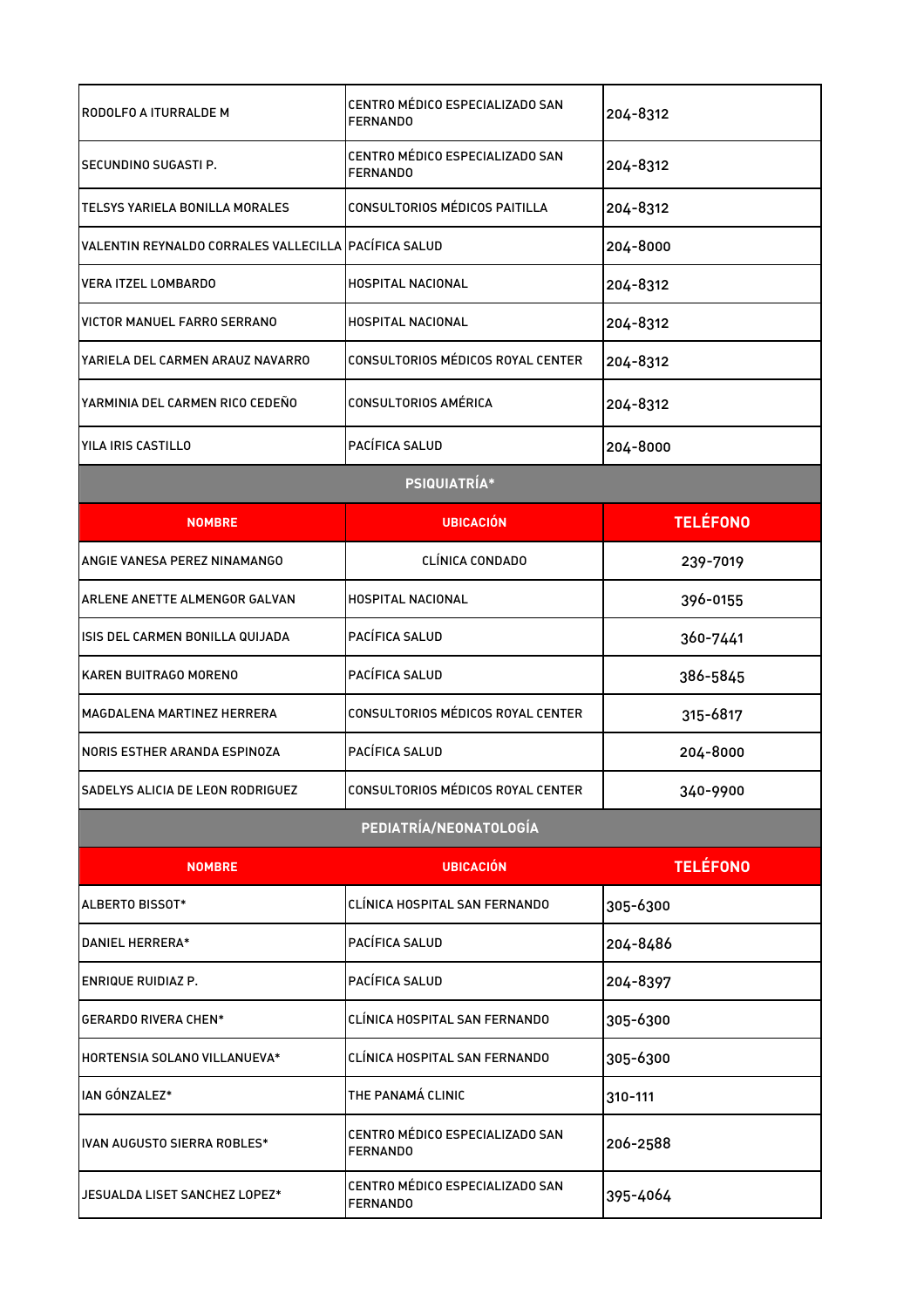| | | |
|---|---|---|
| RODOLFO A ITURRALDE M | CENTRO MÉDICO ESPECIALIZADO SAN FERNANDO | 204-8312 |
| SECUNDINO SUGASTI P. | CENTRO MÉDICO ESPECIALIZADO SAN FERNANDO | 204-8312 |
| TELSYS YARIELA BONILLA MORALES | CONSULTORIOS MÉDICOS PAITILLA | 204-8312 |
| VALENTIN REYNALDO CORRALES VALLECILLA | PACÍFICA SALUD | 204-8000 |
| VERA ITZEL LOMBARDO | HOSPITAL NACIONAL | 204-8312 |
| VICTOR MANUEL FARRO SERRANO | HOSPITAL NACIONAL | 204-8312 |
| YARIELA DEL CARMEN ARAUZ NAVARRO | CONSULTORIOS MÉDICOS ROYAL CENTER | 204-8312 |
| YARMINIA DEL CARMEN RICO CEDEÑO | CONSULTORIOS AMÉRICA | 204-8312 |
| YILA IRIS CASTILLO | PACÍFICA SALUD | 204-8000 |

## PSIQUIATRÍA*

| NOMBRE | UBICACIÓN | TELÉFONO |
|---|---|---|
| ANGIE VANESA PEREZ NINAMANGO | CLÍNICA CONDADO | 239-7019 |
| ARLENE ANETTE ALMENGOR GALVAN | HOSPITAL NACIONAL | 396-0155 |
| ISIS DEL CARMEN BONILLA QUIJADA | PACÍFICA SALUD | 360-7441 |
| KAREN BUITRAGO MORENO | PACÍFICA SALUD | 386-5845 |
| MAGDALENA MARTINEZ HERRERA | CONSULTORIOS MÉDICOS ROYAL CENTER | 315-6817 |
| NORIS ESTHER ARANDA ESPINOZA | PACÍFICA SALUD | 204-8000 |
| SADELYS ALICIA DE LEON RODRIGUEZ | CONSULTORIOS MÉDICOS ROYAL CENTER | 340-9900 |

## PEDIATRÍA/NEONATOLOGÍA

| NOMBRE | UBICACIÓN | TELÉFONO |
|---|---|---|
| ALBERTO BISSOT* | CLÍNICA HOSPITAL SAN FERNANDO | 305-6300 |
| DANIEL HERRERA* | PACÍFICA SALUD | 204-8486 |
| ENRIQUE RUIDIAZ P. | PACÍFICA SALUD | 204-8397 |
| GERARDO RIVERA CHEN* | CLÍNICA HOSPITAL SAN FERNANDO | 305-6300 |
| HORTENSIA SOLANO VILLANUEVA* | CLÍNICA HOSPITAL SAN FERNANDO | 305-6300 |
| IAN GÓNZALEZ* | THE PANAMÁ CLINIC | 310-111 |
| IVAN AUGUSTO SIERRA ROBLES* | CENTRO MÉDICO ESPECIALIZADO SAN FERNANDO | 206-2588 |
| JESUALDA LISET SANCHEZ LOPEZ* | CENTRO MÉDICO ESPECIALIZADO SAN FERNANDO | 395-4064 |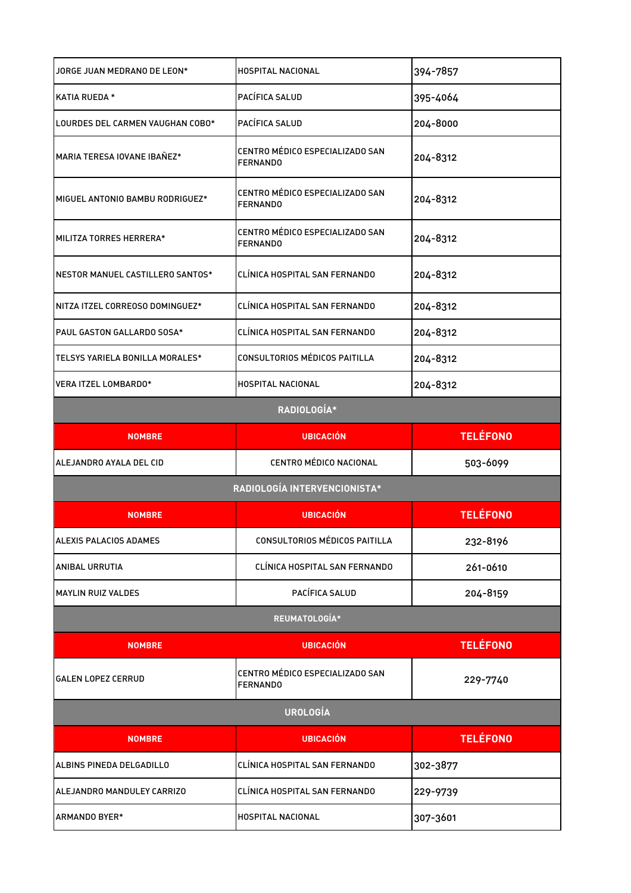| | | |
|---|---|---|
| JORGE JUAN MEDRANO DE LEON* | HOSPITAL NACIONAL | 394-7857 |
| KATIA RUEDA * | PACÍFICA SALUD | 395-4064 |
| LOURDES DEL CARMEN VAUGHAN COBO* | PACÍFICA SALUD | 204-8000 |
| MARIA TERESA IOVANE IBAÑEZ* | CENTRO MÉDICO ESPECIALIZADO SAN FERNANDO | 204-8312 |
| MIGUEL ANTONIO BAMBU RODRIGUEZ* | CENTRO MÉDICO ESPECIALIZADO SAN FERNANDO | 204-8312 |
| MILITZA TORRES HERRERA* | CENTRO MÉDICO ESPECIALIZADO SAN FERNANDO | 204-8312 |
| NESTOR MANUEL CASTILLERO SANTOS* | CLÍNICA HOSPITAL SAN FERNANDO | 204-8312 |
| NITZA ITZEL CORREOSO DOMINGUEZ* | CLÍNICA HOSPITAL SAN FERNANDO | 204-8312 |
| PAUL GASTON GALLARDO SOSA* | CLÍNICA HOSPITAL SAN FERNANDO | 204-8312 |
| TELSYS YARIELA BONILLA MORALES* | CONSULTORIOS MÉDICOS PAITILLA | 204-8312 |
| VERA ITZEL LOMBARDO* | HOSPITAL NACIONAL | 204-8312 |

**RADIOLOGÍA***

| NOMBRE | UBICACIÓN | TELÉFONO |
|---|---|---|
| ALEJANDRO AYALA DEL CID | CENTRO MÉDICO NACIONAL | 503-6099 |

**RADIOLOGÍA INTERVENCIONISTA***

| NOMBRE | UBICACIÓN | TELÉFONO |
|---|---|---|
| ALEXIS PALACIOS ADAMES | CONSULTORIOS MÉDICOS PAITILLA | 232-8196 |
| ANIBAL URRUTIA | CLÍNICA HOSPITAL SAN FERNANDO | 261-0610 |
| MAYLIN RUIZ VALDES | PACÍFICA SALUD | 204-8159 |

**REUMATOLOGÍA***

| NOMBRE | UBICACIÓN | TELÉFONO |
|---|---|---|
| GALEN LOPEZ CERRUD | CENTRO MÉDICO ESPECIALIZADO SAN FERNANDO | 229-7740 |

**UROLOGÍA**

| NOMBRE | UBICACIÓN | TELÉFONO |
|---|---|---|
| ALBINS PINEDA DELGADILLO | CLÍNICA HOSPITAL SAN FERNANDO | 302-3877 |
| ALEJANDRO MANDULEY CARRIZO | CLÍNICA HOSPITAL SAN FERNANDO | 229-9739 |
| ARMANDO BYER* | HOSPITAL NACIONAL | 307-3601 |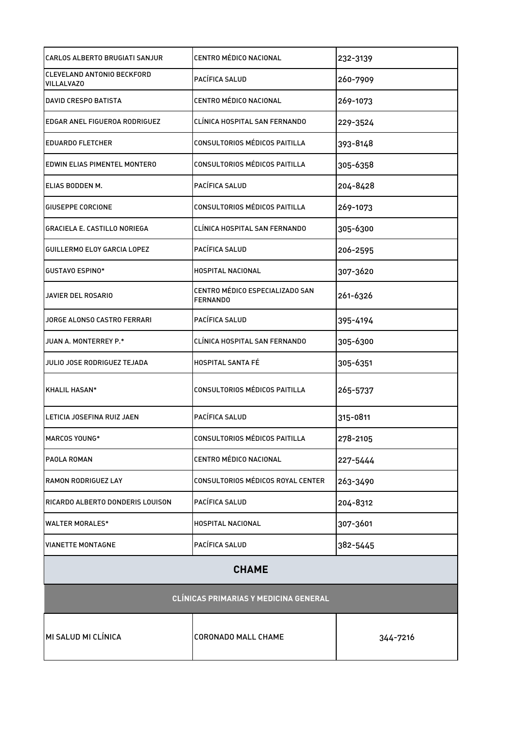| | | |
|---|---|---|
| CARLOS ALBERTO BRUGIATI SANJUR | CENTRO MÉDICO NACIONAL | 232-3139 |
| CLEVELAND ANTONIO BECKFORD VILLALVAZO | PACÍFICA SALUD | 260-7909 |
| DAVID CRESPO BATISTA | CENTRO MÉDICO NACIONAL | 269-1073 |
| EDGAR ANEL FIGUEROA RODRIGUEZ | CLÍNICA HOSPITAL SAN FERNANDO | 229-3524 |
| EDUARDO FLETCHER | CONSULTORIOS MÉDICOS PAITILLA | 393-8148 |
| EDWIN ELIAS PIMENTEL MONTERO | CONSULTORIOS MÉDICOS PAITILLA | 305-6358 |
| ELIAS BODDEN M. | PACÍFICA SALUD | 204-8428 |
| GIUSEPPE CORCIONE | CONSULTORIOS MÉDICOS PAITILLA | 269-1073 |
| GRACIELA E. CASTILLO NORIEGA | CLÍNICA HOSPITAL SAN FERNANDO | 305-6300 |
| GUILLERMO ELOY GARCIA LOPEZ | PACÍFICA SALUD | 206-2595 |
| GUSTAVO ESPINO* | HOSPITAL NACIONAL | 307-3620 |
| JAVIER DEL ROSARIO | CENTRO MÉDICO ESPECIALIZADO SAN FERNANDO | 261-6326 |
| JORGE ALONSO CASTRO FERRARI | PACÍFICA SALUD | 395-4194 |
| JUAN A. MONTERREY P.* | CLÍNICA HOSPITAL SAN FERNANDO | 305-6300 |
| JULIO JOSE RODRIGUEZ TEJADA | HOSPITAL SANTA FÉ | 305-6351 |
| KHALIL HASAN* | CONSULTORIOS MÉDICOS PAITILLA | 265-5737 |
| LETICIA JOSEFINA RUIZ JAEN | PACÍFICA SALUD | 315-0811 |
| MARCOS YOUNG* | CONSULTORIOS MÉDICOS PAITILLA | 278-2105 |
| PAOLA ROMAN | CENTRO MÉDICO NACIONAL | 227-5444 |
| RAMON RODRIGUEZ LAY | CONSULTORIOS MÉDICOS ROYAL CENTER | 263-3490 |
| RICARDO ALBERTO DONDERIS LOUISON | PACÍFICA SALUD | 204-8312 |
| WALTER MORALES* | HOSPITAL NACIONAL | 307-3601 |
| VIANETTE MONTAGNE | PACÍFICA SALUD | 382-5445 |

## CHAME

### CLÍNICAS PRIMARIAS Y MEDICINA GENERAL

| | | |
|---|---|---|
| MI SALUD MI CLÍNICA | CORONADO MALL CHAME | 344-7216 |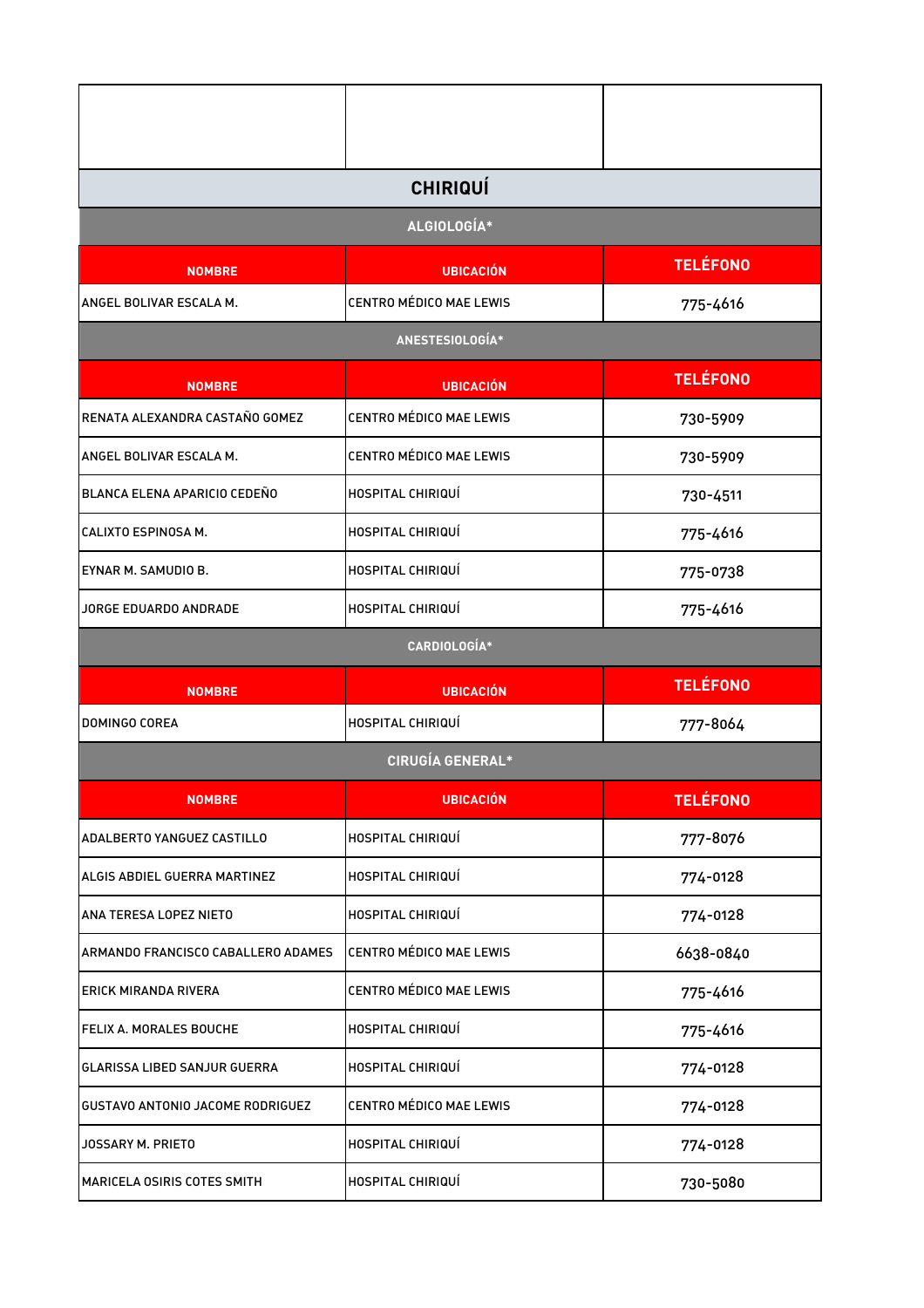| | | |
|---|---|---|
| **CHIRIQUÍ** | | |
| **ALGIOLOGÍA*** | | |
| **NOMBRE** | **UBICACIÓN** | **TELÉFONO** |
| ANGEL BOLIVAR ESCALA M. | CENTRO MÉDICO MAE LEWIS | 775-4616 |
| **ANESTESIOLOGÍA*** | | |
| **NOMBRE** | **UBICACIÓN** | **TELÉFONO** |
| RENATA ALEXANDRA CASTAÑO GOMEZ | CENTRO MÉDICO MAE LEWIS | 730-5909 |
| ANGEL BOLIVAR ESCALA M. | CENTRO MÉDICO MAE LEWIS | 730-5909 |
| BLANCA ELENA APARICIO CEDEÑO | HOSPITAL CHIRIQUÍ | 730-4511 |
| CALIXTO ESPINOSA M. | HOSPITAL CHIRIQUÍ | 775-4616 |
| EYNAR M. SAMUDIO B. | HOSPITAL CHIRIQUÍ | 775-0738 |
| JORGE EDUARDO ANDRADE | HOSPITAL CHIRIQUÍ | 775-4616 |
| **CARDIOLOGÍA*** | | |
| **NOMBRE** | **UBICACIÓN** | **TELÉFONO** |
| DOMINGO COREA | HOSPITAL CHIRIQUÍ | 777-8064 |
| **CIRUGÍA GENERAL*** | | |
| **NOMBRE** | **UBICACIÓN** | **TELÉFONO** |
| ADALBERTO YANGUEZ CASTILLO | HOSPITAL CHIRIQUÍ | 777-8076 |
| ALGIS ABDIEL GUERRA MARTINEZ | HOSPITAL CHIRIQUÍ | 774-0128 |
| ANA TERESA LOPEZ NIETO | HOSPITAL CHIRIQUÍ | 774-0128 |
| ARMANDO FRANCISCO CABALLERO ADAMES | CENTRO MÉDICO MAE LEWIS | 6638-0840 |
| ERICK MIRANDA RIVERA | CENTRO MÉDICO MAE LEWIS | 775-4616 |
| FELIX A. MORALES BOUCHE | HOSPITAL CHIRIQUÍ | 775-4616 |
| GLARISSA LIBED SANJUR GUERRA | HOSPITAL CHIRIQUÍ | 774-0128 |
| GUSTAVO ANTONIO JACOME RODRIGUEZ | CENTRO MÉDICO MAE LEWIS | 774-0128 |
| JOSSARY M. PRIETO | HOSPITAL CHIRIQUÍ | 774-0128 |
| MARICELA OSIRIS COTES SMITH | HOSPITAL CHIRIQUÍ | 730-5080 |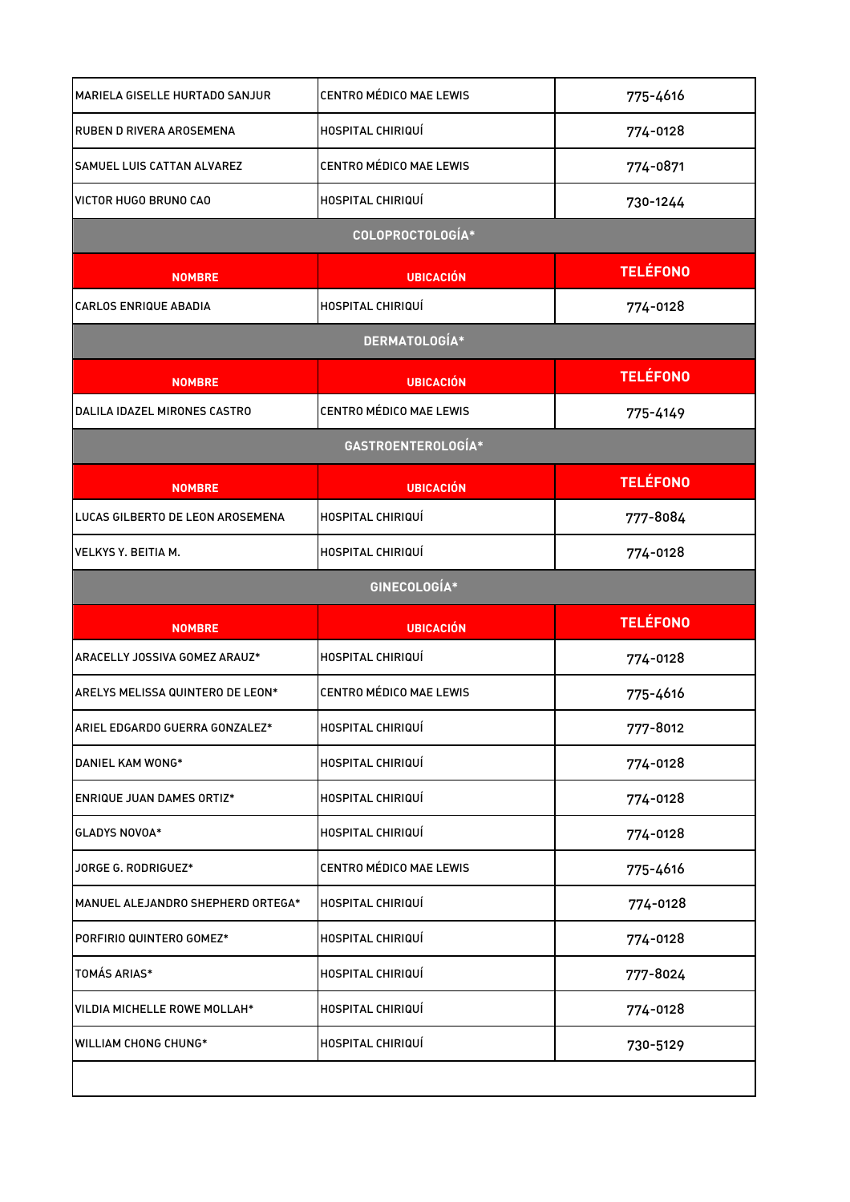| | | |
|---|---|---|
| MARIELA GISELLE HURTADO SANJUR | CENTRO MÉDICO MAE LEWIS | 775-4616 |
| RUBEN D RIVERA AROSEMENA | HOSPITAL CHIRIQUÍ | 774-0128 |
| SAMUEL LUIS CATTAN ALVAREZ | CENTRO MÉDICO MAE LEWIS | 774-0871 |
| VICTOR HUGO BRUNO CAO | HOSPITAL CHIRIQUÍ | 730-1244 |

**COLOPROCTOLOGÍA***

| NOMBRE | UBICACIÓN | TELÉFONO |
|---|---|---|
| CARLOS ENRIQUE ABADIA | HOSPITAL CHIRIQUÍ | 774-0128 |

**DERMATOLOGÍA***

| NOMBRE | UBICACIÓN | TELÉFONO |
|---|---|---|
| DALILA IDAZEL MIRONES CASTRO | CENTRO MÉDICO MAE LEWIS | 775-4149 |

**GASTROENTEROLOGÍA***

| NOMBRE | UBICACIÓN | TELÉFONO |
|---|---|---|
| LUCAS GILBERTO DE LEON AROSEMENA | HOSPITAL CHIRIQUÍ | 777-8084 |
| VELKYS Y. BEITIA M. | HOSPITAL CHIRIQUÍ | 774-0128 |

**GINECOLOGÍA***

| NOMBRE | UBICACIÓN | TELÉFONO |
|---|---|---|
| ARACELLY JOSSIVA GOMEZ ARAUZ* | HOSPITAL CHIRIQUÍ | 774-0128 |
| ARELYS MELISSA QUINTERO DE LEON* | CENTRO MÉDICO MAE LEWIS | 775-4616 |
| ARIEL EDGARDO GUERRA GONZALEZ* | HOSPITAL CHIRIQUÍ | 777-8012 |
| DANIEL KAM WONG* | HOSPITAL CHIRIQUÍ | 774-0128 |
| ENRIQUE JUAN DAMES ORTIZ* | HOSPITAL CHIRIQUÍ | 774-0128 |
| GLADYS NOVOA* | HOSPITAL CHIRIQUÍ | 774-0128 |
| JORGE G. RODRIGUEZ* | CENTRO MÉDICO MAE LEWIS | 775-4616 |
| MANUEL ALEJANDRO SHEPHERD ORTEGA* | HOSPITAL CHIRIQUÍ | 774-0128 |
| PORFIRIO QUINTERO GOMEZ* | HOSPITAL CHIRIQUÍ | 774-0128 |
| TOMÁS ARIAS* | HOSPITAL CHIRIQUÍ | 777-8024 |
| VILDIA MICHELLE ROWE MOLLAH* | HOSPITAL CHIRIQUÍ | 774-0128 |
| WILLIAM CHONG CHUNG* | HOSPITAL CHIRIQUÍ | 730-5129 |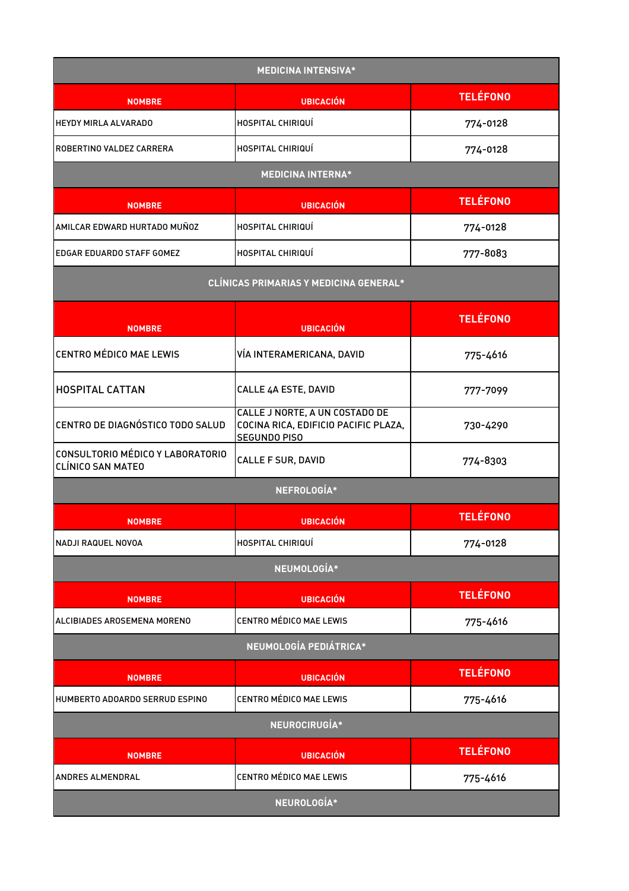## MEDICINA INTENSIVA*

| NOMBRE | UBICACIÓN | TELÉFONO |
|---|---|---|
| HEYDY MIRLA ALVARADO | HOSPITAL CHIRIQUÍ | 774-0128 |
| ROBERTINO VALDEZ CARRERA | HOSPITAL CHIRIQUÍ | 774-0128 |

## MEDICINA INTERNA*

| NOMBRE | UBICACIÓN | TELÉFONO |
|---|---|---|
| AMILCAR EDWARD HURTADO MUÑOZ | HOSPITAL CHIRIQUÍ | 774-0128 |
| EDGAR EDUARDO STAFF GOMEZ | HOSPITAL CHIRIQUÍ | 777-8083 |

## CLÍNICAS PRIMARIAS Y MEDICINA GENERAL*

| NOMBRE | UBICACIÓN | TELÉFONO |
|---|---|---|
| CENTRO MÉDICO MAE LEWIS | VÍA INTERAMERICANA, DAVID | 775-4616 |
| HOSPITAL CATTAN | CALLE 4A ESTE, DAVID | 777-7099 |
| CENTRO DE DIAGNÓSTICO TODO SALUD | CALLE J NORTE, A UN COSTADO DE COCINA RICA, EDIFICIO PACIFIC PLAZA, SEGUNDO PISO | 730-4290 |
| CONSULTORIO MÉDICO Y LABORATORIO CLÍNICO SAN MATEO | CALLE F SUR, DAVID | 774-8303 |

## NEFROLOGÍA*

| NOMBRE | UBICACIÓN | TELÉFONO |
|---|---|---|
| NADJI RAQUEL NOVOA | HOSPITAL CHIRIQUÍ | 774-0128 |

## NEUMOLOGÍA*

| NOMBRE | UBICACIÓN | TELÉFONO |
|---|---|---|
| ALCIBIADES AROSEMENA MORENO | CENTRO MÉDICO MAE LEWIS | 775-4616 |

## NEUMOLOGÍA PEDIÁTRICA*

| NOMBRE | UBICACIÓN | TELÉFONO |
|---|---|---|
| HUMBERTO ADOARDO SERRUD ESPINO | CENTRO MÉDICO MAE LEWIS | 775-4616 |

## NEUROCIRUGÍA*

| NOMBRE | UBICACIÓN | TELÉFONO |
|---|---|---|
| ANDRES ALMENDRAL | CENTRO MÉDICO MAE LEWIS | 775-4616 |

## NEUROLOGÍA*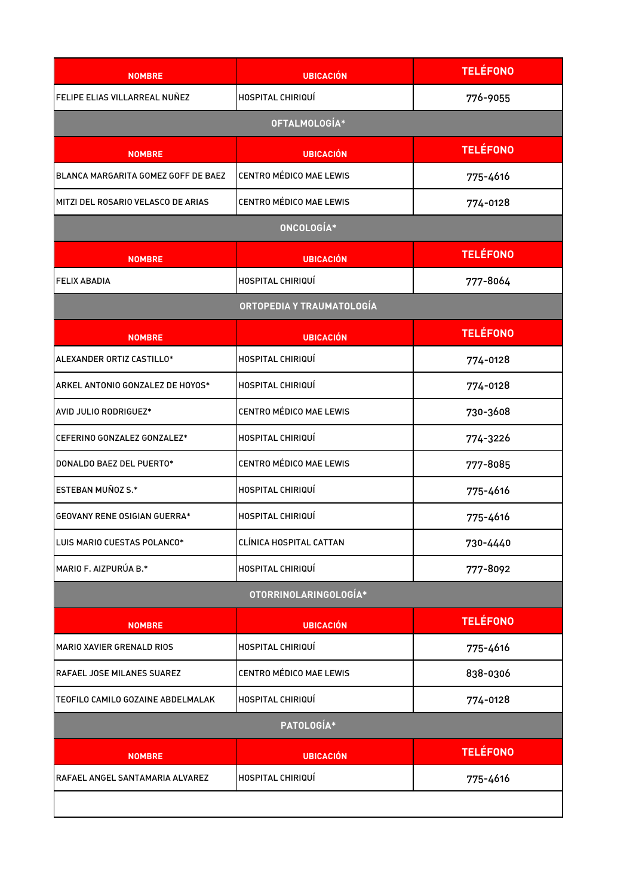| NOMBRE | UBICACIÓN | TELÉFONO |
|---|---|---|
| FELIPE ELIAS VILLARREAL NUÑEZ | HOSPITAL CHIRIQUÍ | 776-9055 |

## OFTALMOLOGÍA*

| NOMBRE | UBICACIÓN | TELÉFONO |
|---|---|---|
| BLANCA MARGARITA GOMEZ GOFF DE BAEZ | CENTRO MÉDICO MAE LEWIS | 775-4616 |
| MITZI DEL ROSARIO VELASCO DE ARIAS | CENTRO MÉDICO MAE LEWIS | 774-0128 |

## ONCOLOGÍA*

| NOMBRE | UBICACIÓN | TELÉFONO |
|---|---|---|
| FELIX ABADIA | HOSPITAL CHIRIQUÍ | 777-8064 |

## ORTOPEDIA Y TRAUMATOLOGÍA

| NOMBRE | UBICACIÓN | TELÉFONO |
|---|---|---|
| ALEXANDER ORTIZ CASTILLO* | HOSPITAL CHIRIQUÍ | 774-0128 |
| ARKEL ANTONIO GONZALEZ DE HOYOS* | HOSPITAL CHIRIQUÍ | 774-0128 |
| AVID JULIO RODRIGUEZ* | CENTRO MÉDICO MAE LEWIS | 730-3608 |
| CEFERINO GONZALEZ GONZALEZ* | HOSPITAL CHIRIQUÍ | 774-3226 |
| DONALDO BAEZ DEL PUERTO* | CENTRO MÉDICO MAE LEWIS | 777-8085 |
| ESTEBAN MUÑOZ S.* | HOSPITAL CHIRIQUÍ | 775-4616 |
| GEOVANY RENE OSIGIAN GUERRA* | HOSPITAL CHIRIQUÍ | 775-4616 |
| LUIS MARIO CUESTAS POLANCO* | CLÍNICA HOSPITAL CATTAN | 730-4440 |
| MARIO F. AIZPURÚA B.* | HOSPITAL CHIRIQUÍ | 777-8092 |

## OTORRINOLARINGOLOGÍA*

| NOMBRE | UBICACIÓN | TELÉFONO |
|---|---|---|
| MARIO XAVIER GRENALD RIOS | HOSPITAL CHIRIQUÍ | 775-4616 |
| RAFAEL JOSE MILANES SUAREZ | CENTRO MÉDICO MAE LEWIS | 838-0306 |
| TEOFILO CAMILO GOZAINE ABDELMALAK | HOSPITAL CHIRIQUÍ | 774-0128 |

## PATOLOGÍA*

| NOMBRE | UBICACIÓN | TELÉFONO |
|---|---|---|
| RAFAEL ANGEL SANTAMARIA ALVAREZ | HOSPITAL CHIRIQUÍ | 775-4616 |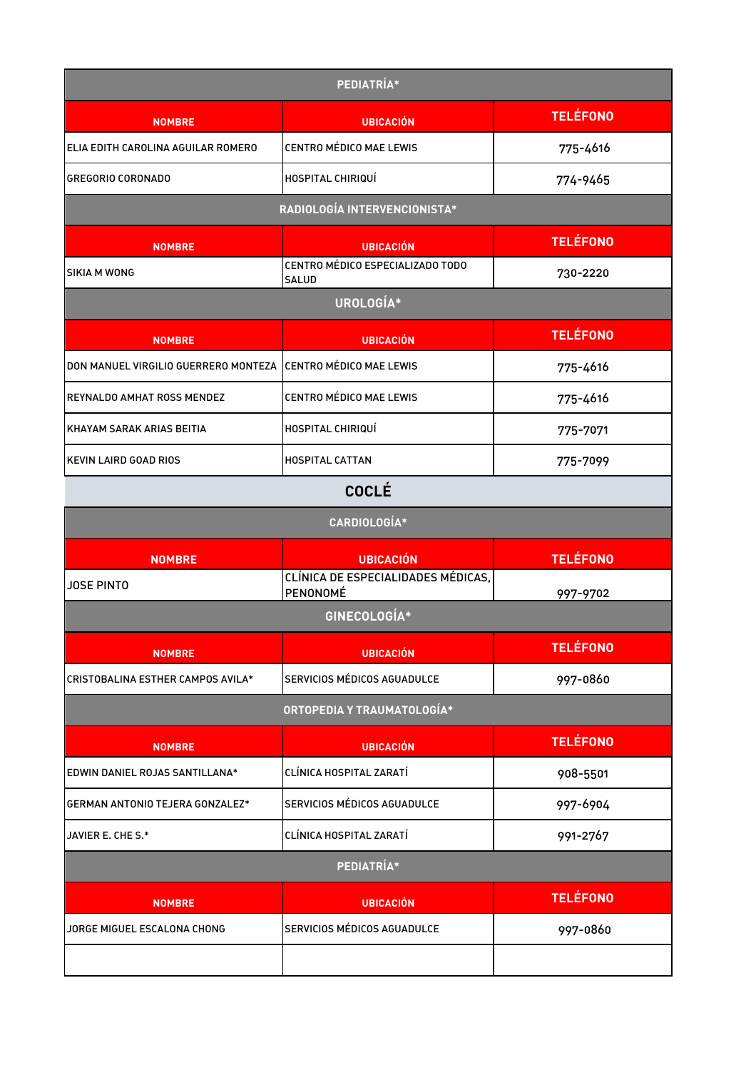## PEDIATRÍA*

| NOMBRE | UBICACIÓN | TELÉFONO |
|---|---|---|
| ELIA EDITH CAROLINA AGUILAR ROMERO | CENTRO MÉDICO MAE LEWIS | 775-4616 |
| GREGORIO CORONADO | HOSPITAL CHIRIQUÍ | 774-9465 |

## RADIOLOGÍA INTERVENCIONISTA*

| NOMBRE | UBICACIÓN | TELÉFONO |
|---|---|---|
| SIKIA M WONG | CENTRO MÉDICO ESPECIALIZADO TODO SALUD | 730-2220 |

## UROLOGÍA*

| NOMBRE | UBICACIÓN | TELÉFONO |
|---|---|---|
| DON MANUEL VIRGILIO GUERRERO MONTEZA | CENTRO MÉDICO MAE LEWIS | 775-4616 |
| REYNALDO AMHAT ROSS MENDEZ | CENTRO MÉDICO MAE LEWIS | 775-4616 |
| KHAYAM SARAK ARIAS BEITIA | HOSPITAL CHIRIQUÍ | 775-7071 |
| KEVIN LAIRD GOAD RIOS | HOSPITAL CATTAN | 775-7099 |

# COCLÉ

## CARDIOLOGÍA*

| NOMBRE | UBICACIÓN | TELÉFONO |
|---|---|---|
| JOSE PINTO | CLÍNICA DE ESPECIALIDADES MÉDICAS, PENONOMÉ | 997-9702 |

## GINECOLOGÍA*

| NOMBRE | UBICACIÓN | TELÉFONO |
|---|---|---|
| CRISTOBALINA ESTHER CAMPOS AVILA* | SERVICIOS MÉDICOS AGUADULCE | 997-0860 |

## ORTOPEDIA Y TRAUMATOLOGÍA*

| NOMBRE | UBICACIÓN | TELÉFONO |
|---|---|---|
| EDWIN DANIEL ROJAS SANTILLANA* | CLÍNICA HOSPITAL ZARATÍ | 908-5501 |
| GERMAN ANTONIO TEJERA GONZALEZ* | SERVICIOS MÉDICOS AGUADULCE | 997-6904 |
| JAVIER E. CHE S.* | CLÍNICA HOSPITAL ZARATÍ | 991-2767 |

## PEDIATRÍA*

| NOMBRE | UBICACIÓN | TELÉFONO |
|---|---|---|
| JORGE MIGUEL ESCALONA CHONG | SERVICIOS MÉDICOS AGUADULCE | 997-0860 |
| | | |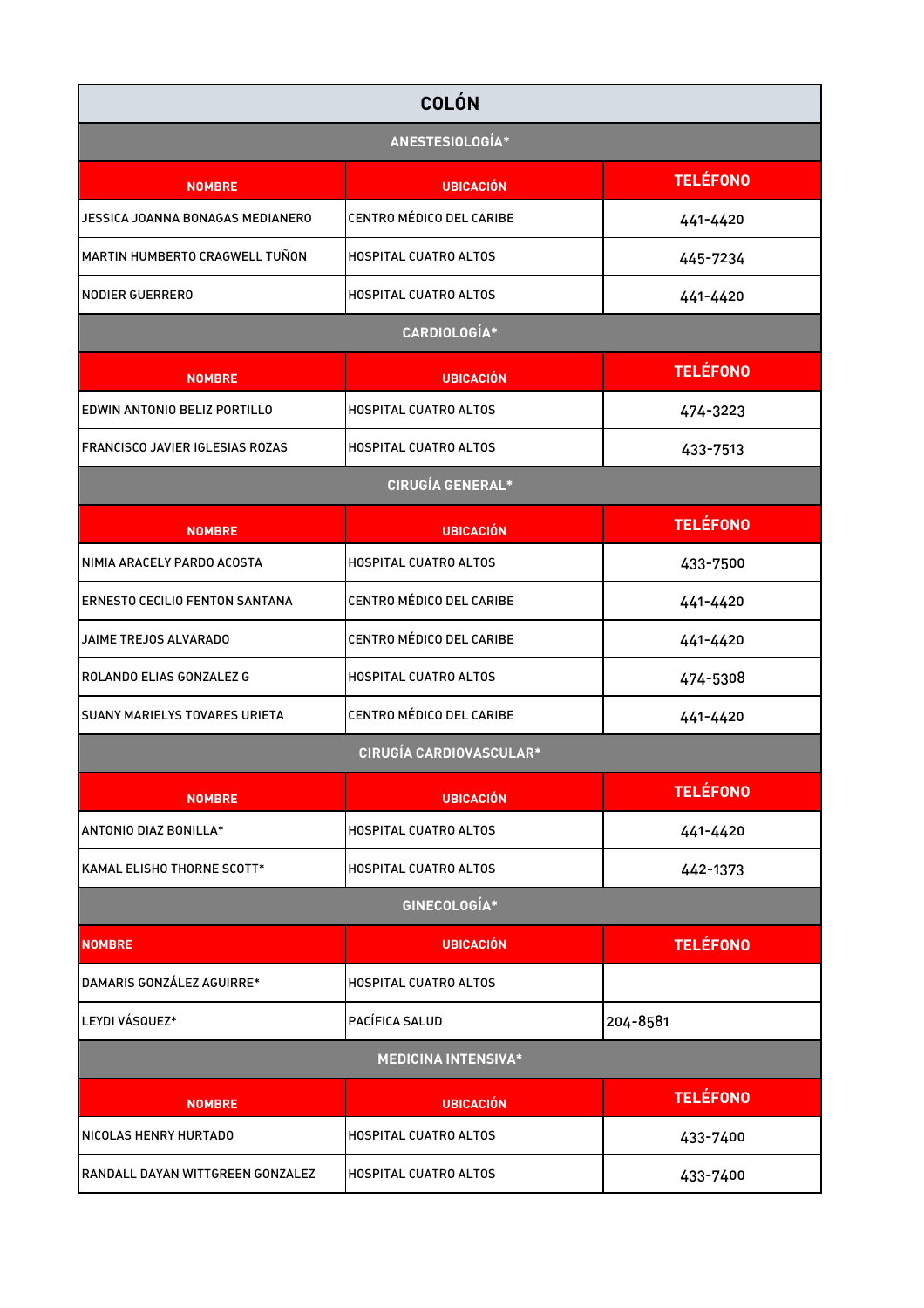# COLÓN

## ANESTESIOLOGÍA*

| NOMBRE | UBICACIÓN | TELÉFONO |
|---|---|---|
| JESSICA JOANNA BONAGAS MEDIANERO | CENTRO MÉDICO DEL CARIBE | 441-4420 |
| MARTIN HUMBERTO CRAGWELL TUÑON | HOSPITAL CUATRO ALTOS | 445-7234 |
| NODIER GUERRERO | HOSPITAL CUATRO ALTOS | 441-4420 |

## CARDIOLOGÍA*

| NOMBRE | UBICACIÓN | TELÉFONO |
|---|---|---|
| EDWIN ANTONIO BELIZ PORTILLO | HOSPITAL CUATRO ALTOS | 474-3223 |
| FRANCISCO JAVIER IGLESIAS ROZAS | HOSPITAL CUATRO ALTOS | 433-7513 |

## CIRUGÍA GENERAL*

| NOMBRE | UBICACIÓN | TELÉFONO |
|---|---|---|
| NIMIA ARACELY PARDO ACOSTA | HOSPITAL CUATRO ALTOS | 433-7500 |
| ERNESTO CECILIO FENTON SANTANA | CENTRO MÉDICO DEL CARIBE | 441-4420 |
| JAIME TREJOS ALVARADO | CENTRO MÉDICO DEL CARIBE | 441-4420 |
| ROLANDO ELIAS GONZALEZ G | HOSPITAL CUATRO ALTOS | 474-5308 |
| SUANY MARIELYS TOVARES URIETA | CENTRO MÉDICO DEL CARIBE | 441-4420 |

## CIRUGÍA CARDIOVASCULAR*

| NOMBRE | UBICACIÓN | TELÉFONO |
|---|---|---|
| ANTONIO DIAZ BONILLA* | HOSPITAL CUATRO ALTOS | 441-4420 |
| KAMAL ELISHO THORNE SCOTT* | HOSPITAL CUATRO ALTOS | 442-1373 |

## GINECOLOGÍA*

| NOMBRE | UBICACIÓN | TELÉFONO |
|---|---|---|
| DAMARIS GONZÁLEZ AGUIRRE* | HOSPITAL CUATRO ALTOS | |
| LEYDI VÁSQUEZ* | PACÍFICA SALUD | 204-8581 |

## MEDICINA INTENSIVA*

| NOMBRE | UBICACIÓN | TELÉFONO |
|---|---|---|
| NICOLAS HENRY HURTADO | HOSPITAL CUATRO ALTOS | 433-7400 |
| RANDALL DAYAN WITTGREEN GONZALEZ | HOSPITAL CUATRO ALTOS | 433-7400 |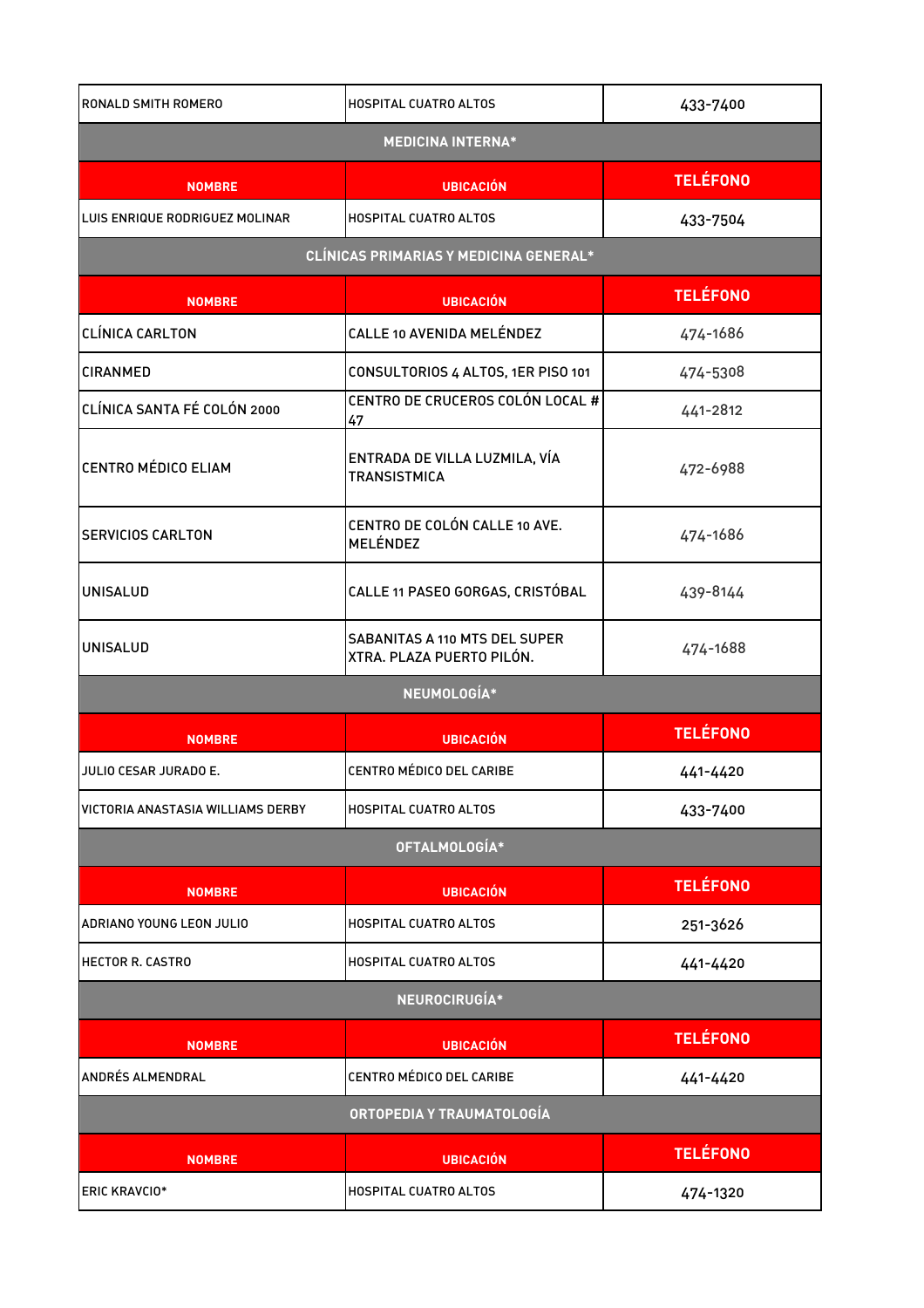| | | |
|---|---|---|
| RONALD SMITH ROMERO | HOSPITAL CUATRO ALTOS | 433-7400 |

## MEDICINA INTERNA*

| NOMBRE | UBICACIÓN | TELÉFONO |
|---|---|---|
| LUIS ENRIQUE RODRIGUEZ MOLINAR | HOSPITAL CUATRO ALTOS | 433-7504 |

## CLÍNICAS PRIMARIAS Y MEDICINA GENERAL*

| NOMBRE | UBICACIÓN | TELÉFONO |
|---|---|---|
| CLÍNICA CARLTON | CALLE 10 AVENIDA MELÉNDEZ | 474-1686 |
| CIRANMED | CONSULTORIOS 4 ALTOS, 1ER PISO 101 | 474-5308 |
| CLÍNICA SANTA FÉ COLÓN 2000 | CENTRO DE CRUCEROS COLÓN LOCAL # 47 | 441-2812 |
| CENTRO MÉDICO ELIAM | ENTRADA DE VILLA LUZMILA, VÍA TRANSISTMICA | 472-6988 |
| SERVICIOS CARLTON | CENTRO DE COLÓN CALLE 10 AVE. MELÉNDEZ | 474-1686 |
| UNISALUD | CALLE 11 PASEO GORGAS, CRISTÓBAL | 439-8144 |
| UNISALUD | SABANITAS A 110 MTS DEL SUPER XTRA. PLAZA PUERTO PILÓN. | 474-1688 |

## NEUMOLOGÍA*

| NOMBRE | UBICACIÓN | TELÉFONO |
|---|---|---|
| JULIO CESAR JURADO E. | CENTRO MÉDICO DEL CARIBE | 441-4420 |
| VICTORIA ANASTASIA WILLIAMS DERBY | HOSPITAL CUATRO ALTOS | 433-7400 |

## OFTALMOLOGÍA*

| NOMBRE | UBICACIÓN | TELÉFONO |
|---|---|---|
| ADRIANO YOUNG LEON JULIO | HOSPITAL CUATRO ALTOS | 251-3626 |
| HECTOR R. CASTRO | HOSPITAL CUATRO ALTOS | 441-4420 |

## NEUROCIRUGÍA*

| NOMBRE | UBICACIÓN | TELÉFONO |
|---|---|---|
| ANDRÉS ALMENDRAL | CENTRO MÉDICO DEL CARIBE | 441-4420 |

## ORTOPEDIA Y TRAUMATOLOGÍA

| NOMBRE | UBICACIÓN | TELÉFONO |
|---|---|---|
| ERIC KRAVCIO* | HOSPITAL CUATRO ALTOS | 474-1320 |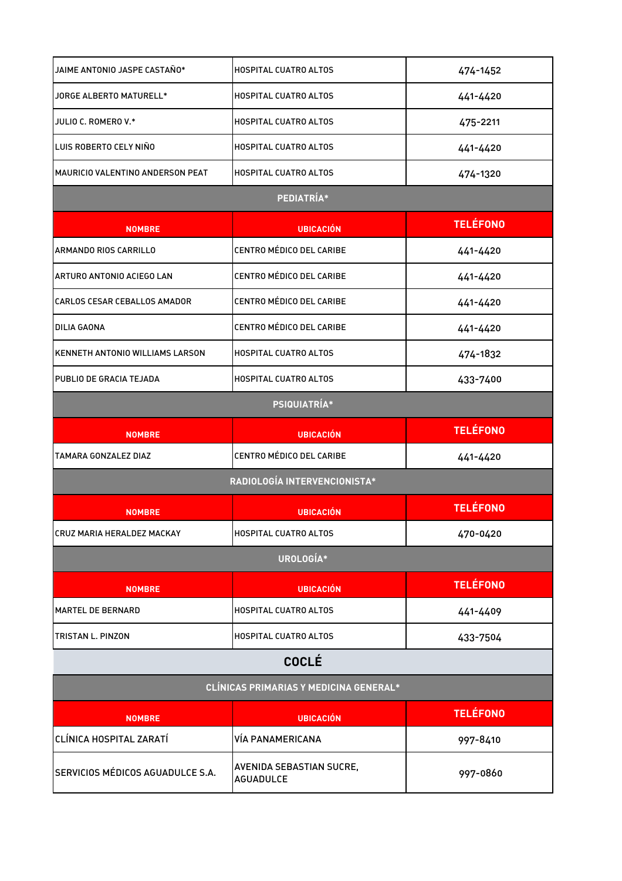| | | |
|---|---|---|
| JAIME ANTONIO JASPE CASTAÑO* | HOSPITAL CUATRO ALTOS | 474-1452 |
| JORGE ALBERTO MATURELL* | HOSPITAL CUATRO ALTOS | 441-4420 |
| JULIO C. ROMERO V.* | HOSPITAL CUATRO ALTOS | 475-2211 |
| LUIS ROBERTO CELY NIÑO | HOSPITAL CUATRO ALTOS | 441-4420 |
| MAURICIO VALENTINO ANDERSON PEAT | HOSPITAL CUATRO ALTOS | 474-1320 |

### PEDIATRÍA*

| NOMBRE | UBICACIÓN | TELÉFONO |
|---|---|---|
| ARMANDO RIOS CARRILLO | CENTRO MÉDICO DEL CARIBE | 441-4420 |
| ARTURO ANTONIO ACIEGO LAN | CENTRO MÉDICO DEL CARIBE | 441-4420 |
| CARLOS CESAR CEBALLOS AMADOR | CENTRO MÉDICO DEL CARIBE | 441-4420 |
| DILIA GAONA | CENTRO MÉDICO DEL CARIBE | 441-4420 |
| KENNETH ANTONIO WILLIAMS LARSON | HOSPITAL CUATRO ALTOS | 474-1832 |
| PUBLIO DE GRACIA TEJADA | HOSPITAL CUATRO ALTOS | 433-7400 |

### PSIQUIATRÍA*

| NOMBRE | UBICACIÓN | TELÉFONO |
|---|---|---|
| TAMARA GONZALEZ DIAZ | CENTRO MÉDICO DEL CARIBE | 441-4420 |

### RADIOLOGÍA INTERVENCIONISTA*

| NOMBRE | UBICACIÓN | TELÉFONO |
|---|---|---|
| CRUZ MARIA HERALDEZ MACKAY | HOSPITAL CUATRO ALTOS | 470-0420 |

### UROLOGÍA*

| NOMBRE | UBICACIÓN | TELÉFONO |
|---|---|---|
| MARTEL DE BERNARD | HOSPITAL CUATRO ALTOS | 441-4409 |
| TRISTAN L. PINZON | HOSPITAL CUATRO ALTOS | 433-7504 |

## COCLÉ

### CLÍNICAS PRIMARIAS Y MEDICINA GENERAL*

| NOMBRE | UBICACIÓN | TELÉFONO |
|---|---|---|
| CLÍNICA HOSPITAL ZARATÍ | VÍA PANAMERICANA | 997-8410 |
| SERVICIOS MÉDICOS AGUADULCE S.A. | AVENIDA SEBASTIAN SUCRE, AGUADULCE | 997-0860 |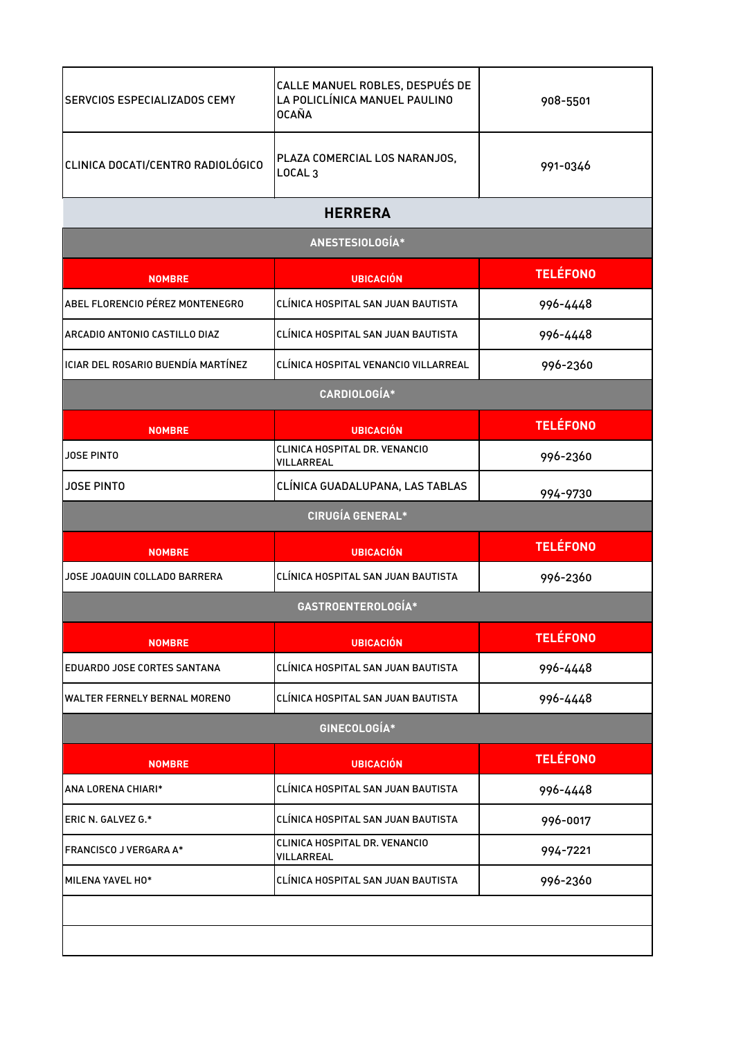| | | |
|---|---|---|
| SERVCIOS ESPECIALIZADOS CEMY | CALLE MANUEL ROBLES, DESPUÉS DE LA POLICLÍNICA MANUEL PAULINO OCAÑA | 908-5501 |
| CLINICA DOCATI/CENTRO RADIOLÓGICO | PLAZA COMERCIAL LOS NARANJOS, LOCAL 3 | 991-0346 |

## HERRERA

### ANESTESIOLOGÍA*

| NOMBRE | UBICACIÓN | TELÉFONO |
|---|---|---|
| ABEL FLORENCIO PÉREZ MONTENEGRO | CLÍNICA HOSPITAL SAN JUAN BAUTISTA | 996-4448 |
| ARCADIO ANTONIO CASTILLO DIAZ | CLÍNICA HOSPITAL SAN JUAN BAUTISTA | 996-4448 |
| ICIAR DEL ROSARIO BUENDÍA MARTÍNEZ | CLÍNICA HOSPITAL VENANCIO VILLARREAL | 996-2360 |

### CARDIOLOGÍA*

| NOMBRE | UBICACIÓN | TELÉFONO |
|---|---|---|
| JOSE PINTO | CLINICA HOSPITAL DR. VENANCIO VILLARREAL | 996-2360 |
| JOSE PINTO | CLÍNICA GUADALUPANA, LAS TABLAS | 994-9730 |

### CIRUGÍA GENERAL*

| NOMBRE | UBICACIÓN | TELÉFONO |
|---|---|---|
| JOSE JOAQUIN COLLADO BARRERA | CLÍNICA HOSPITAL SAN JUAN BAUTISTA | 996-2360 |

### GASTROENTEROLOGÍA*

| NOMBRE | UBICACIÓN | TELÉFONO |
|---|---|---|
| EDUARDO JOSE CORTES SANTANA | CLÍNICA HOSPITAL SAN JUAN BAUTISTA | 996-4448 |
| WALTER FERNELY BERNAL MORENO | CLÍNICA HOSPITAL SAN JUAN BAUTISTA | 996-4448 |

### GINECOLOGÍA*

| NOMBRE | UBICACIÓN | TELÉFONO |
|---|---|---|
| ANA LORENA CHIARI* | CLÍNICA HOSPITAL SAN JUAN BAUTISTA | 996-4448 |
| ERIC N. GALVEZ G.* | CLÍNICA HOSPITAL SAN JUAN BAUTISTA | 996-0017 |
| FRANCISCO J VERGARA A* | CLINICA HOSPITAL DR. VENANCIO VILLARREAL | 994-7221 |
| MILENA YAVEL HO* | CLÍNICA HOSPITAL SAN JUAN BAUTISTA | 996-2360 |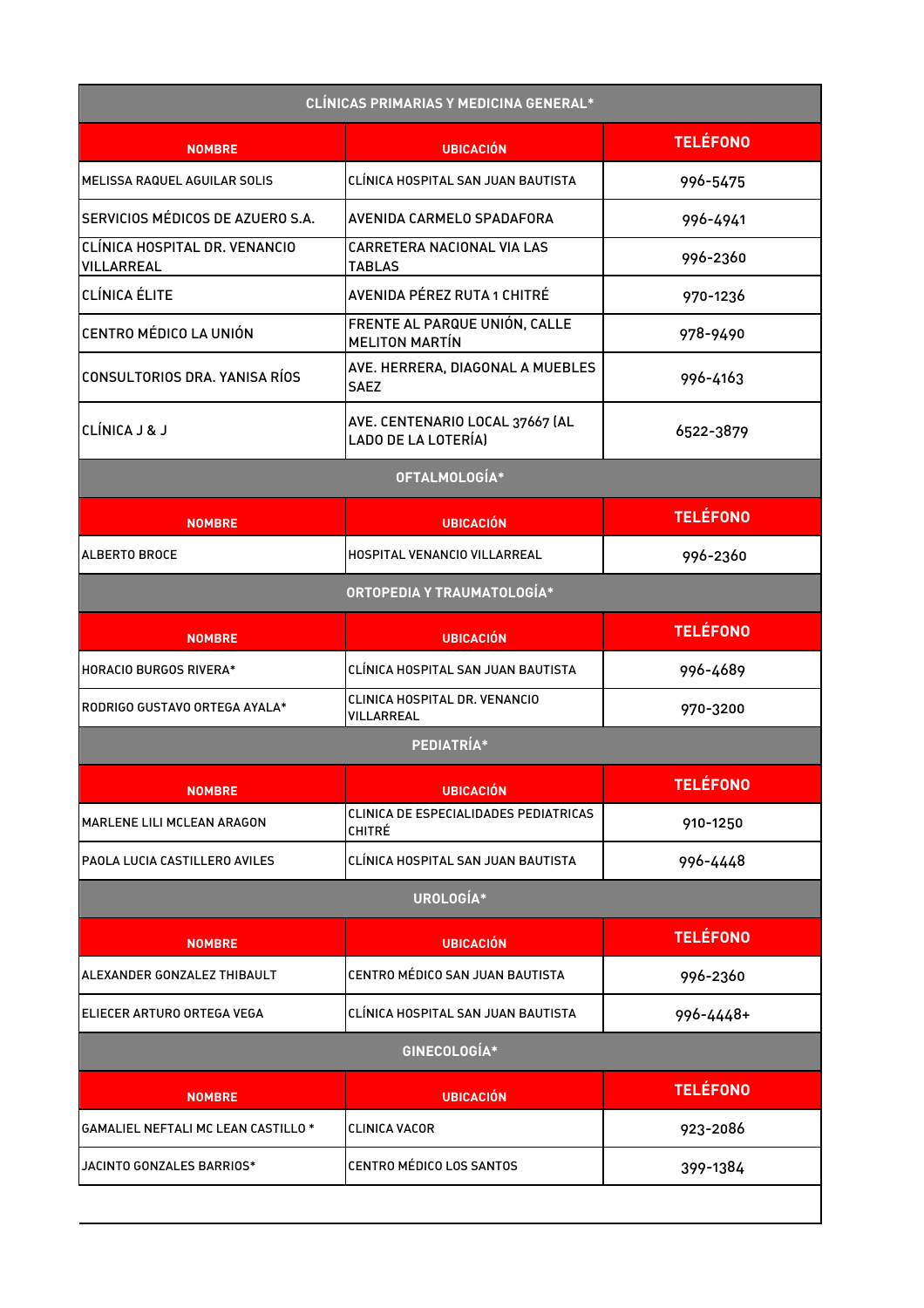| CLÍNICAS PRIMARIAS Y MEDICINA GENERAL* | | |
|---|---|---|
| **NOMBRE** | **UBICACIÓN** | **TELÉFONO** |
| MELISSA RAQUEL AGUILAR SOLIS | CLÍNICA HOSPITAL SAN JUAN BAUTISTA | 996-5475 |
| SERVICIOS MÉDICOS DE AZUERO S.A. | AVENIDA CARMELO SPADAFORA | 996-4941 |
| CLÍNICA HOSPITAL DR. VENANCIO VILLARREAL | CARRETERA NACIONAL VIA LAS TABLAS | 996-2360 |
| CLÍNICA ÉLITE | AVENIDA PÉREZ RUTA 1 CHITRÉ | 970-1236 |
| CENTRO MÉDICO LA UNIÓN | FRENTE AL PARQUE UNIÓN, CALLE MELITON MARTÍN | 978-9490 |
| CONSULTORIOS DRA. YANISA RÍOS | AVE. HERRERA, DIAGONAL A MUEBLES SAEZ | 996-4163 |
| CLÍNICA J & J | AVE. CENTENARIO LOCAL 37667 (AL LADO DE LA LOTERÍA) | 6522-3879 |

| OFTALMOLOGÍA* | | |
|---|---|---|
| **NOMBRE** | **UBICACIÓN** | **TELÉFONO** |
| ALBERTO BROCE | HOSPITAL VENANCIO VILLARREAL | 996-2360 |

| ORTOPEDIA Y TRAUMATOLOGÍA* | | |
|---|---|---|
| **NOMBRE** | **UBICACIÓN** | **TELÉFONO** |
| HORACIO BURGOS RIVERA* | CLÍNICA HOSPITAL SAN JUAN BAUTISTA | 996-4689 |
| RODRIGO GUSTAVO ORTEGA AYALA* | CLINICA HOSPITAL DR. VENANCIO VILLARREAL | 970-3200 |

| PEDIATRÍA* | | |
|---|---|---|
| **NOMBRE** | **UBICACIÓN** | **TELÉFONO** |
| MARLENE LILI MCLEAN ARAGON | CLINICA DE ESPECIALIDADES PEDIATRICAS CHITRÉ | 910-1250 |
| PAOLA LUCIA CASTILLERO AVILES | CLÍNICA HOSPITAL SAN JUAN BAUTISTA | 996-4448 |

| UROLOGÍA* | | |
|---|---|---|
| **NOMBRE** | **UBICACIÓN** | **TELÉFONO** |
| ALEXANDER GONZALEZ THIBAULT | CENTRO MÉDICO SAN JUAN BAUTISTA | 996-2360 |
| ELIECER ARTURO ORTEGA VEGA | CLÍNICA HOSPITAL SAN JUAN BAUTISTA | 996-4448+ |

| GINECOLOGÍA* | | |
|---|---|---|
| **NOMBRE** | **UBICACIÓN** | **TELÉFONO** |
| GAMALIEL NEFTALI MC LEAN CASTILLO * | CLINICA VACOR | 923-2086 |
| JACINTO GONZALES BARRIOS* | CENTRO MÉDICO LOS SANTOS | 399-1384 |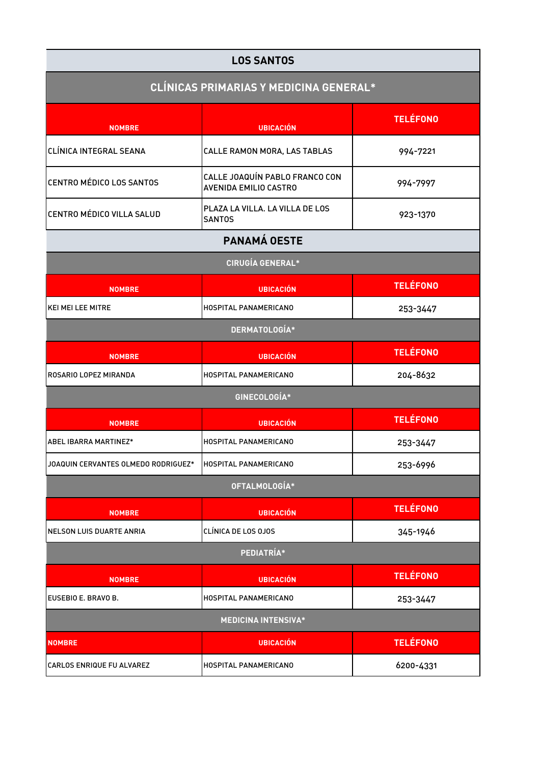## LOS SANTOS

### CLÍNICAS PRIMARIAS Y MEDICINA GENERAL*

| NOMBRE | UBICACIÓN | TELÉFONO |
|---|---|---|
| CLÍNICA INTEGRAL SEANA | CALLE RAMON MORA, LAS TABLAS | 994-7221 |
| CENTRO MÉDICO LOS SANTOS | CALLE JOAQUÍN PABLO FRANCO CON AVENIDA EMILIO CASTRO | 994-7997 |
| CENTRO MÉDICO VILLA SALUD | PLAZA LA VILLA. LA VILLA DE LOS SANTOS | 923-1370 |

## PANAMÁ OESTE

### CIRUGÍA GENERAL*

| NOMBRE | UBICACIÓN | TELÉFONO |
|---|---|---|
| KEI MEI LEE MITRE | HOSPITAL PANAMERICANO | 253-3447 |

### DERMATOLOGÍA*

| NOMBRE | UBICACIÓN | TELÉFONO |
|---|---|---|
| ROSARIO LOPEZ MIRANDA | HOSPITAL PANAMERICANO | 204-8632 |

### GINECOLOGÍA*

| NOMBRE | UBICACIÓN | TELÉFONO |
|---|---|---|
| ABEL IBARRA MARTINEZ* | HOSPITAL PANAMERICANO | 253-3447 |
| JOAQUIN CERVANTES OLMEDO RODRIGUEZ* | HOSPITAL PANAMERICANO | 253-6996 |

### OFTALMOLOGÍA*

| NOMBRE | UBICACIÓN | TELÉFONO |
|---|---|---|
| NELSON LUIS DUARTE ANRIA | CLÍNICA DE LOS OJOS | 345-1946 |

### PEDIATRÍA*

| NOMBRE | UBICACIÓN | TELÉFONO |
|---|---|---|
| EUSEBIO E. BRAVO B. | HOSPITAL PANAMERICANO | 253-3447 |

### MEDICINA INTENSIVA*

| NOMBRE | UBICACIÓN | TELÉFONO |
|---|---|---|
| CARLOS ENRIQUE FU ALVAREZ | HOSPITAL PANAMERICANO | 6200-4331 |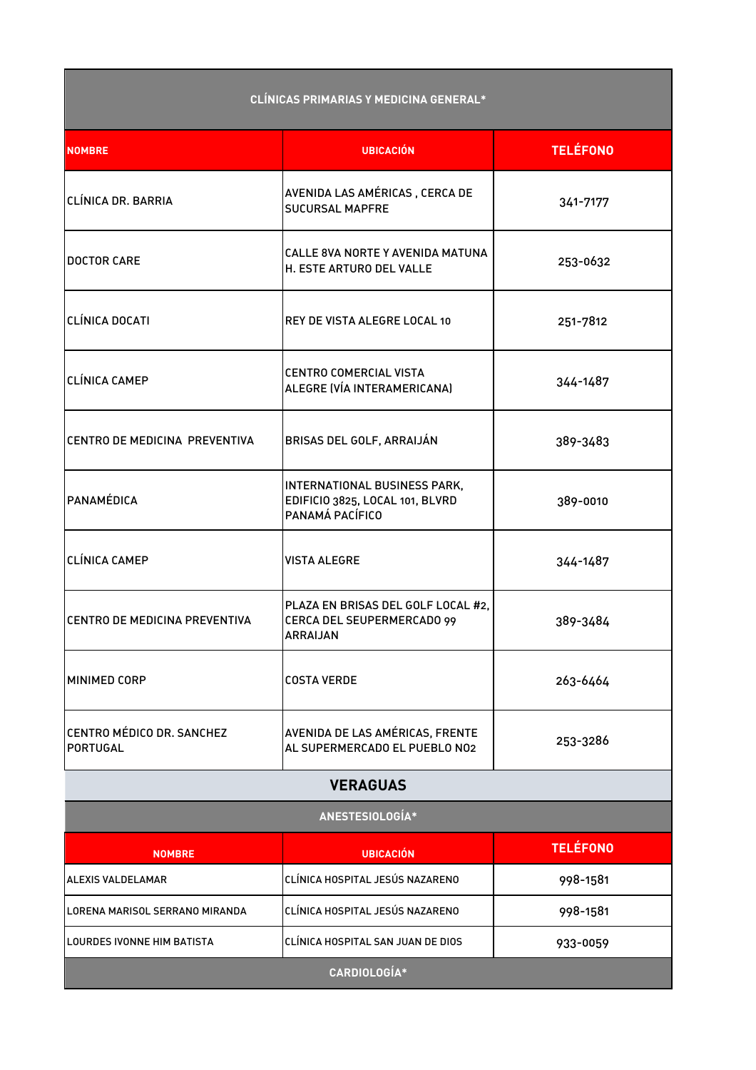| CLÍNICAS PRIMARIAS Y MEDICINA GENERAL* | | |
|---|---|---|
| **NOMBRE** | **UBICACIÓN** | **TELÉFONO** |
| CLÍNICA DR. BARRIA | AVENIDA LAS AMÉRICAS , CERCA DE SUCURSAL MAPFRE | 341-7177 |
| DOCTOR CARE | CALLE 8VA NORTE Y AVENIDA MATUNA H. ESTE ARTURO DEL VALLE | 253-0632 |
| CLÍNICA DOCATI | REY DE VISTA ALEGRE LOCAL 10 | 251-7812 |
| CLÍNICA CAMEP | CENTRO COMERCIAL VISTA ALEGRE (VÍA INTERAMERICANA) | 344-1487 |
| CENTRO DE MEDICINA PREVENTIVA | BRISAS DEL GOLF, ARRAIJÁN | 389-3483 |
| PANAMÉDICA | INTERNATIONAL BUSINESS PARK, EDIFICIO 3825, LOCAL 101, BLVRD PANAMÁ PACÍFICO | 389-0010 |
| CLÍNICA CAMEP | VISTA ALEGRE | 344-1487 |
| CENTRO DE MEDICINA PREVENTIVA | PLAZA EN BRISAS DEL GOLF LOCAL #2, CERCA DEL SEUPERMERCADO 99 ARRAIJAN | 389-3484 |
| MINIMED CORP | COSTA VERDE | 263-6464 |
| CENTRO MÉDICO DR. SANCHEZ PORTUGAL | AVENIDA DE LAS AMÉRICAS, FRENTE AL SUPERMERCADO EL PUEBLO NO2 | 253-3286 |

## VERAGUAS

| ANESTESIOLOGÍA* | | |
|---|---|---|
| **NOMBRE** | **UBICACIÓN** | **TELÉFONO** |
| ALEXIS VALDELAMAR | CLÍNICA HOSPITAL JESÚS NAZARENO | 998-1581 |
| LORENA MARISOL SERRANO MIRANDA | CLÍNICA HOSPITAL JESÚS NAZARENO | 998-1581 |
| LOURDES IVONNE HIM BATISTA | CLÍNICA HOSPITAL SAN JUAN DE DIOS | 933-0059 |

CARDIOLOGÍA*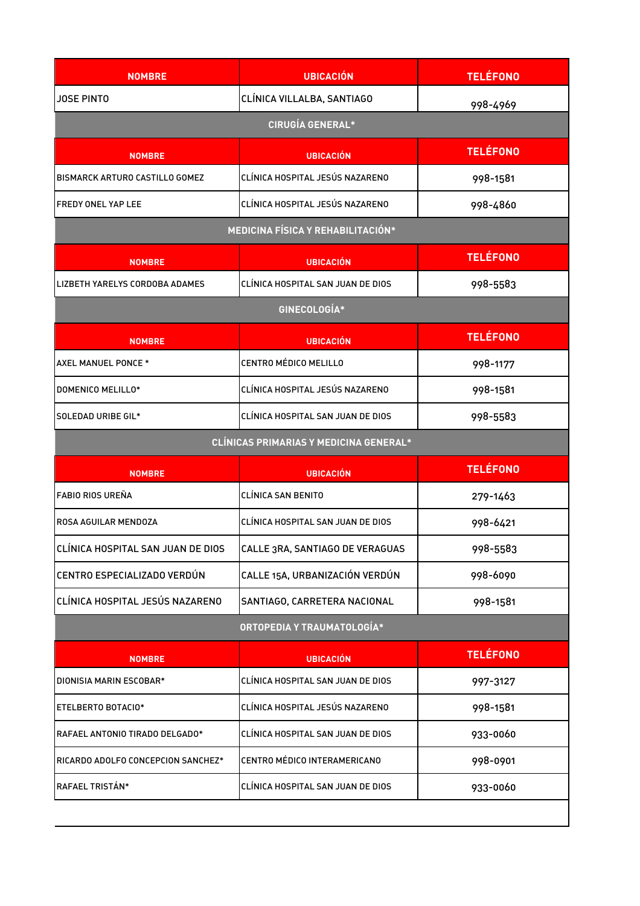| NOMBRE | UBICACIÓN | TELÉFONO |
|---|---|---|
| JOSE PINTO | CLÍNICA VILLALBA, SANTIAGO | 998-4969 |

## CIRUGÍA GENERAL*

| NOMBRE | UBICACIÓN | TELÉFONO |
|---|---|---|
| BISMARCK ARTURO CASTILLO GOMEZ | CLÍNICA HOSPITAL JESÚS NAZARENO | 998-1581 |
| FREDY ONEL YAP LEE | CLÍNICA HOSPITAL JESÚS NAZARENO | 998-4860 |

## MEDICINA FÍSICA Y REHABILITACIÓN*

| NOMBRE | UBICACIÓN | TELÉFONO |
|---|---|---|
| LIZBETH YARELYS CORDOBA ADAMES | CLÍNICA HOSPITAL SAN JUAN DE DIOS | 998-5583 |

## GINECOLOGÍA*

| NOMBRE | UBICACIÓN | TELÉFONO |
|---|---|---|
| AXEL MANUEL PONCE * | CENTRO MÉDICO MELILLO | 998-1177 |
| DOMENICO MELILLO* | CLÍNICA HOSPITAL JESÚS NAZARENO | 998-1581 |
| SOLEDAD URIBE GIL* | CLÍNICA HOSPITAL SAN JUAN DE DIOS | 998-5583 |

## CLÍNICAS PRIMARIAS Y MEDICINA GENERAL*

| NOMBRE | UBICACIÓN | TELÉFONO |
|---|---|---|
| FABIO RIOS UREÑA | CLÍNICA SAN BENITO | 279-1463 |
| ROSA AGUILAR MENDOZA | CLÍNICA HOSPITAL SAN JUAN DE DIOS | 998-6421 |
| CLÍNICA HOSPITAL SAN JUAN DE DIOS | CALLE 3RA, SANTIAGO DE VERAGUAS | 998-5583 |
| CENTRO ESPECIALIZADO VERDÚN | CALLE 15A, URBANIZACIÓN VERDÚN | 998-6090 |
| CLÍNICA HOSPITAL JESÚS NAZARENO | SANTIAGO, CARRETERA NACIONAL | 998-1581 |

## ORTOPEDIA Y TRAUMATOLOGÍA*

| NOMBRE | UBICACIÓN | TELÉFONO |
|---|---|---|
| DIONISIA MARIN ESCOBAR* | CLÍNICA HOSPITAL SAN JUAN DE DIOS | 997-3127 |
| ETELBERTO BOTACIO* | CLÍNICA HOSPITAL JESÚS NAZARENO | 998-1581 |
| RAFAEL ANTONIO TIRADO DELGADO* | CLÍNICA HOSPITAL SAN JUAN DE DIOS | 933-0060 |
| RICARDO ADOLFO CONCEPCION SANCHEZ* | CENTRO MÉDICO INTERAMERICANO | 998-0901 |
| RAFAEL TRISTÁN* | CLÍNICA HOSPITAL SAN JUAN DE DIOS | 933-0060 |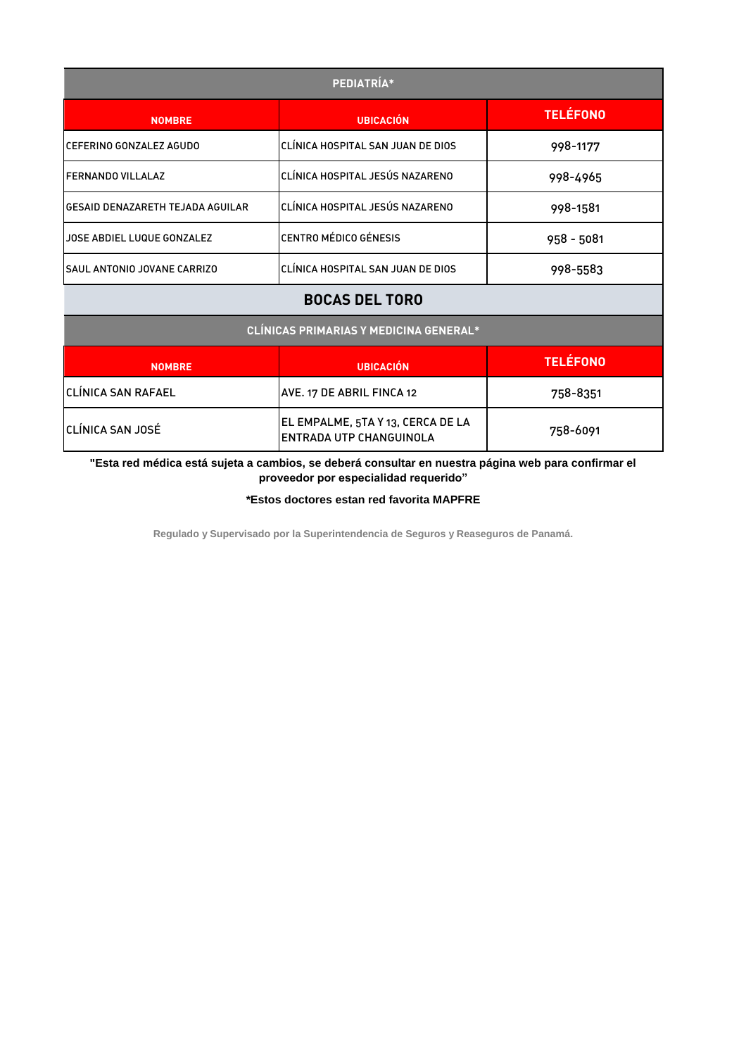| PEDIATRÍA* | | |
|---|---|---|
| **NOMBRE** | **UBICACIÓN** | **TELÉFONO** |
| CEFERINO GONZALEZ AGUDO | CLÍNICA HOSPITAL SAN JUAN DE DIOS | 998-1177 |
| FERNANDO VILLALAZ | CLÍNICA HOSPITAL JESÚS NAZARENO | 998-4965 |
| GESAID DENAZARETH TEJADA AGUILAR | CLÍNICA HOSPITAL JESÚS NAZARENO | 998-1581 |
| JOSE ABDIEL LUQUE GONZALEZ | CENTRO MÉDICO GÉNESIS | 958 - 5081 |
| SAUL ANTONIO JOVANE CARRIZO | CLÍNICA HOSPITAL SAN JUAN DE DIOS | 998-5583 |

## BOCAS DEL TORO

| CLÍNICAS PRIMARIAS Y MEDICINA GENERAL* | | |
|---|---|---|
| **NOMBRE** | **UBICACIÓN** | **TELÉFONO** |
| CLÍNICA SAN RAFAEL | AVE. 17 DE ABRIL FINCA 12 | 758-8351 |
| CLÍNICA SAN JOSÉ | EL EMPALME, 5TA Y 13, CERCA DE LA ENTRADA UTP CHANGUINOLA | 758-6091 |

**"Esta red médica está sujeta a cambios, se deberá consultar en nuestra página web para confirmar el proveedor por especialidad requerido"**

***Estos doctores estan red favorita MAPFRE**

**Regulado y Supervisado por la Superintendencia de Seguros y Reaseguros de Panamá.**